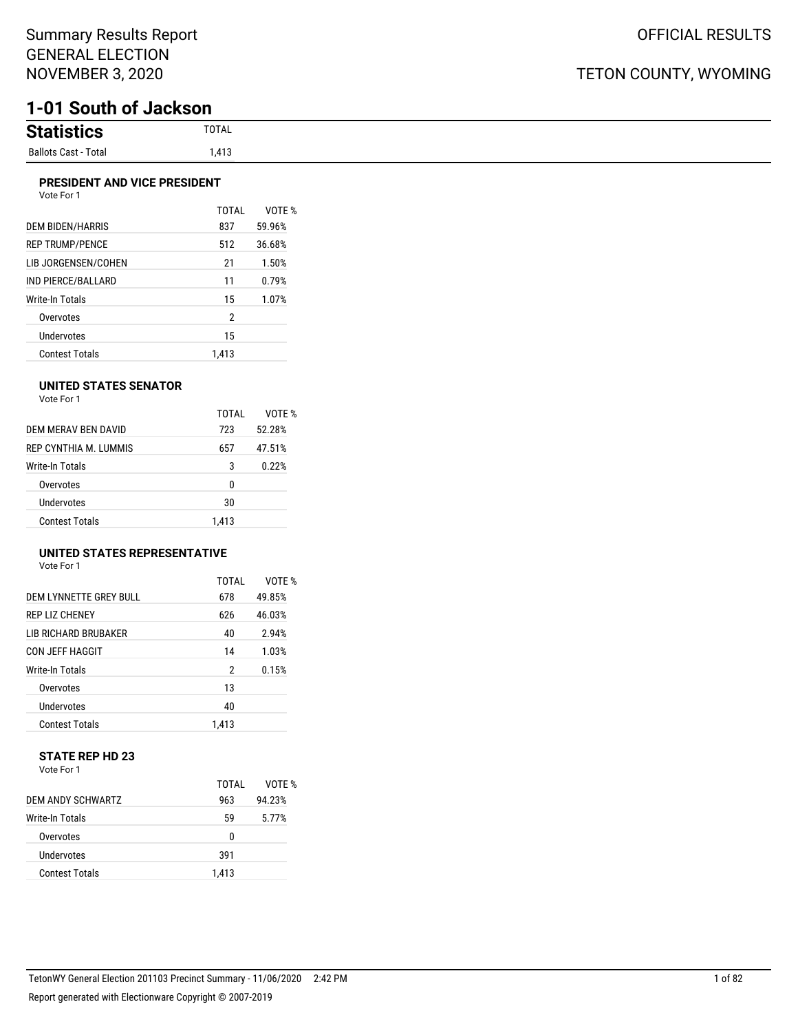Summary Results Report
GENERAL ELECTION
NOVEMBER 3, 2020

OFFICIAL RESULTS

TETON COUNTY, WYOMING

# 1-01 South of Jackson

| Statistics | TOTAL |
| --- | --- |
| Ballots Cast - Total | 1,413 |

### PRESIDENT AND VICE PRESIDENT

Vote For 1

| | TOTAL | VOTE % |
| --- | --- | --- |
| DEM BIDEN/HARRIS | 837 | 59.96% |
| REP TRUMP/PENCE | 512 | 36.68% |
| LIB JORGENSEN/COHEN | 21 | 1.50% |
| IND PIERCE/BALLARD | 11 | 0.79% |
| Write-In Totals | 15 | 1.07% |
| Overvotes | 2 | |
| Undervotes | 15 | |
| Contest Totals | 1,413 | |

### UNITED STATES SENATOR

Vote For 1

| | TOTAL | VOTE % |
| --- | --- | --- |
| DEM MERAV BEN DAVID | 723 | 52.28% |
| REP CYNTHIA M. LUMMIS | 657 | 47.51% |
| Write-In Totals | 3 | 0.22% |
| Overvotes | 0 | |
| Undervotes | 30 | |
| Contest Totals | 1,413 | |

### UNITED STATES REPRESENTATIVE

Vote For 1

| | TOTAL | VOTE % |
| --- | --- | --- |
| DEM LYNNETTE GREY BULL | 678 | 49.85% |
| REP LIZ CHENEY | 626 | 46.03% |
| LIB RICHARD BRUBAKER | 40 | 2.94% |
| CON JEFF HAGGIT | 14 | 1.03% |
| Write-In Totals | 2 | 0.15% |
| Overvotes | 13 | |
| Undervotes | 40 | |
| Contest Totals | 1,413 | |

### STATE REP HD 23

Vote For 1

| | TOTAL | VOTE % |
| --- | --- | --- |
| DEM ANDY SCHWARTZ | 963 | 94.23% |
| Write-In Totals | 59 | 5.77% |
| Overvotes | 0 | |
| Undervotes | 391 | |
| Contest Totals | 1,413 | |

TetonWY General Election 201103 Precinct Summary - 11/06/2020 2:42 PM

Report generated with Electionware Copyright © 2007-2019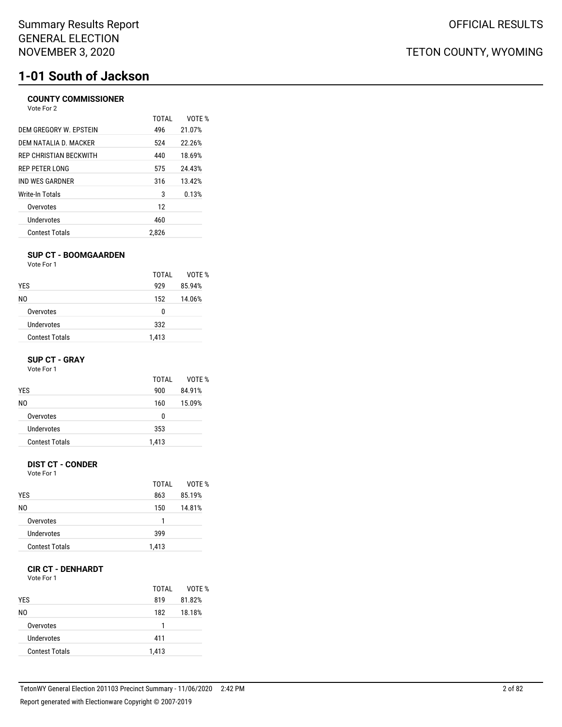# 1-01 South of Jackson

### COUNTY COMMISSIONER

Vote For 2

| | TOTAL | VOTE % |
|---|---|---|
| DEM GREGORY W. EPSTEIN | 496 | 21.07% |
| DEM NATALIA D. MACKER | 524 | 22.26% |
| REP CHRISTIAN BECKWITH | 440 | 18.69% |
| REP PETER LONG | 575 | 24.43% |
| IND WES GARDNER | 316 | 13.42% |
| Write-In Totals | 3 | 0.13% |
| Overvotes | 12 | |
| Undervotes | 460 | |
| Contest Totals | 2,826 | |

### SUP CT - BOOMGAARDEN

Vote For 1

| | TOTAL | VOTE % |
|---|---|---|
| YES | 929 | 85.94% |
| NO | 152 | 14.06% |
| Overvotes | 0 | |
| Undervotes | 332 | |
| Contest Totals | 1,413 | |

### SUP CT - GRAY

Vote For 1

| | TOTAL | VOTE % |
|---|---|---|
| YES | 900 | 84.91% |
| NO | 160 | 15.09% |
| Overvotes | 0 | |
| Undervotes | 353 | |
| Contest Totals | 1,413 | |

### DIST CT - CONDER

Vote For 1

| | TOTAL | VOTE % |
|---|---|---|
| YES | 863 | 85.19% |
| NO | 150 | 14.81% |
| Overvotes | 1 | |
| Undervotes | 399 | |
| Contest Totals | 1,413 | |

### CIR CT - DENHARDT

Vote For 1

| | TOTAL | VOTE % |
|---|---|---|
| YES | 819 | 81.82% |
| NO | 182 | 18.18% |
| Overvotes | 1 | |
| Undervotes | 411 | |
| Contest Totals | 1,413 | |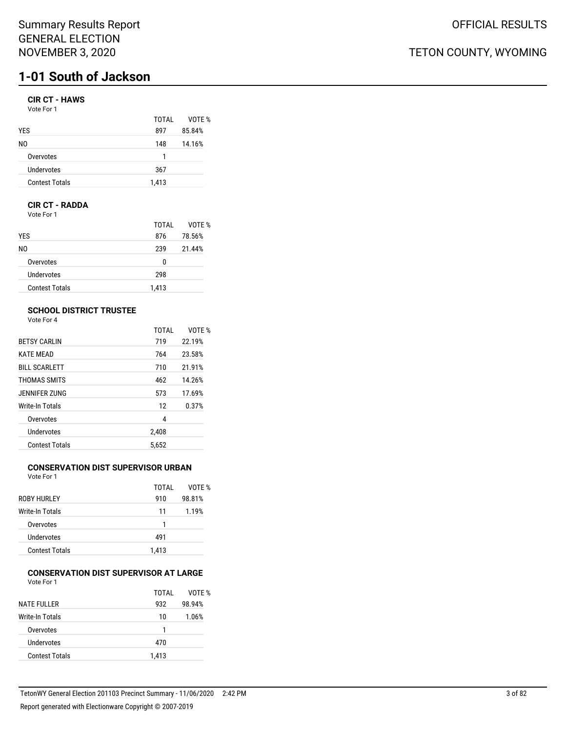Summary Results Report
GENERAL ELECTION
NOVEMBER 3, 2020

OFFICIAL RESULTS

TETON COUNTY, WYOMING

# 1-01 South of Jackson

### CIR CT - HAWS

Vote For 1

| | TOTAL | VOTE % |
|---|---|---|
| YES | 897 | 85.84% |
| NO | 148 | 14.16% |
| Overvotes | 1 | |
| Undervotes | 367 | |
| Contest Totals | 1,413 | |

### CIR CT - RADDA

Vote For 1

| | TOTAL | VOTE % |
|---|---|---|
| YES | 876 | 78.56% |
| NO | 239 | 21.44% |
| Overvotes | 0 | |
| Undervotes | 298 | |
| Contest Totals | 1,413 | |

### SCHOOL DISTRICT TRUSTEE

Vote For 4

| | TOTAL | VOTE % |
|---|---|---|
| BETSY CARLIN | 719 | 22.19% |
| KATE MEAD | 764 | 23.58% |
| BILL SCARLETT | 710 | 21.91% |
| THOMAS SMITS | 462 | 14.26% |
| JENNIFER ZUNG | 573 | 17.69% |
| Write-In Totals | 12 | 0.37% |
| Overvotes | 4 | |
| Undervotes | 2,408 | |
| Contest Totals | 5,652 | |

### CONSERVATION DIST SUPERVISOR URBAN

Vote For 1

| | TOTAL | VOTE % |
|---|---|---|
| ROBY HURLEY | 910 | 98.81% |
| Write-In Totals | 11 | 1.19% |
| Overvotes | 1 | |
| Undervotes | 491 | |
| Contest Totals | 1,413 | |

### CONSERVATION DIST SUPERVISOR AT LARGE

Vote For 1

| | TOTAL | VOTE % |
|---|---|---|
| NATE FULLER | 932 | 98.94% |
| Write-In Totals | 10 | 1.06% |
| Overvotes | 1 | |
| Undervotes | 470 | |
| Contest Totals | 1,413 | |

TetonWY General Election 201103 Precinct Summary - 11/06/2020 2:42 PM

Report generated with Electionware Copyright © 2007-2019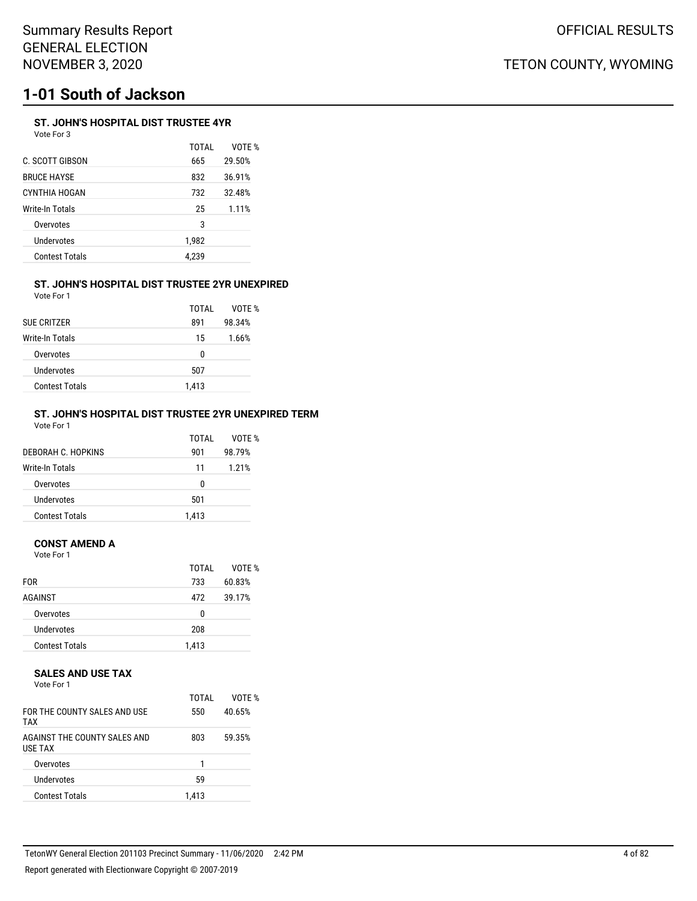# 1-01 South of Jackson

### ST. JOHN'S HOSPITAL DIST TRUSTEE 4YR

Vote For 3

| | TOTAL | VOTE % |
|---|---|---|
| C. SCOTT GIBSON | 665 | 29.50% |
| BRUCE HAYSE | 832 | 36.91% |
| CYNTHIA HOGAN | 732 | 32.48% |
| Write-In Totals | 25 | 1.11% |
| Overvotes | 3 | |
| Undervotes | 1,982 | |
| Contest Totals | 4,239 | |

### ST. JOHN'S HOSPITAL DIST TRUSTEE 2YR UNEXPIRED

Vote For 1

| | TOTAL | VOTE % |
|---|---|---|
| SUE CRITZER | 891 | 98.34% |
| Write-In Totals | 15 | 1.66% |
| Overvotes | 0 | |
| Undervotes | 507 | |
| Contest Totals | 1,413 | |

### ST. JOHN'S HOSPITAL DIST TRUSTEE 2YR UNEXPIRED TERM

Vote For 1

| | TOTAL | VOTE % |
|---|---|---|
| DEBORAH C. HOPKINS | 901 | 98.79% |
| Write-In Totals | 11 | 1.21% |
| Overvotes | 0 | |
| Undervotes | 501 | |
| Contest Totals | 1,413 | |

### CONST AMEND A

Vote For 1

| | TOTAL | VOTE % |
|---|---|---|
| FOR | 733 | 60.83% |
| AGAINST | 472 | 39.17% |
| Overvotes | 0 | |
| Undervotes | 208 | |
| Contest Totals | 1,413 | |

### SALES AND USE TAX

Vote For 1

| | TOTAL | VOTE % |
|---|---|---|
| FOR THE COUNTY SALES AND USE TAX | 550 | 40.65% |
| AGAINST THE COUNTY SALES AND USE TAX | 803 | 59.35% |
| Overvotes | 1 | |
| Undervotes | 59 | |
| Contest Totals | 1,413 | |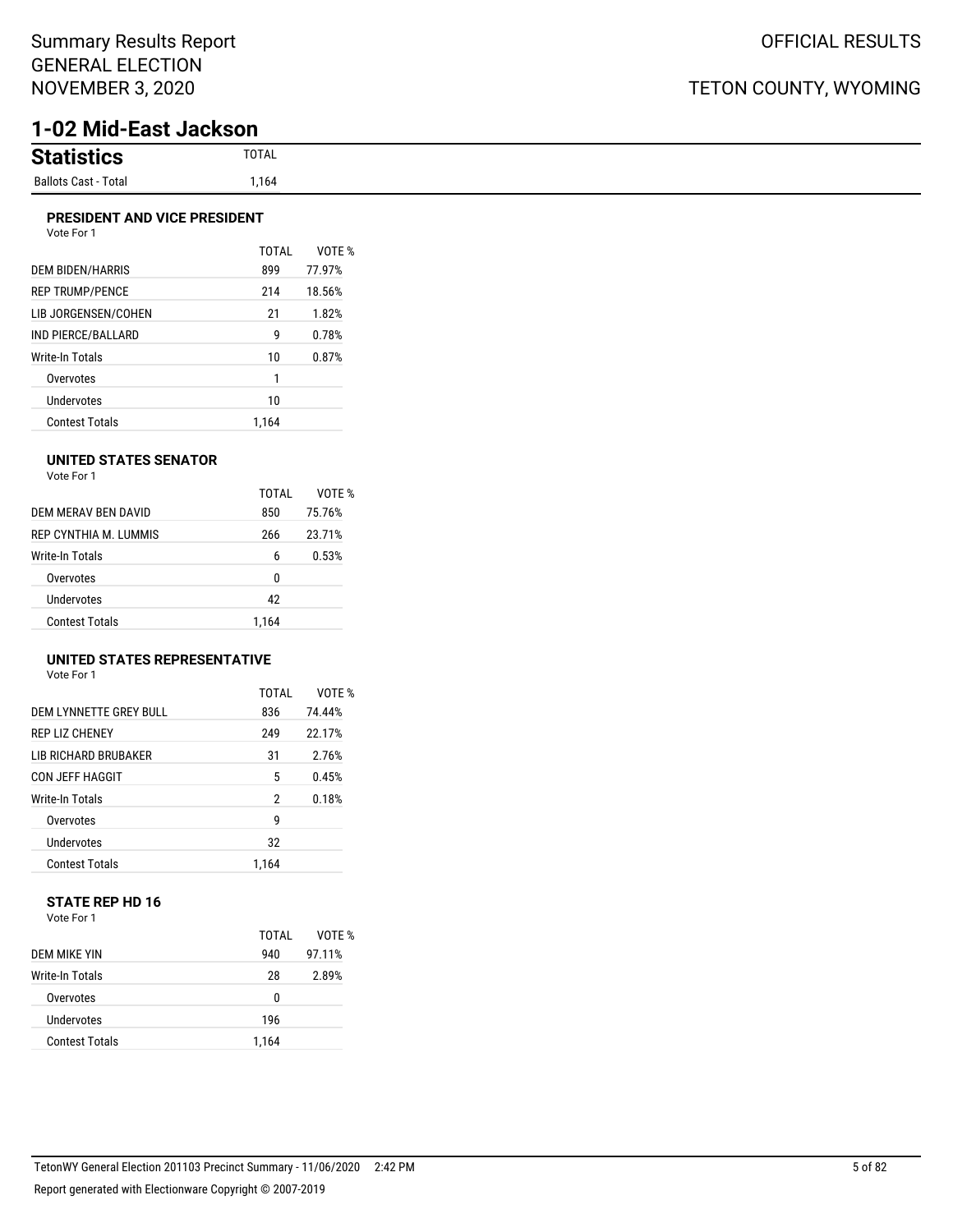# Summary Results Report
# GENERAL ELECTION
# NOVEMBER 3, 2020

OFFICIAL RESULTS

TETON COUNTY, WYOMING

## 1-02 Mid-East Jackson

### Statistics

| | TOTAL |
|---|---|
| Ballots Cast - Total | 1,164 |

### PRESIDENT AND VICE PRESIDENT

Vote For 1

| | TOTAL | VOTE % |
|---|---|---|
| DEM BIDEN/HARRIS | 899 | 77.97% |
| REP TRUMP/PENCE | 214 | 18.56% |
| LIB JORGENSEN/COHEN | 21 | 1.82% |
| IND PIERCE/BALLARD | 9 | 0.78% |
| Write-In Totals | 10 | 0.87% |
| Overvotes | 1 | |
| Undervotes | 10 | |
| Contest Totals | 1,164 | |

### UNITED STATES SENATOR

Vote For 1

| | TOTAL | VOTE % |
|---|---|---|
| DEM MERAV BEN DAVID | 850 | 75.76% |
| REP CYNTHIA M. LUMMIS | 266 | 23.71% |
| Write-In Totals | 6 | 0.53% |
| Overvotes | 0 | |
| Undervotes | 42 | |
| Contest Totals | 1,164 | |

### UNITED STATES REPRESENTATIVE

Vote For 1

| | TOTAL | VOTE % |
|---|---|---|
| DEM LYNNETTE GREY BULL | 836 | 74.44% |
| REP LIZ CHENEY | 249 | 22.17% |
| LIB RICHARD BRUBAKER | 31 | 2.76% |
| CON JEFF HAGGIT | 5 | 0.45% |
| Write-In Totals | 2 | 0.18% |
| Overvotes | 9 | |
| Undervotes | 32 | |
| Contest Totals | 1,164 | |

### STATE REP HD 16

Vote For 1

| | TOTAL | VOTE % |
|---|---|---|
| DEM MIKE YIN | 940 | 97.11% |
| Write-In Totals | 28 | 2.89% |
| Overvotes | 0 | |
| Undervotes | 196 | |
| Contest Totals | 1,164 | |

TetonWY General Election 201103 Precinct Summary - 11/06/2020 2:42 PM

Report generated with Electionware Copyright © 2007-2019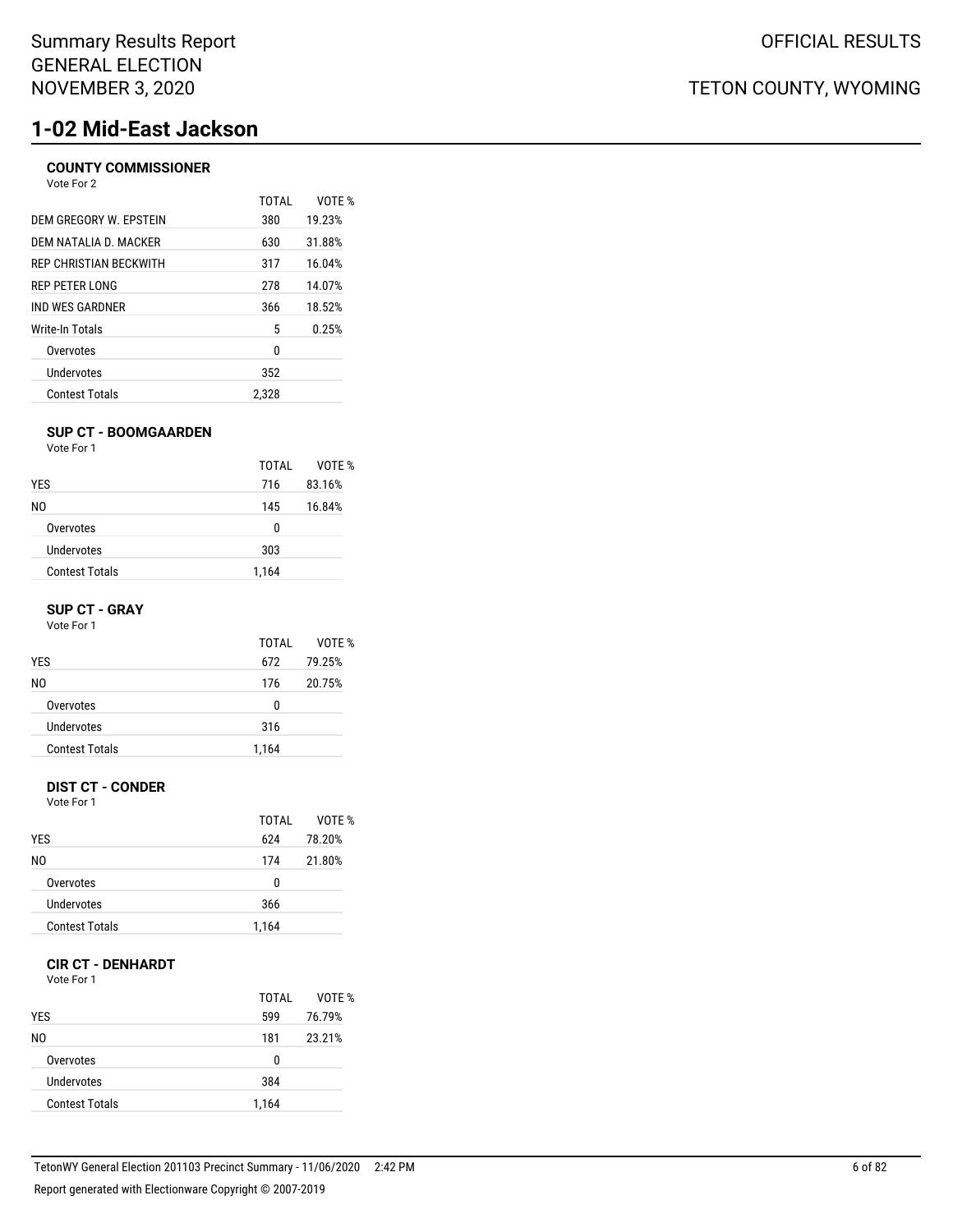# 1-02 Mid-East Jackson

### COUNTY COMMISSIONER

Vote For 2

| | TOTAL | VOTE % |
|---|---|---|
| DEM GREGORY W. EPSTEIN | 380 | 19.23% |
| DEM NATALIA D. MACKER | 630 | 31.88% |
| REP CHRISTIAN BECKWITH | 317 | 16.04% |
| REP PETER LONG | 278 | 14.07% |
| IND WES GARDNER | 366 | 18.52% |
| Write-In Totals | 5 | 0.25% |
| Overvotes | 0 | |
| Undervotes | 352 | |
| Contest Totals | 2,328 | |

### SUP CT - BOOMGAARDEN

Vote For 1

| | TOTAL | VOTE % |
|---|---|---|
| YES | 716 | 83.16% |
| NO | 145 | 16.84% |
| Overvotes | 0 | |
| Undervotes | 303 | |
| Contest Totals | 1,164 | |

### SUP CT - GRAY

Vote For 1

| | TOTAL | VOTE % |
|---|---|---|
| YES | 672 | 79.25% |
| NO | 176 | 20.75% |
| Overvotes | 0 | |
| Undervotes | 316 | |
| Contest Totals | 1,164 | |

### DIST CT - CONDER

Vote For 1

| | TOTAL | VOTE % |
|---|---|---|
| YES | 624 | 78.20% |
| NO | 174 | 21.80% |
| Overvotes | 0 | |
| Undervotes | 366 | |
| Contest Totals | 1,164 | |

### CIR CT - DENHARDT

Vote For 1

| | TOTAL | VOTE % |
|---|---|---|
| YES | 599 | 76.79% |
| NO | 181 | 23.21% |
| Overvotes | 0 | |
| Undervotes | 384 | |
| Contest Totals | 1,164 | |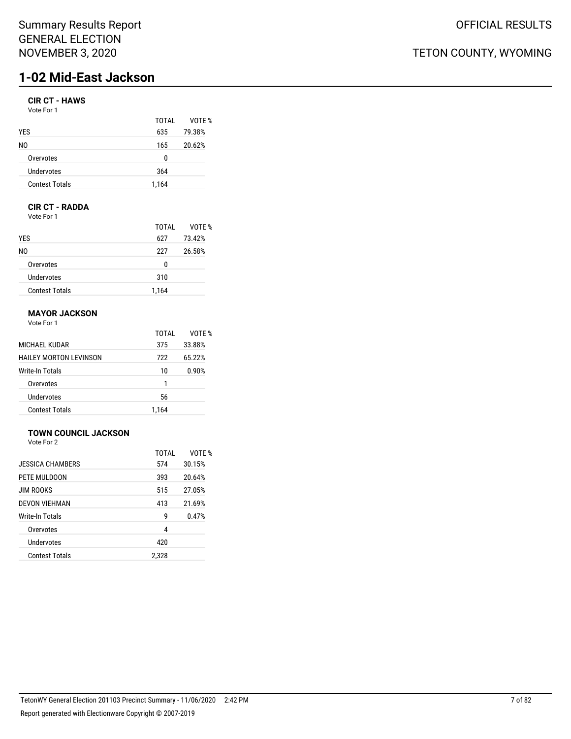# 1-02 Mid-East Jackson

### CIR CT - HAWS

Vote For 1

| | TOTAL | VOTE % |
|---|---|---|
| YES | 635 | 79.38% |
| NO | 165 | 20.62% |
| Overvotes | 0 | |
| Undervotes | 364 | |
| Contest Totals | 1,164 | |

### CIR CT - RADDA

Vote For 1

| | TOTAL | VOTE % |
|---|---|---|
| YES | 627 | 73.42% |
| NO | 227 | 26.58% |
| Overvotes | 0 | |
| Undervotes | 310 | |
| Contest Totals | 1,164 | |

### MAYOR JACKSON

Vote For 1

| | TOTAL | VOTE % |
|---|---|---|
| MICHAEL KUDAR | 375 | 33.88% |
| HAILEY MORTON LEVINSON | 722 | 65.22% |
| Write-In Totals | 10 | 0.90% |
| Overvotes | 1 | |
| Undervotes | 56 | |
| Contest Totals | 1,164 | |

### TOWN COUNCIL JACKSON

Vote For 2

| | TOTAL | VOTE % |
|---|---|---|
| JESSICA CHAMBERS | 574 | 30.15% |
| PETE MULDOON | 393 | 20.64% |
| JIM ROOKS | 515 | 27.05% |
| DEVON VIEHMAN | 413 | 21.69% |
| Write-In Totals | 9 | 0.47% |
| Overvotes | 4 | |
| Undervotes | 420 | |
| Contest Totals | 2,328 | |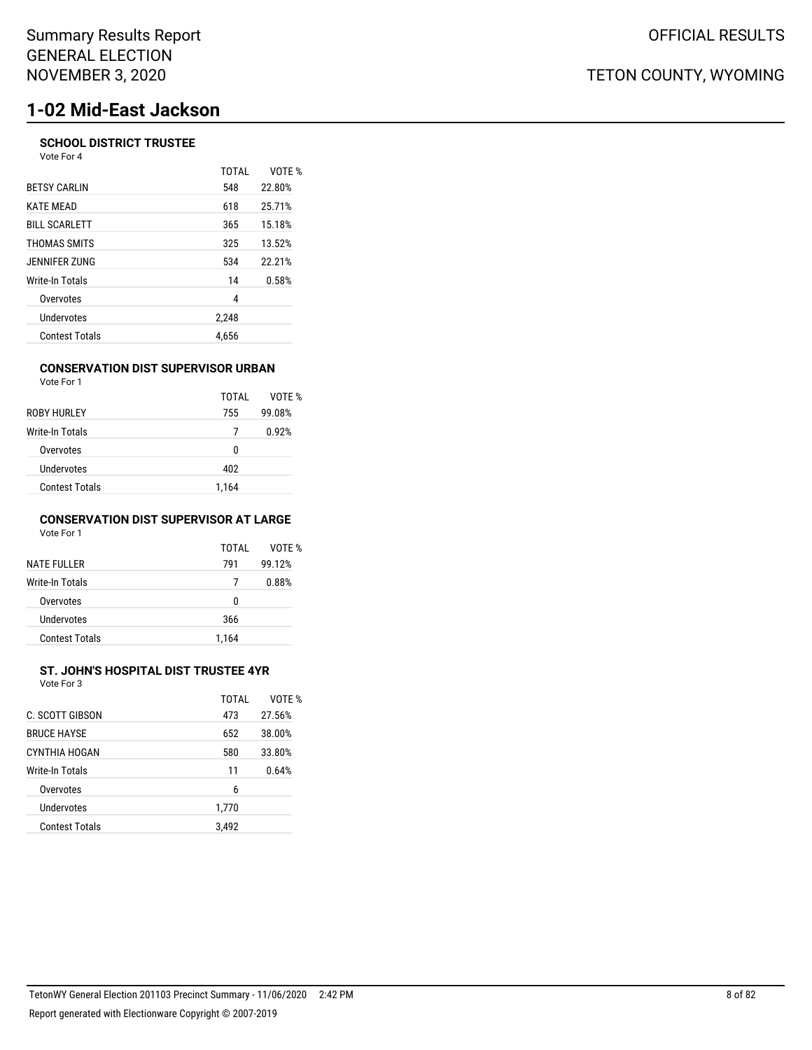# 1-02 Mid-East Jackson

### SCHOOL DISTRICT TRUSTEE

Vote For 4

| | TOTAL | VOTE % |
|---|---|---|
| BETSY CARLIN | 548 | 22.80% |
| KATE MEAD | 618 | 25.71% |
| BILL SCARLETT | 365 | 15.18% |
| THOMAS SMITS | 325 | 13.52% |
| JENNIFER ZUNG | 534 | 22.21% |
| Write-In Totals | 14 | 0.58% |
| Overvotes | 4 | |
| Undervotes | 2,248 | |
| Contest Totals | 4,656 | |

### CONSERVATION DIST SUPERVISOR URBAN

Vote For 1

| | TOTAL | VOTE % |
|---|---|---|
| ROBY HURLEY | 755 | 99.08% |
| Write-In Totals | 7 | 0.92% |
| Overvotes | 0 | |
| Undervotes | 402 | |
| Contest Totals | 1,164 | |

### CONSERVATION DIST SUPERVISOR AT LARGE

Vote For 1

| | TOTAL | VOTE % |
|---|---|---|
| NATE FULLER | 791 | 99.12% |
| Write-In Totals | 7 | 0.88% |
| Overvotes | 0 | |
| Undervotes | 366 | |
| Contest Totals | 1,164 | |

### ST. JOHN'S HOSPITAL DIST TRUSTEE 4YR

Vote For 3

| | TOTAL | VOTE % |
|---|---|---|
| C. SCOTT GIBSON | 473 | 27.56% |
| BRUCE HAYSE | 652 | 38.00% |
| CYNTHIA HOGAN | 580 | 33.80% |
| Write-In Totals | 11 | 0.64% |
| Overvotes | 6 | |
| Undervotes | 1,770 | |
| Contest Totals | 3,492 | |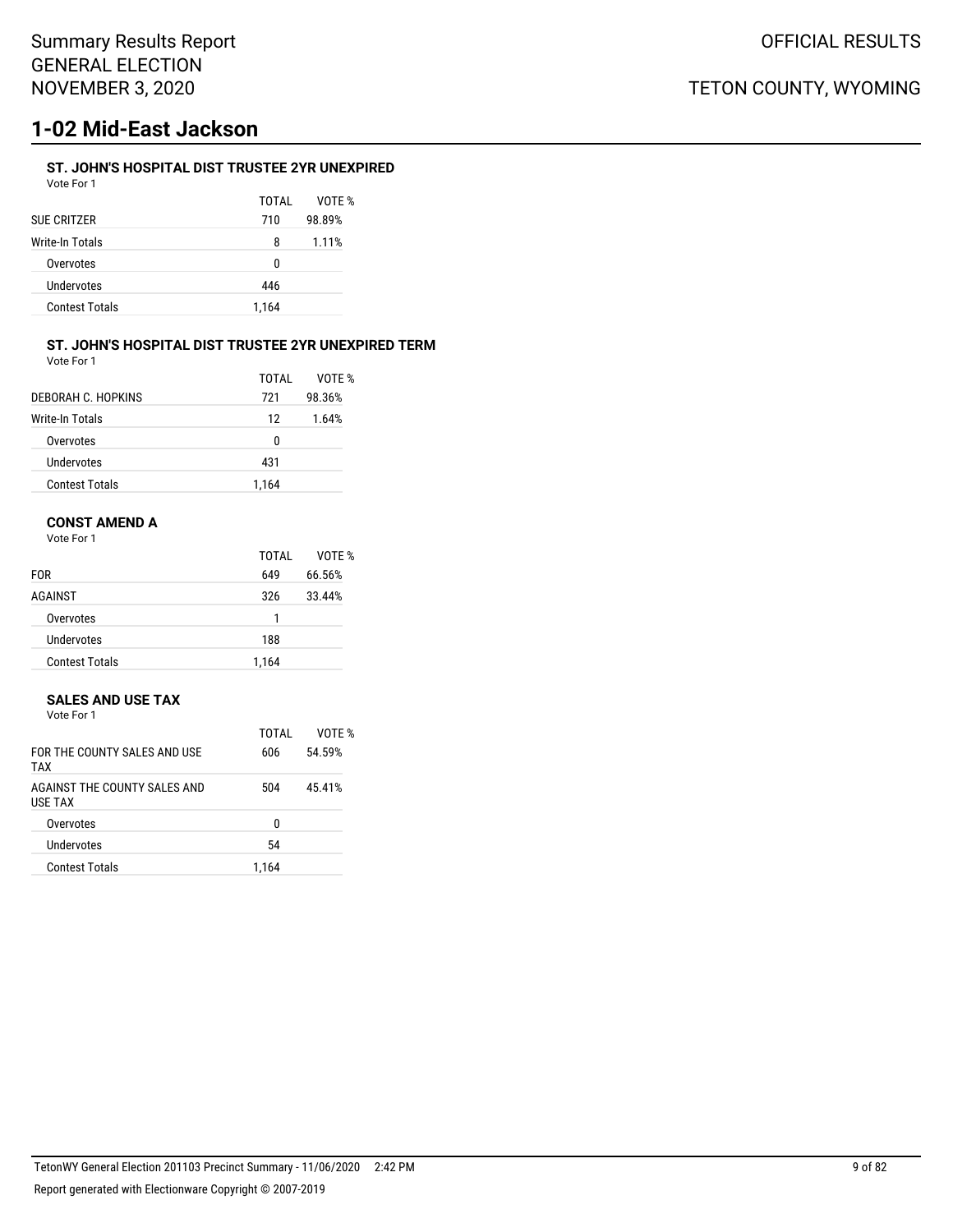# 1-02 Mid-East Jackson

### ST. JOHN'S HOSPITAL DIST TRUSTEE 2YR UNEXPIRED

Vote For 1

| | TOTAL | VOTE % |
|---|---|---|
| SUE CRITZER | 710 | 98.89% |
| Write-In Totals | 8 | 1.11% |
| Overvotes | 0 | |
| Undervotes | 446 | |
| Contest Totals | 1,164 | |

### ST. JOHN'S HOSPITAL DIST TRUSTEE 2YR UNEXPIRED TERM

Vote For 1

| | TOTAL | VOTE % |
|---|---|---|
| DEBORAH C. HOPKINS | 721 | 98.36% |
| Write-In Totals | 12 | 1.64% |
| Overvotes | 0 | |
| Undervotes | 431 | |
| Contest Totals | 1,164 | |

### CONST AMEND A

Vote For 1

| | TOTAL | VOTE % |
|---|---|---|
| FOR | 649 | 66.56% |
| AGAINST | 326 | 33.44% |
| Overvotes | 1 | |
| Undervotes | 188 | |
| Contest Totals | 1,164 | |

### SALES AND USE TAX

Vote For 1

| | TOTAL | VOTE % |
|---|---|---|
| FOR THE COUNTY SALES AND USE TAX | 606 | 54.59% |
| AGAINST THE COUNTY SALES AND USE TAX | 504 | 45.41% |
| Overvotes | 0 | |
| Undervotes | 54 | |
| Contest Totals | 1,164 | |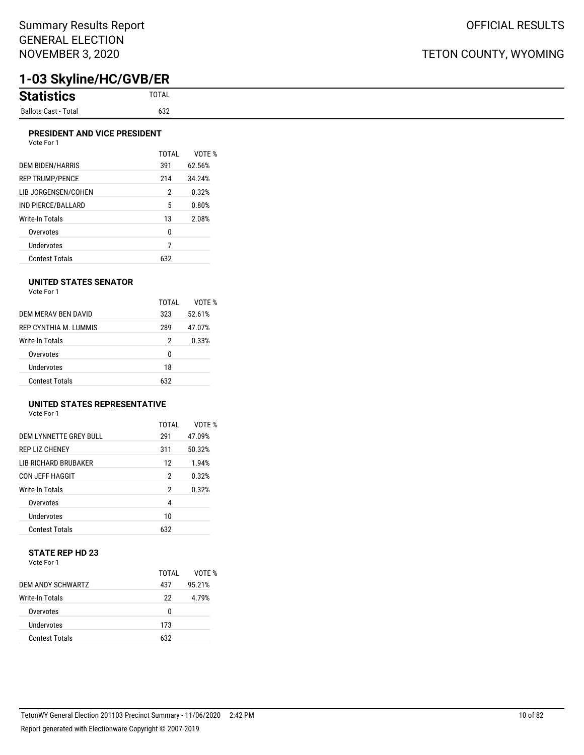# 1-03 Skyline/HC/GVB/ER

## Statistics

| | TOTAL |
|---|---|
| Ballots Cast - Total | 632 |

### PRESIDENT AND VICE PRESIDENT

Vote For 1

| | TOTAL | VOTE % |
|---|---|---|
| DEM BIDEN/HARRIS | 391 | 62.56% |
| REP TRUMP/PENCE | 214 | 34.24% |
| LIB JORGENSEN/COHEN | 2 | 0.32% |
| IND PIERCE/BALLARD | 5 | 0.80% |
| Write-In Totals | 13 | 2.08% |
| Overvotes | 0 | |
| Undervotes | 7 | |
| Contest Totals | 632 | |

### UNITED STATES SENATOR

Vote For 1

| | TOTAL | VOTE % |
|---|---|---|
| DEM MERAV BEN DAVID | 323 | 52.61% |
| REP CYNTHIA M. LUMMIS | 289 | 47.07% |
| Write-In Totals | 2 | 0.33% |
| Overvotes | 0 | |
| Undervotes | 18 | |
| Contest Totals | 632 | |

### UNITED STATES REPRESENTATIVE

Vote For 1

| | TOTAL | VOTE % |
|---|---|---|
| DEM LYNNETTE GREY BULL | 291 | 47.09% |
| REP LIZ CHENEY | 311 | 50.32% |
| LIB RICHARD BRUBAKER | 12 | 1.94% |
| CON JEFF HAGGIT | 2 | 0.32% |
| Write-In Totals | 2 | 0.32% |
| Overvotes | 4 | |
| Undervotes | 10 | |
| Contest Totals | 632 | |

### STATE REP HD 23

Vote For 1

| | TOTAL | VOTE % |
|---|---|---|
| DEM ANDY SCHWARTZ | 437 | 95.21% |
| Write-In Totals | 22 | 4.79% |
| Overvotes | 0 | |
| Undervotes | 173 | |
| Contest Totals | 632 | |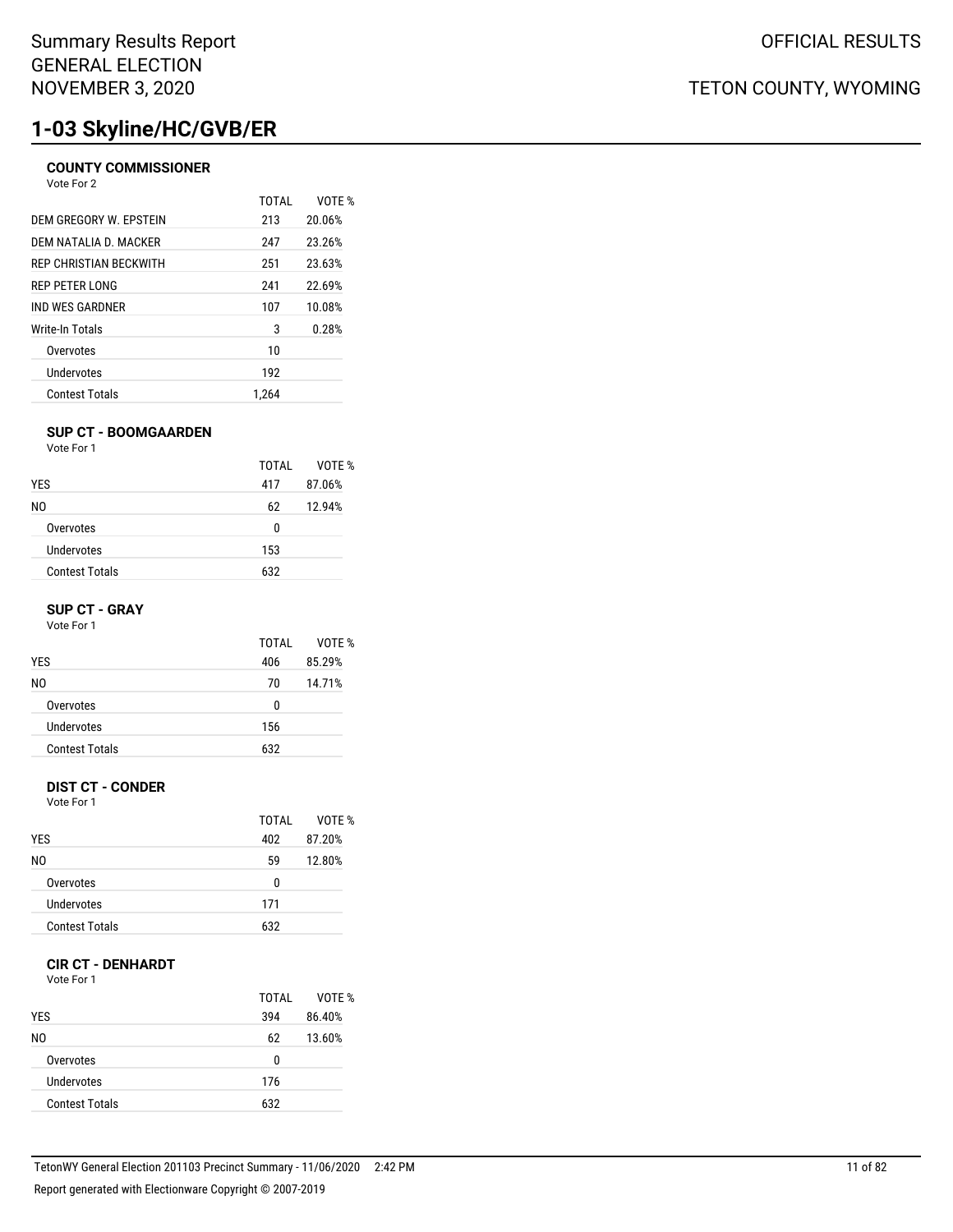Summary Results Report
GENERAL ELECTION
NOVEMBER 3, 2020

OFFICIAL RESULTS

TETON COUNTY, WYOMING

# 1-03 Skyline/HC/GVB/ER

### COUNTY COMMISSIONER

Vote For 2

| | TOTAL | VOTE % |
|---|---|---|
| DEM GREGORY W. EPSTEIN | 213 | 20.06% |
| DEM NATALIA D. MACKER | 247 | 23.26% |
| REP CHRISTIAN BECKWITH | 251 | 23.63% |
| REP PETER LONG | 241 | 22.69% |
| IND WES GARDNER | 107 | 10.08% |
| Write-In Totals | 3 | 0.28% |
| Overvotes | 10 | |
| Undervotes | 192 | |
| Contest Totals | 1,264 | |

### SUP CT - BOOMGAARDEN

Vote For 1

| | TOTAL | VOTE % |
|---|---|---|
| YES | 417 | 87.06% |
| NO | 62 | 12.94% |
| Overvotes | 0 | |
| Undervotes | 153 | |
| Contest Totals | 632 | |

### SUP CT - GRAY

Vote For 1

| | TOTAL | VOTE % |
|---|---|---|
| YES | 406 | 85.29% |
| NO | 70 | 14.71% |
| Overvotes | 0 | |
| Undervotes | 156 | |
| Contest Totals | 632 | |

### DIST CT - CONDER

Vote For 1

| | TOTAL | VOTE % |
|---|---|---|
| YES | 402 | 87.20% |
| NO | 59 | 12.80% |
| Overvotes | 0 | |
| Undervotes | 171 | |
| Contest Totals | 632 | |

### CIR CT - DENHARDT

Vote For 1

| | TOTAL | VOTE % |
|---|---|---|
| YES | 394 | 86.40% |
| NO | 62 | 13.60% |
| Overvotes | 0 | |
| Undervotes | 176 | |
| Contest Totals | 632 | |

TetonWY General Election 201103 Precinct Summary - 11/06/2020 2:42 PM

Report generated with Electionware Copyright © 2007-2019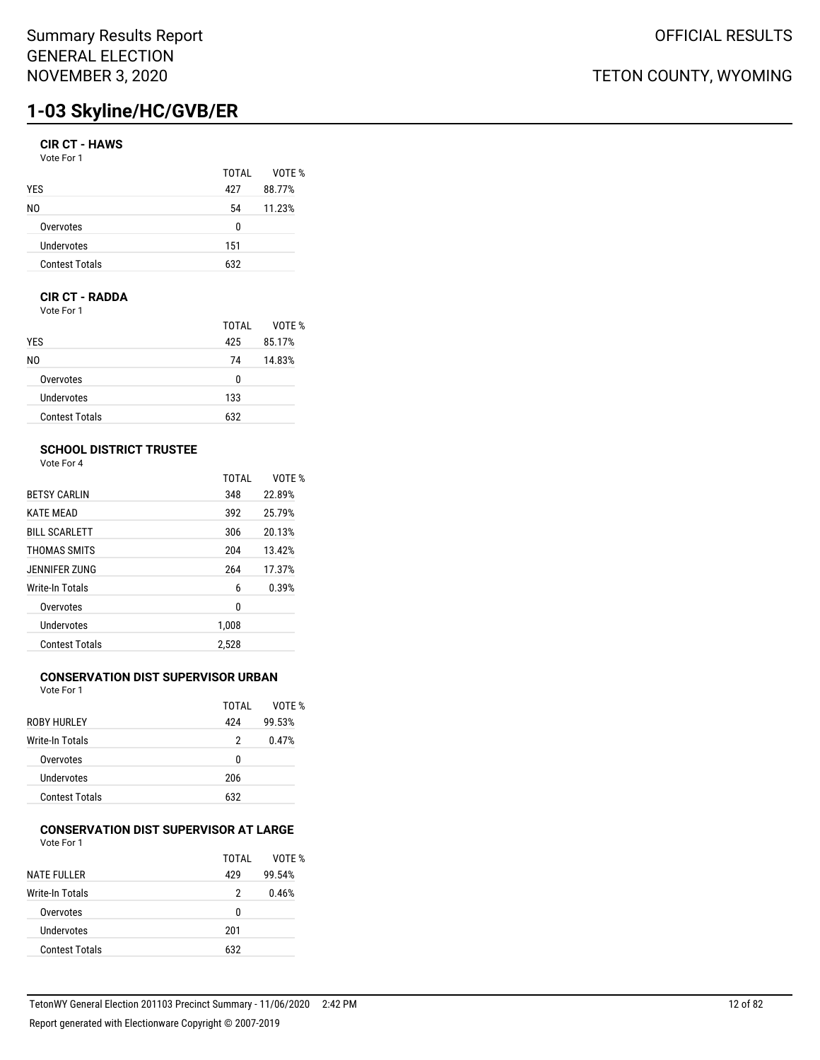# 1-03 Skyline/HC/GVB/ER

### CIR CT - HAWS

Vote For 1

| | TOTAL | VOTE % |
|---|---|---|
| YES | 427 | 88.77% |
| NO | 54 | 11.23% |
| Overvotes | 0 | |
| Undervotes | 151 | |
| Contest Totals | 632 | |

### CIR CT - RADDA

Vote For 1

| | TOTAL | VOTE % |
|---|---|---|
| YES | 425 | 85.17% |
| NO | 74 | 14.83% |
| Overvotes | 0 | |
| Undervotes | 133 | |
| Contest Totals | 632 | |

### SCHOOL DISTRICT TRUSTEE

Vote For 4

| | TOTAL | VOTE % |
|---|---|---|
| BETSY CARLIN | 348 | 22.89% |
| KATE MEAD | 392 | 25.79% |
| BILL SCARLETT | 306 | 20.13% |
| THOMAS SMITS | 204 | 13.42% |
| JENNIFER ZUNG | 264 | 17.37% |
| Write-In Totals | 6 | 0.39% |
| Overvotes | 0 | |
| Undervotes | 1,008 | |
| Contest Totals | 2,528 | |

### CONSERVATION DIST SUPERVISOR URBAN

Vote For 1

| | TOTAL | VOTE % |
|---|---|---|
| ROBY HURLEY | 424 | 99.53% |
| Write-In Totals | 2 | 0.47% |
| Overvotes | 0 | |
| Undervotes | 206 | |
| Contest Totals | 632 | |

### CONSERVATION DIST SUPERVISOR AT LARGE

Vote For 1

| | TOTAL | VOTE % |
|---|---|---|
| NATE FULLER | 429 | 99.54% |
| Write-In Totals | 2 | 0.46% |
| Overvotes | 0 | |
| Undervotes | 201 | |
| Contest Totals | 632 | |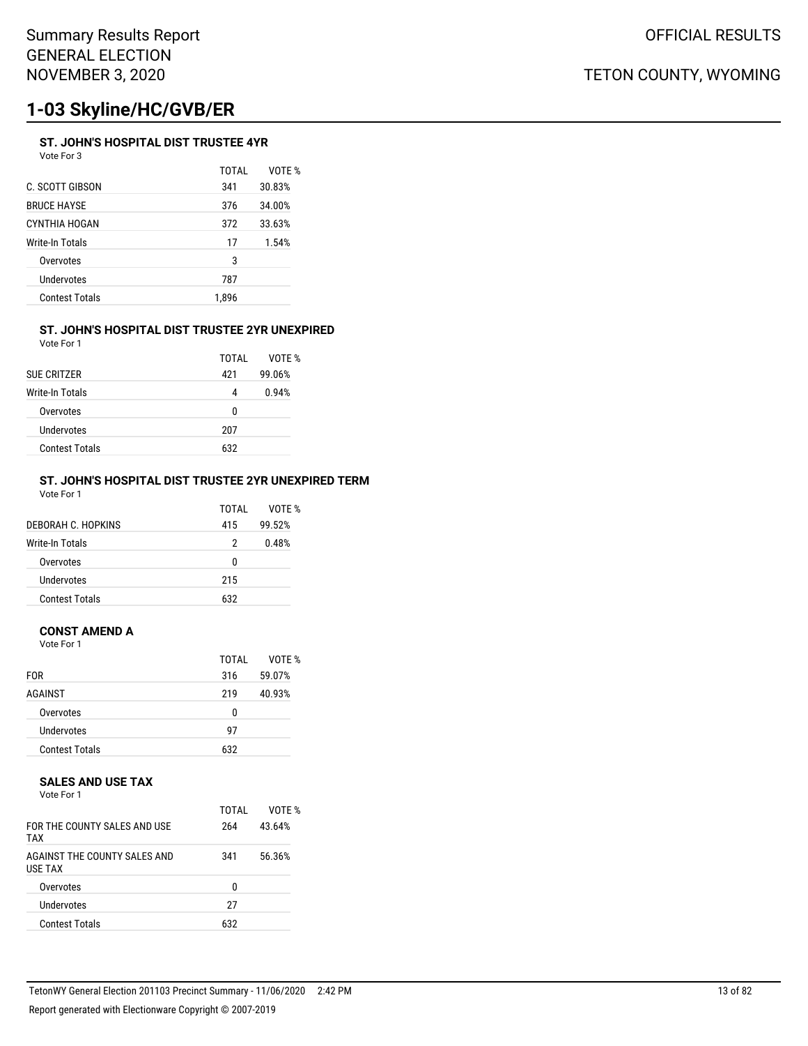# 1-03 Skyline/HC/GVB/ER

### ST. JOHN'S HOSPITAL DIST TRUSTEE 4YR

Vote For 3

| | TOTAL | VOTE % |
|---|---|---|
| C. SCOTT GIBSON | 341 | 30.83% |
| BRUCE HAYSE | 376 | 34.00% |
| CYNTHIA HOGAN | 372 | 33.63% |
| Write-In Totals | 17 | 1.54% |
| Overvotes | 3 | |
| Undervotes | 787 | |
| Contest Totals | 1,896 | |

### ST. JOHN'S HOSPITAL DIST TRUSTEE 2YR UNEXPIRED

Vote For 1

| | TOTAL | VOTE % |
|---|---|---|
| SUE CRITZER | 421 | 99.06% |
| Write-In Totals | 4 | 0.94% |
| Overvotes | 0 | |
| Undervotes | 207 | |
| Contest Totals | 632 | |

### ST. JOHN'S HOSPITAL DIST TRUSTEE 2YR UNEXPIRED TERM

Vote For 1

| | TOTAL | VOTE % |
|---|---|---|
| DEBORAH C. HOPKINS | 415 | 99.52% |
| Write-In Totals | 2 | 0.48% |
| Overvotes | 0 | |
| Undervotes | 215 | |
| Contest Totals | 632 | |

### CONST AMEND A

Vote For 1

| | TOTAL | VOTE % |
|---|---|---|
| FOR | 316 | 59.07% |
| AGAINST | 219 | 40.93% |
| Overvotes | 0 | |
| Undervotes | 97 | |
| Contest Totals | 632 | |

### SALES AND USE TAX

Vote For 1

| | TOTAL | VOTE % |
|---|---|---|
| FOR THE COUNTY SALES AND USE TAX | 264 | 43.64% |
| AGAINST THE COUNTY SALES AND USE TAX | 341 | 56.36% |
| Overvotes | 0 | |
| Undervotes | 27 | |
| Contest Totals | 632 | |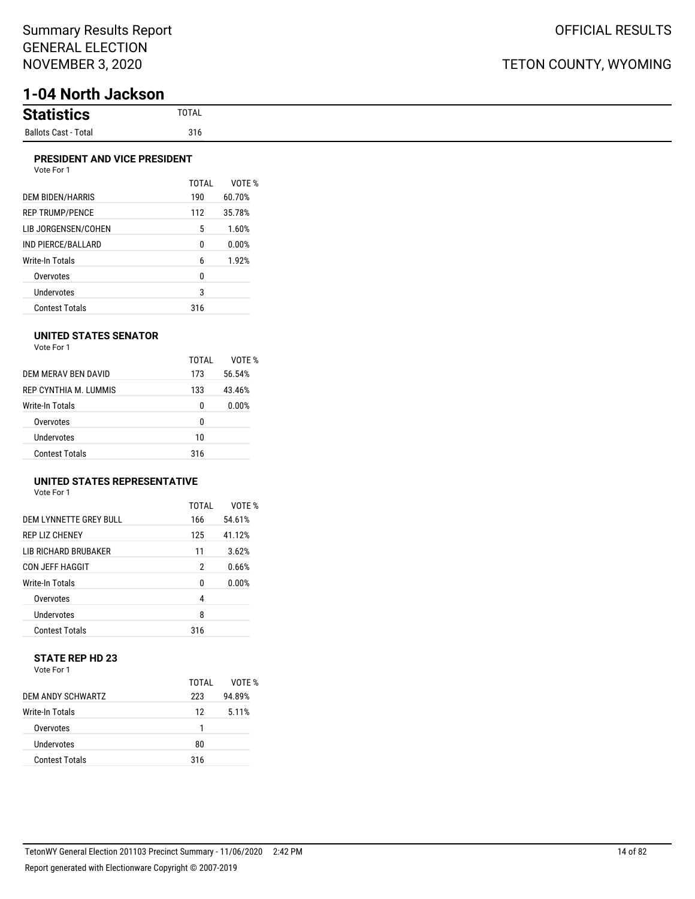# 1-04 North Jackson

## Statistics

| | TOTAL |
|---|---|
| Ballots Cast - Total | 316 |

### PRESIDENT AND VICE PRESIDENT

Vote For 1

| | TOTAL | VOTE % |
|---|---|---|
| DEM BIDEN/HARRIS | 190 | 60.70% |
| REP TRUMP/PENCE | 112 | 35.78% |
| LIB JORGENSEN/COHEN | 5 | 1.60% |
| IND PIERCE/BALLARD | 0 | 0.00% |
| Write-In Totals | 6 | 1.92% |
| Overvotes | 0 | |
| Undervotes | 3 | |
| Contest Totals | 316 | |

### UNITED STATES SENATOR

Vote For 1

| | TOTAL | VOTE % |
|---|---|---|
| DEM MERAV BEN DAVID | 173 | 56.54% |
| REP CYNTHIA M. LUMMIS | 133 | 43.46% |
| Write-In Totals | 0 | 0.00% |
| Overvotes | 0 | |
| Undervotes | 10 | |
| Contest Totals | 316 | |

### UNITED STATES REPRESENTATIVE

Vote For 1

| | TOTAL | VOTE % |
|---|---|---|
| DEM LYNNETTE GREY BULL | 166 | 54.61% |
| REP LIZ CHENEY | 125 | 41.12% |
| LIB RICHARD BRUBAKER | 11 | 3.62% |
| CON JEFF HAGGIT | 2 | 0.66% |
| Write-In Totals | 0 | 0.00% |
| Overvotes | 4 | |
| Undervotes | 8 | |
| Contest Totals | 316 | |

### STATE REP HD 23

Vote For 1

| | TOTAL | VOTE % |
|---|---|---|
| DEM ANDY SCHWARTZ | 223 | 94.89% |
| Write-In Totals | 12 | 5.11% |
| Overvotes | 1 | |
| Undervotes | 80 | |
| Contest Totals | 316 | |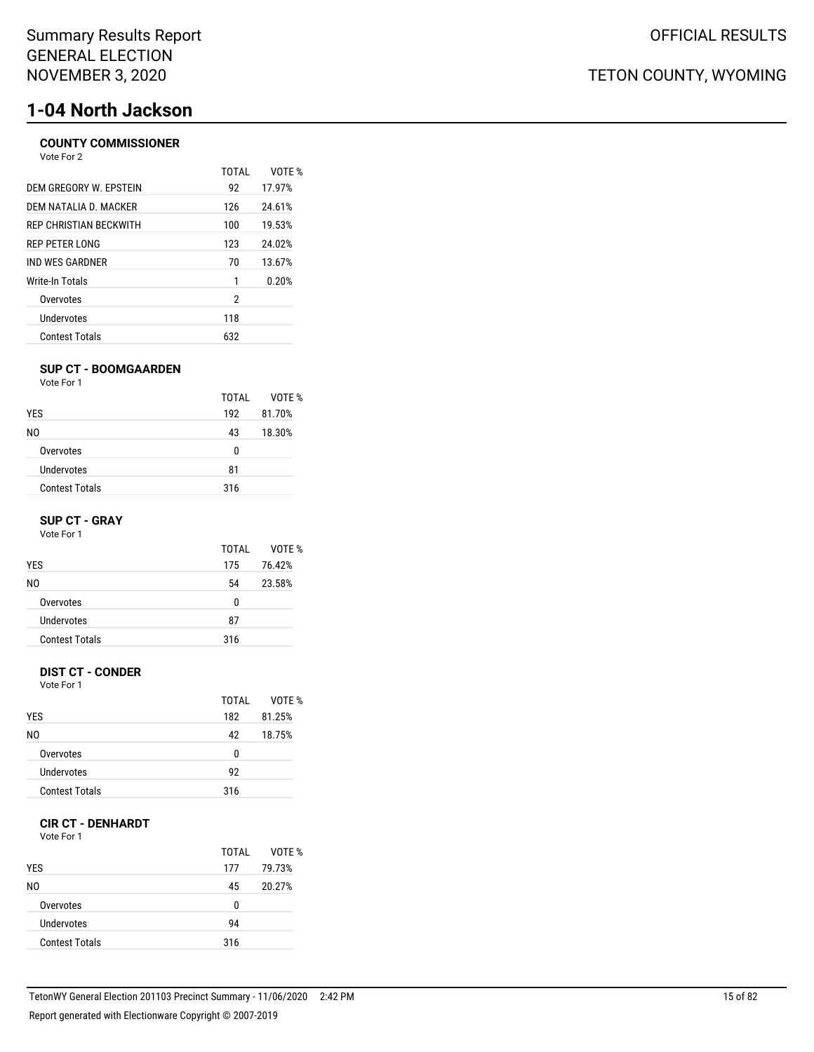Summary Results Report
GENERAL ELECTION
NOVEMBER 3, 2020

OFFICIAL RESULTS

TETON COUNTY, WYOMING

# 1-04 North Jackson

### COUNTY COMMISSIONER

Vote For 2

| | TOTAL | VOTE % |
|---|---|---|
| DEM GREGORY W. EPSTEIN | 92 | 17.97% |
| DEM NATALIA D. MACKER | 126 | 24.61% |
| REP CHRISTIAN BECKWITH | 100 | 19.53% |
| REP PETER LONG | 123 | 24.02% |
| IND WES GARDNER | 70 | 13.67% |
| Write-In Totals | 1 | 0.20% |
| Overvotes | 2 | |
| Undervotes | 118 | |
| Contest Totals | 632 | |

### SUP CT - BOOMGAARDEN

Vote For 1

| | TOTAL | VOTE % |
|---|---|---|
| YES | 192 | 81.70% |
| NO | 43 | 18.30% |
| Overvotes | 0 | |
| Undervotes | 81 | |
| Contest Totals | 316 | |

### SUP CT - GRAY

Vote For 1

| | TOTAL | VOTE % |
|---|---|---|
| YES | 175 | 76.42% |
| NO | 54 | 23.58% |
| Overvotes | 0 | |
| Undervotes | 87 | |
| Contest Totals | 316 | |

### DIST CT - CONDER

Vote For 1

| | TOTAL | VOTE % |
|---|---|---|
| YES | 182 | 81.25% |
| NO | 42 | 18.75% |
| Overvotes | 0 | |
| Undervotes | 92 | |
| Contest Totals | 316 | |

### CIR CT - DENHARDT

Vote For 1

| | TOTAL | VOTE % |
|---|---|---|
| YES | 177 | 79.73% |
| NO | 45 | 20.27% |
| Overvotes | 0 | |
| Undervotes | 94 | |
| Contest Totals | 316 | |

TetonWY General Election 201103 Precinct Summary - 11/06/2020 2:42 PM

Report generated with Electionware Copyright © 2007-2019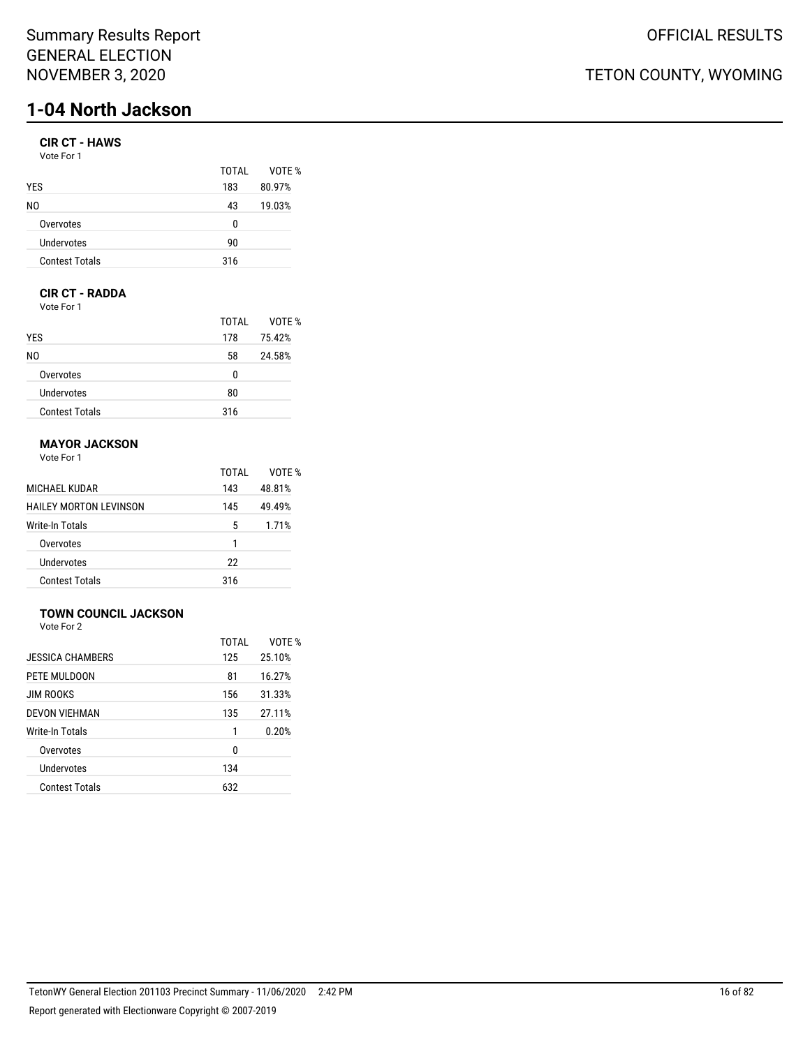Summary Results Report
GENERAL ELECTION
NOVEMBER 3, 2020

OFFICIAL RESULTS

TETON COUNTY, WYOMING

# 1-04 North Jackson

### CIR CT - HAWS

Vote For 1

| | TOTAL | VOTE % |
|---|---|---|
| YES | 183 | 80.97% |
| NO | 43 | 19.03% |
| Overvotes | 0 | |
| Undervotes | 90 | |
| Contest Totals | 316 | |

### CIR CT - RADDA

Vote For 1

| | TOTAL | VOTE % |
|---|---|---|
| YES | 178 | 75.42% |
| NO | 58 | 24.58% |
| Overvotes | 0 | |
| Undervotes | 80 | |
| Contest Totals | 316 | |

### MAYOR JACKSON

Vote For 1

| | TOTAL | VOTE % |
|---|---|---|
| MICHAEL KUDAR | 143 | 48.81% |
| HAILEY MORTON LEVINSON | 145 | 49.49% |
| Write-In Totals | 5 | 1.71% |
| Overvotes | 1 | |
| Undervotes | 22 | |
| Contest Totals | 316 | |

### TOWN COUNCIL JACKSON

Vote For 2

| | TOTAL | VOTE % |
|---|---|---|
| JESSICA CHAMBERS | 125 | 25.10% |
| PETE MULDOON | 81 | 16.27% |
| JIM ROOKS | 156 | 31.33% |
| DEVON VIEHMAN | 135 | 27.11% |
| Write-In Totals | 1 | 0.20% |
| Overvotes | 0 | |
| Undervotes | 134 | |
| Contest Totals | 632 | |

TetonWY General Election 201103 Precinct Summary - 11/06/2020 2:42 PM

Report generated with Electionware Copyright © 2007-2019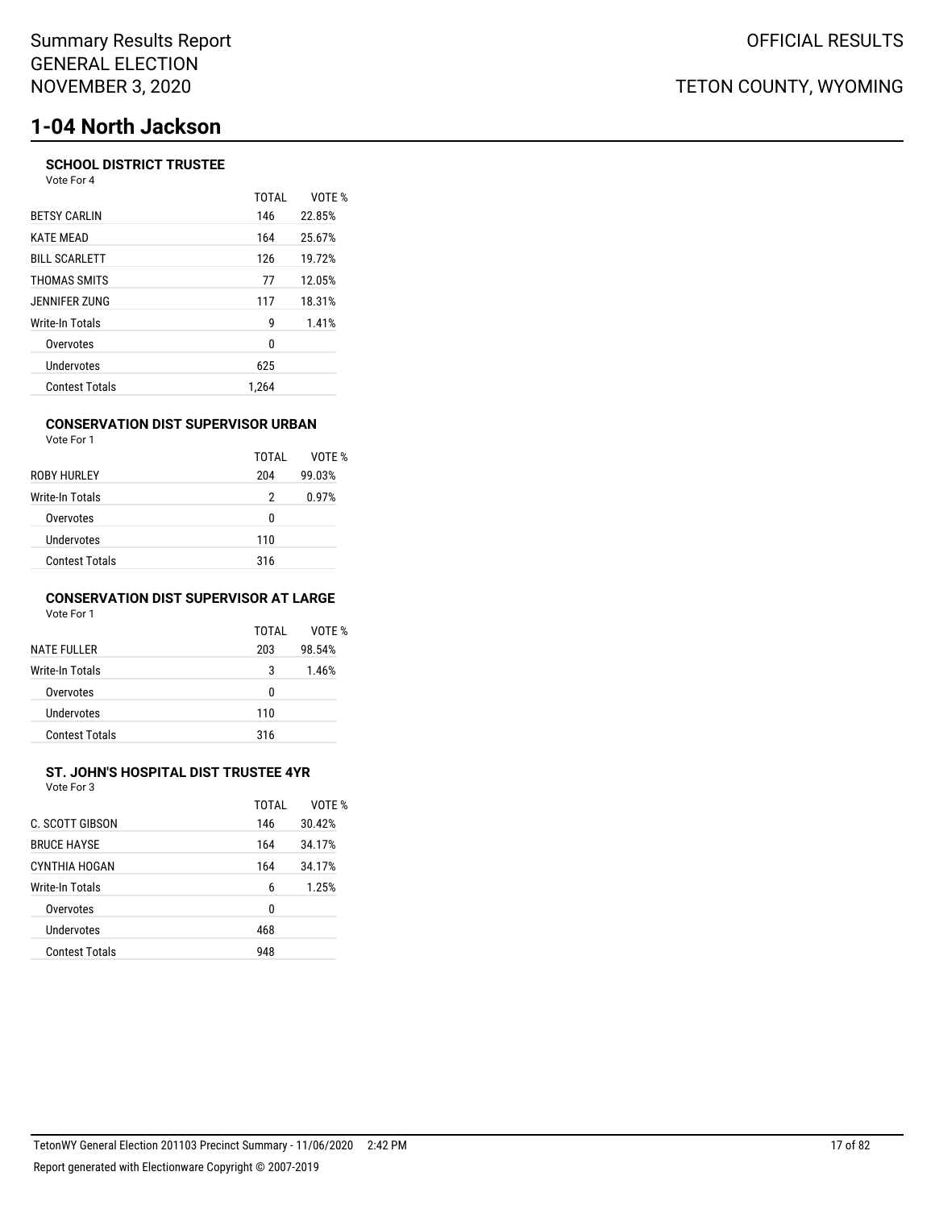# 1-04 North Jackson

### SCHOOL DISTRICT TRUSTEE

Vote For 4

| | TOTAL | VOTE % |
|---|---|---|
| BETSY CARLIN | 146 | 22.85% |
| KATE MEAD | 164 | 25.67% |
| BILL SCARLETT | 126 | 19.72% |
| THOMAS SMITS | 77 | 12.05% |
| JENNIFER ZUNG | 117 | 18.31% |
| Write-In Totals | 9 | 1.41% |
| Overvotes | 0 | |
| Undervotes | 625 | |
| Contest Totals | 1,264 | |

### CONSERVATION DIST SUPERVISOR URBAN

Vote For 1

| | TOTAL | VOTE % |
|---|---|---|
| ROBY HURLEY | 204 | 99.03% |
| Write-In Totals | 2 | 0.97% |
| Overvotes | 0 | |
| Undervotes | 110 | |
| Contest Totals | 316 | |

### CONSERVATION DIST SUPERVISOR AT LARGE

Vote For 1

| | TOTAL | VOTE % |
|---|---|---|
| NATE FULLER | 203 | 98.54% |
| Write-In Totals | 3 | 1.46% |
| Overvotes | 0 | |
| Undervotes | 110 | |
| Contest Totals | 316 | |

### ST. JOHN'S HOSPITAL DIST TRUSTEE 4YR

Vote For 3

| | TOTAL | VOTE % |
|---|---|---|
| C. SCOTT GIBSON | 146 | 30.42% |
| BRUCE HAYSE | 164 | 34.17% |
| CYNTHIA HOGAN | 164 | 34.17% |
| Write-In Totals | 6 | 1.25% |
| Overvotes | 0 | |
| Undervotes | 468 | |
| Contest Totals | 948 | |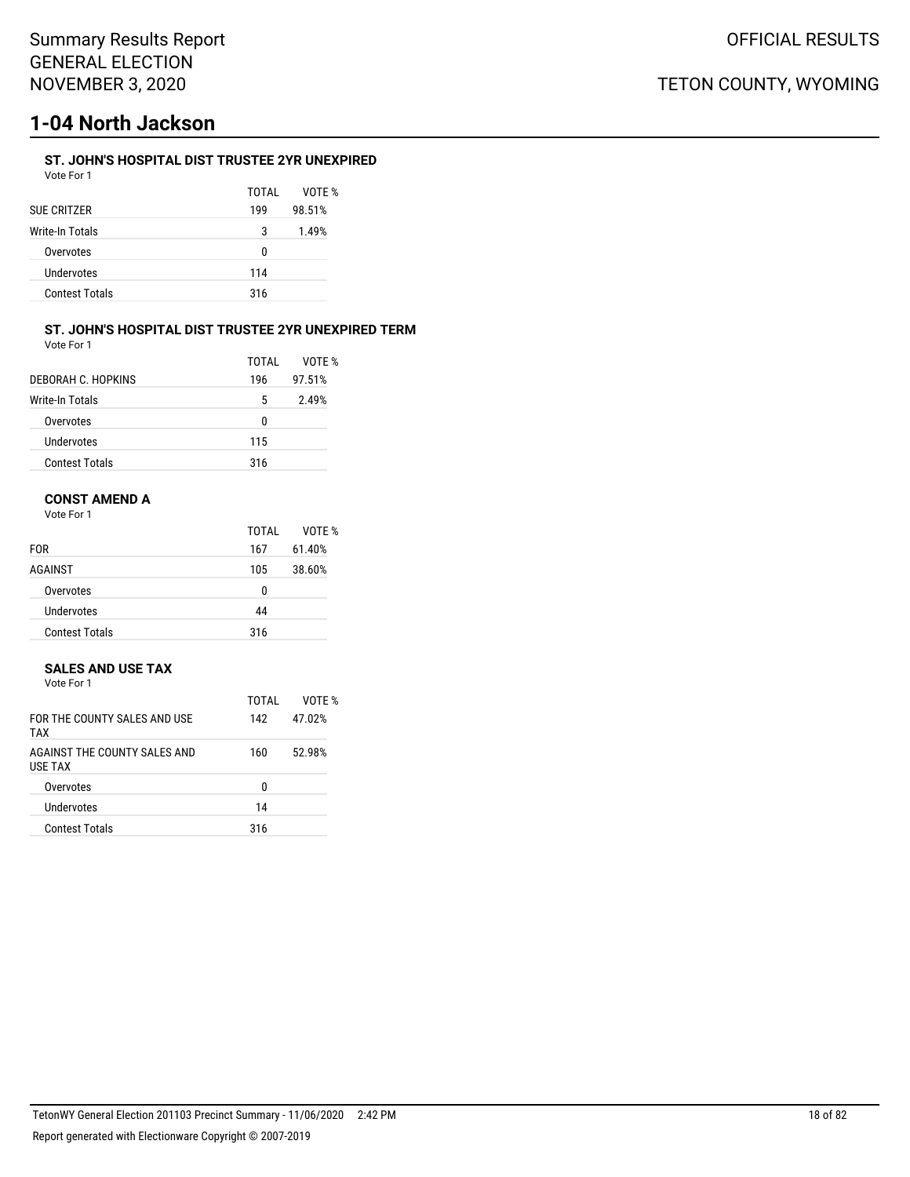# 1-04 North Jackson

### ST. JOHN'S HOSPITAL DIST TRUSTEE 2YR UNEXPIRED

Vote For 1

| | TOTAL | VOTE % |
|---|---|---|
| SUE CRITZER | 199 | 98.51% |
| Write-In Totals | 3 | 1.49% |
| Overvotes | 0 | |
| Undervotes | 114 | |
| Contest Totals | 316 | |

### ST. JOHN'S HOSPITAL DIST TRUSTEE 2YR UNEXPIRED TERM

Vote For 1

| | TOTAL | VOTE % |
|---|---|---|
| DEBORAH C. HOPKINS | 196 | 97.51% |
| Write-In Totals | 5 | 2.49% |
| Overvotes | 0 | |
| Undervotes | 115 | |
| Contest Totals | 316 | |

### CONST AMEND A

Vote For 1

| | TOTAL | VOTE % |
|---|---|---|
| FOR | 167 | 61.40% |
| AGAINST | 105 | 38.60% |
| Overvotes | 0 | |
| Undervotes | 44 | |
| Contest Totals | 316 | |

### SALES AND USE TAX

Vote For 1

| | TOTAL | VOTE % |
|---|---|---|
| FOR THE COUNTY SALES AND USE TAX | 142 | 47.02% |
| AGAINST THE COUNTY SALES AND USE TAX | 160 | 52.98% |
| Overvotes | 0 | |
| Undervotes | 14 | |
| Contest Totals | 316 | |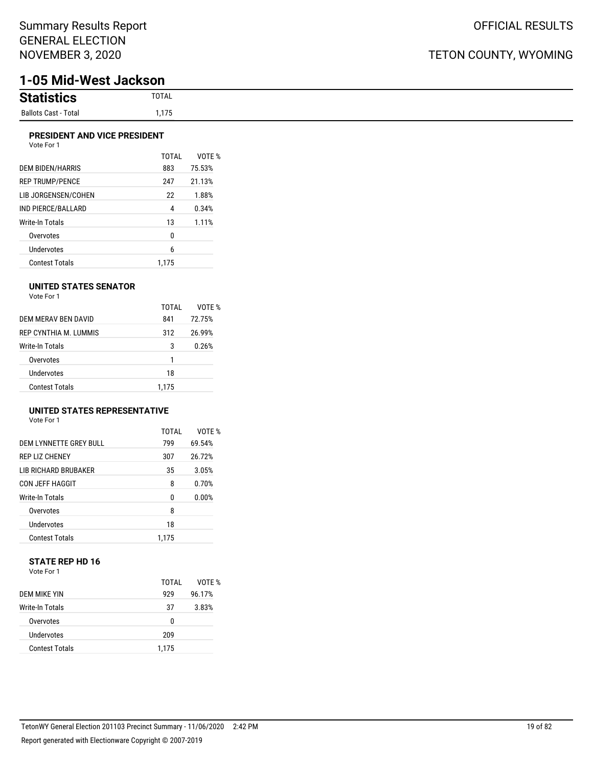Summary Results Report
GENERAL ELECTION
NOVEMBER 3, 2020

OFFICIAL RESULTS

TETON COUNTY, WYOMING

# 1-05 Mid-West Jackson

## Statistics

| | TOTAL |
|---|---|
| Ballots Cast - Total | 1,175 |

### PRESIDENT AND VICE PRESIDENT

Vote For 1

| | TOTAL | VOTE % |
|---|---|---|
| DEM BIDEN/HARRIS | 883 | 75.53% |
| REP TRUMP/PENCE | 247 | 21.13% |
| LIB JORGENSEN/COHEN | 22 | 1.88% |
| IND PIERCE/BALLARD | 4 | 0.34% |
| Write-In Totals | 13 | 1.11% |
| Overvotes | 0 | |
| Undervotes | 6 | |
| Contest Totals | 1,175 | |

### UNITED STATES SENATOR

Vote For 1

| | TOTAL | VOTE % |
|---|---|---|
| DEM MERAV BEN DAVID | 841 | 72.75% |
| REP CYNTHIA M. LUMMIS | 312 | 26.99% |
| Write-In Totals | 3 | 0.26% |
| Overvotes | 1 | |
| Undervotes | 18 | |
| Contest Totals | 1,175 | |

### UNITED STATES REPRESENTATIVE

Vote For 1

| | TOTAL | VOTE % |
|---|---|---|
| DEM LYNNETTE GREY BULL | 799 | 69.54% |
| REP LIZ CHENEY | 307 | 26.72% |
| LIB RICHARD BRUBAKER | 35 | 3.05% |
| CON JEFF HAGGIT | 8 | 0.70% |
| Write-In Totals | 0 | 0.00% |
| Overvotes | 8 | |
| Undervotes | 18 | |
| Contest Totals | 1,175 | |

### STATE REP HD 16

Vote For 1

| | TOTAL | VOTE % |
|---|---|---|
| DEM MIKE YIN | 929 | 96.17% |
| Write-In Totals | 37 | 3.83% |
| Overvotes | 0 | |
| Undervotes | 209 | |
| Contest Totals | 1,175 | |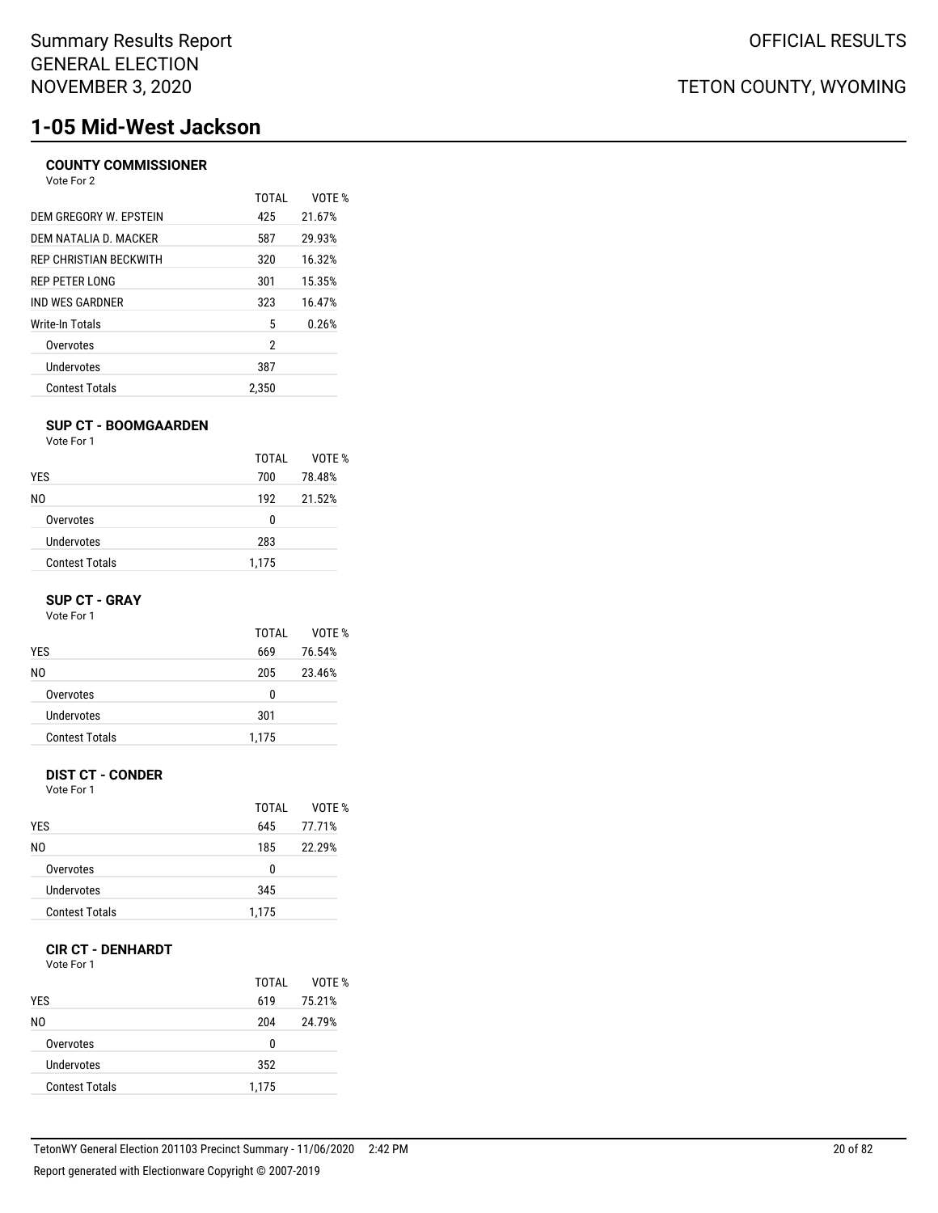Summary Results Report
GENERAL ELECTION
NOVEMBER 3, 2020

OFFICIAL RESULTS

TETON COUNTY, WYOMING

# 1-05 Mid-West Jackson

### COUNTY COMMISSIONER

Vote For 2

| | TOTAL | VOTE % |
|---|---|---|
| DEM GREGORY W. EPSTEIN | 425 | 21.67% |
| DEM NATALIA D. MACKER | 587 | 29.93% |
| REP CHRISTIAN BECKWITH | 320 | 16.32% |
| REP PETER LONG | 301 | 15.35% |
| IND WES GARDNER | 323 | 16.47% |
| Write-In Totals | 5 | 0.26% |
| Overvotes | 2 | |
| Undervotes | 387 | |
| Contest Totals | 2,350 | |

### SUP CT - BOOMGAARDEN

Vote For 1

| | TOTAL | VOTE % |
|---|---|---|
| YES | 700 | 78.48% |
| NO | 192 | 21.52% |
| Overvotes | 0 | |
| Undervotes | 283 | |
| Contest Totals | 1,175 | |

### SUP CT - GRAY

Vote For 1

| | TOTAL | VOTE % |
|---|---|---|
| YES | 669 | 76.54% |
| NO | 205 | 23.46% |
| Overvotes | 0 | |
| Undervotes | 301 | |
| Contest Totals | 1,175 | |

### DIST CT - CONDER

Vote For 1

| | TOTAL | VOTE % |
|---|---|---|
| YES | 645 | 77.71% |
| NO | 185 | 22.29% |
| Overvotes | 0 | |
| Undervotes | 345 | |
| Contest Totals | 1,175 | |

### CIR CT - DENHARDT

Vote For 1

| | TOTAL | VOTE % |
|---|---|---|
| YES | 619 | 75.21% |
| NO | 204 | 24.79% |
| Overvotes | 0 | |
| Undervotes | 352 | |
| Contest Totals | 1,175 | |

TetonWY General Election 201103 Precinct Summary - 11/06/2020 2:42 PM

Report generated with Electionware Copyright © 2007-2019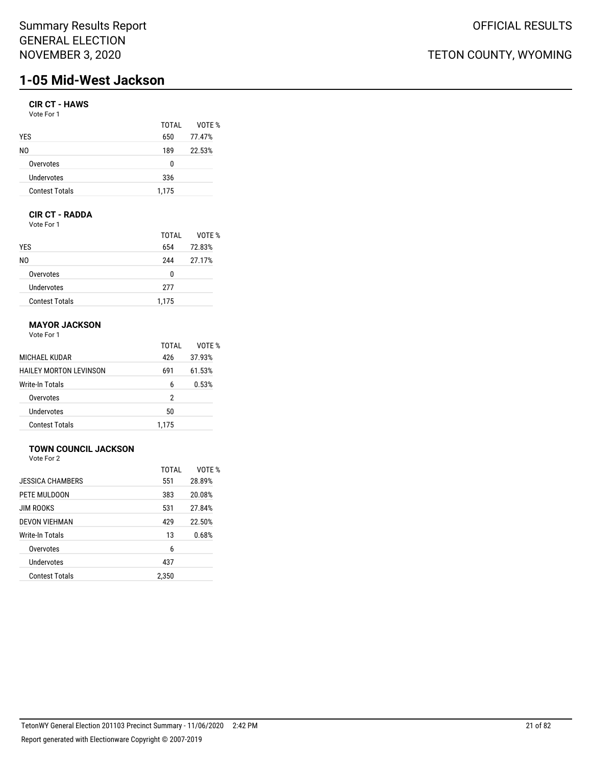# 1-05 Mid-West Jackson

### CIR CT - HAWS

Vote For 1

| | TOTAL | VOTE % |
|---|---|---|
| YES | 650 | 77.47% |
| NO | 189 | 22.53% |
| Overvotes | 0 | |
| Undervotes | 336 | |
| Contest Totals | 1,175 | |

### CIR CT - RADDA

Vote For 1

| | TOTAL | VOTE % |
|---|---|---|
| YES | 654 | 72.83% |
| NO | 244 | 27.17% |
| Overvotes | 0 | |
| Undervotes | 277 | |
| Contest Totals | 1,175 | |

### MAYOR JACKSON

Vote For 1

| | TOTAL | VOTE % |
|---|---|---|
| MICHAEL KUDAR | 426 | 37.93% |
| HAILEY MORTON LEVINSON | 691 | 61.53% |
| Write-In Totals | 6 | 0.53% |
| Overvotes | 2 | |
| Undervotes | 50 | |
| Contest Totals | 1,175 | |

### TOWN COUNCIL JACKSON

Vote For 2

| | TOTAL | VOTE % |
|---|---|---|
| JESSICA CHAMBERS | 551 | 28.89% |
| PETE MULDOON | 383 | 20.08% |
| JIM ROOKS | 531 | 27.84% |
| DEVON VIEHMAN | 429 | 22.50% |
| Write-In Totals | 13 | 0.68% |
| Overvotes | 6 | |
| Undervotes | 437 | |
| Contest Totals | 2,350 | |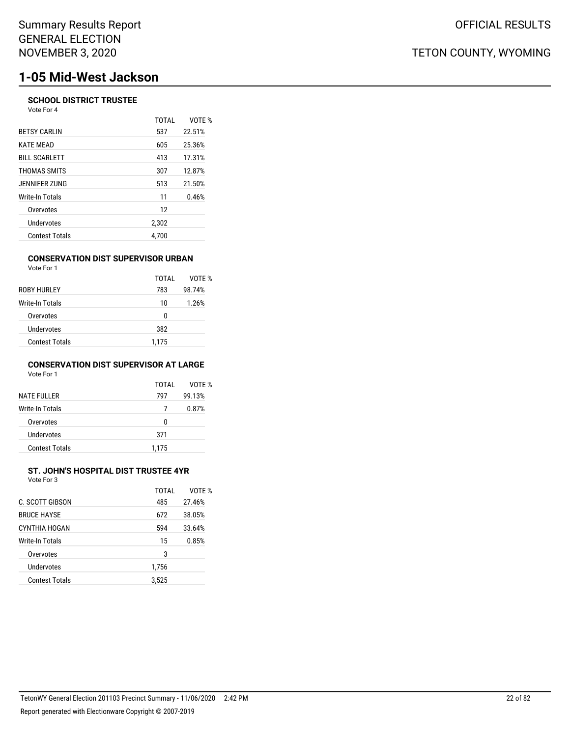# 1-05 Mid-West Jackson

### SCHOOL DISTRICT TRUSTEE

Vote For 4

| | TOTAL | VOTE % |
|---|---|---|
| BETSY CARLIN | 537 | 22.51% |
| KATE MEAD | 605 | 25.36% |
| BILL SCARLETT | 413 | 17.31% |
| THOMAS SMITS | 307 | 12.87% |
| JENNIFER ZUNG | 513 | 21.50% |
| Write-In Totals | 11 | 0.46% |
| Overvotes | 12 | |
| Undervotes | 2,302 | |
| Contest Totals | 4,700 | |

### CONSERVATION DIST SUPERVISOR URBAN

Vote For 1

| | TOTAL | VOTE % |
|---|---|---|
| ROBY HURLEY | 783 | 98.74% |
| Write-In Totals | 10 | 1.26% |
| Overvotes | 0 | |
| Undervotes | 382 | |
| Contest Totals | 1,175 | |

### CONSERVATION DIST SUPERVISOR AT LARGE

Vote For 1

| | TOTAL | VOTE % |
|---|---|---|
| NATE FULLER | 797 | 99.13% |
| Write-In Totals | 7 | 0.87% |
| Overvotes | 0 | |
| Undervotes | 371 | |
| Contest Totals | 1,175 | |

### ST. JOHN'S HOSPITAL DIST TRUSTEE 4YR

Vote For 3

| | TOTAL | VOTE % |
|---|---|---|
| C. SCOTT GIBSON | 485 | 27.46% |
| BRUCE HAYSE | 672 | 38.05% |
| CYNTHIA HOGAN | 594 | 33.64% |
| Write-In Totals | 15 | 0.85% |
| Overvotes | 3 | |
| Undervotes | 1,756 | |
| Contest Totals | 3,525 | |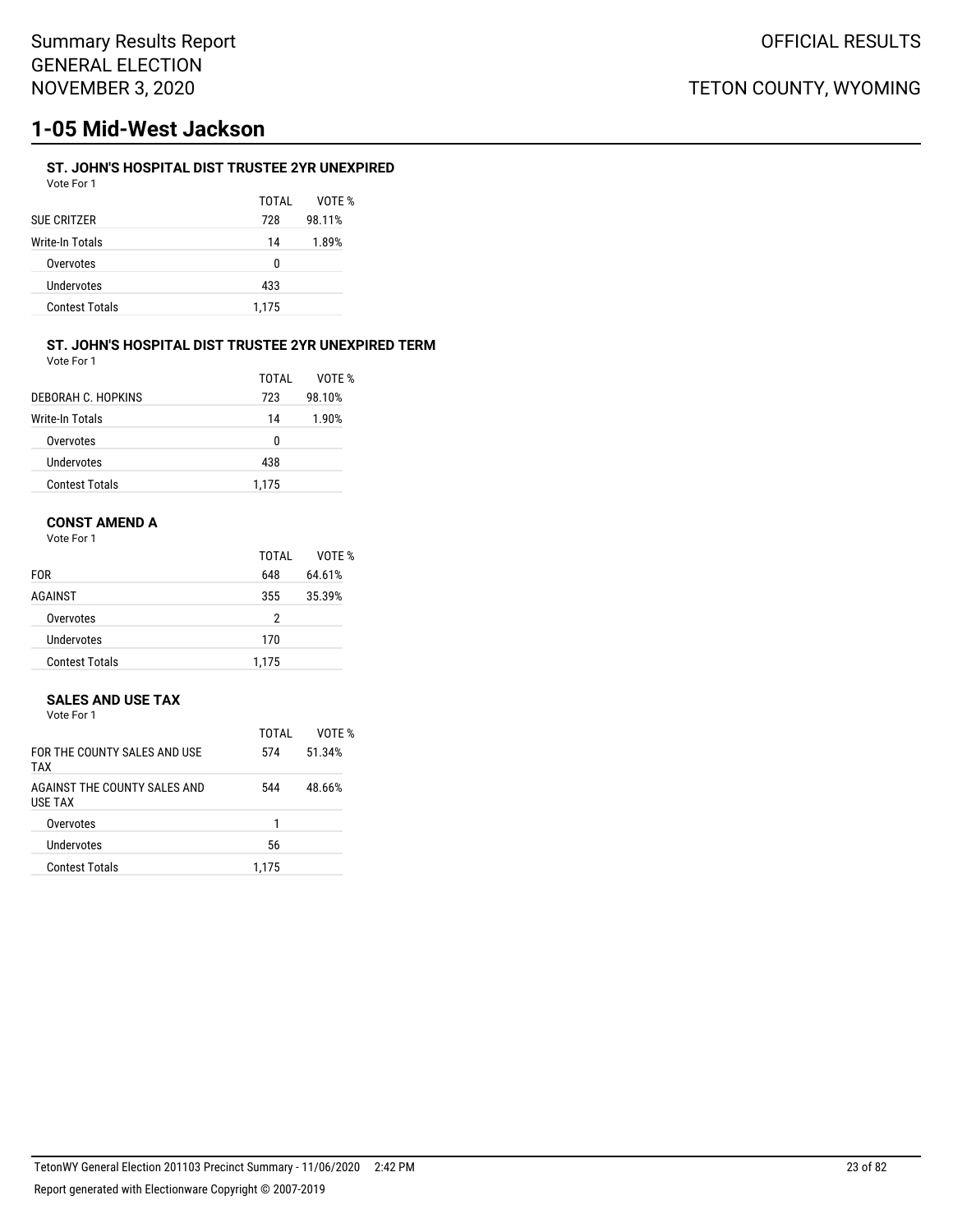# 1-05 Mid-West Jackson

### ST. JOHN'S HOSPITAL DIST TRUSTEE 2YR UNEXPIRED

Vote For 1

| | TOTAL | VOTE % |
|---|---|---|
| SUE CRITZER | 728 | 98.11% |
| Write-In Totals | 14 | 1.89% |
| Overvotes | 0 | |
| Undervotes | 433 | |
| Contest Totals | 1,175 | |

### ST. JOHN'S HOSPITAL DIST TRUSTEE 2YR UNEXPIRED TERM

Vote For 1

| | TOTAL | VOTE % |
|---|---|---|
| DEBORAH C. HOPKINS | 723 | 98.10% |
| Write-In Totals | 14 | 1.90% |
| Overvotes | 0 | |
| Undervotes | 438 | |
| Contest Totals | 1,175 | |

### CONST AMEND A

Vote For 1

| | TOTAL | VOTE % |
|---|---|---|
| FOR | 648 | 64.61% |
| AGAINST | 355 | 35.39% |
| Overvotes | 2 | |
| Undervotes | 170 | |
| Contest Totals | 1,175 | |

### SALES AND USE TAX

Vote For 1

| | TOTAL | VOTE % |
|---|---|---|
| FOR THE COUNTY SALES AND USE TAX | 574 | 51.34% |
| AGAINST THE COUNTY SALES AND USE TAX | 544 | 48.66% |
| Overvotes | 1 | |
| Undervotes | 56 | |
| Contest Totals | 1,175 | |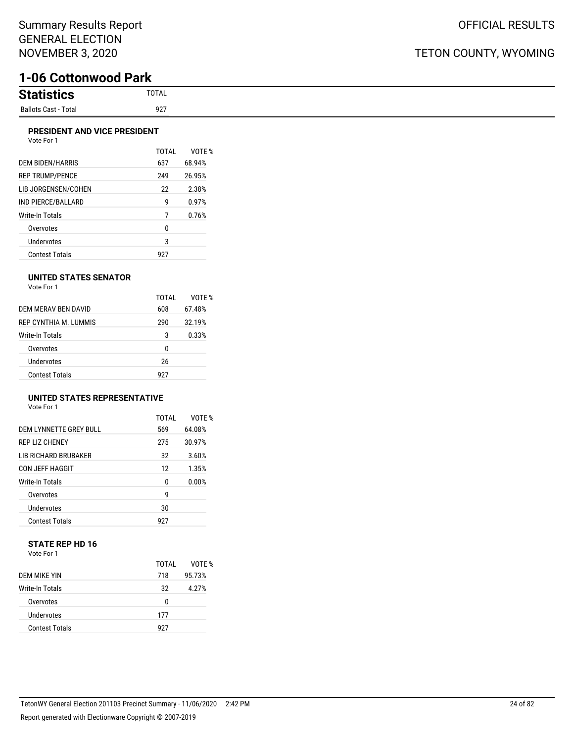# 1-06 Cottonwood Park

## Statistics

| Statistics | TOTAL |
|---|---|
| Ballots Cast - Total | 927 |

### PRESIDENT AND VICE PRESIDENT

Vote For 1

| | TOTAL | VOTE % |
|---|---|---|
| DEM BIDEN/HARRIS | 637 | 68.94% |
| REP TRUMP/PENCE | 249 | 26.95% |
| LIB JORGENSEN/COHEN | 22 | 2.38% |
| IND PIERCE/BALLARD | 9 | 0.97% |
| Write-In Totals | 7 | 0.76% |
| Overvotes | 0 | |
| Undervotes | 3 | |
| Contest Totals | 927 | |

### UNITED STATES SENATOR

Vote For 1

| | TOTAL | VOTE % |
|---|---|---|
| DEM MERAV BEN DAVID | 608 | 67.48% |
| REP CYNTHIA M. LUMMIS | 290 | 32.19% |
| Write-In Totals | 3 | 0.33% |
| Overvotes | 0 | |
| Undervotes | 26 | |
| Contest Totals | 927 | |

### UNITED STATES REPRESENTATIVE

Vote For 1

| | TOTAL | VOTE % |
|---|---|---|
| DEM LYNNETTE GREY BULL | 569 | 64.08% |
| REP LIZ CHENEY | 275 | 30.97% |
| LIB RICHARD BRUBAKER | 32 | 3.60% |
| CON JEFF HAGGIT | 12 | 1.35% |
| Write-In Totals | 0 | 0.00% |
| Overvotes | 9 | |
| Undervotes | 30 | |
| Contest Totals | 927 | |

### STATE REP HD 16

Vote For 1

| | TOTAL | VOTE % |
|---|---|---|
| DEM MIKE YIN | 718 | 95.73% |
| Write-In Totals | 32 | 4.27% |
| Overvotes | 0 | |
| Undervotes | 177 | |
| Contest Totals | 927 | |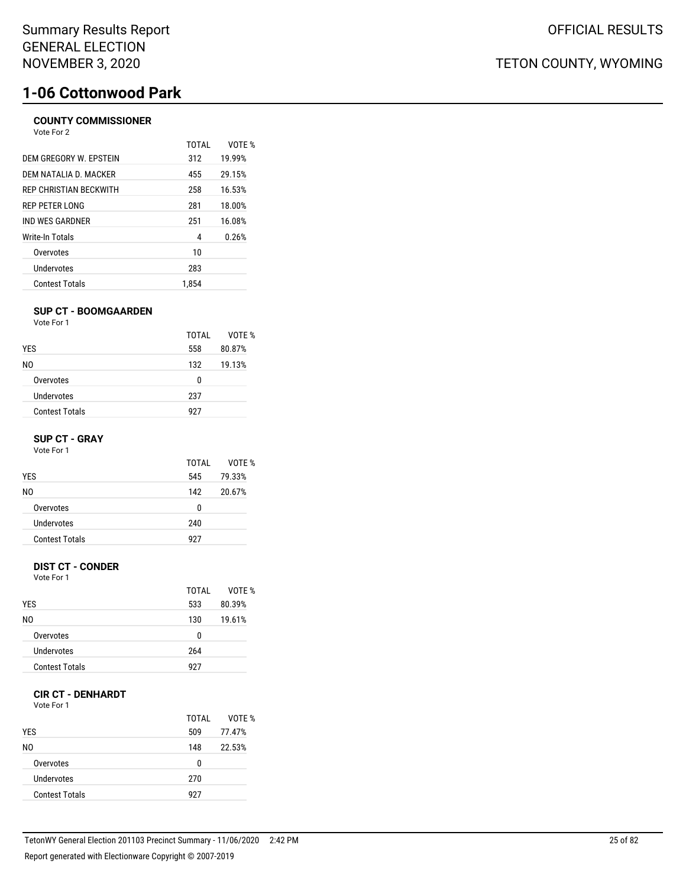# 1-06 Cottonwood Park

### COUNTY COMMISSIONER

Vote For 2

| | TOTAL | VOTE % |
|---|---|---|
| DEM GREGORY W. EPSTEIN | 312 | 19.99% |
| DEM NATALIA D. MACKER | 455 | 29.15% |
| REP CHRISTIAN BECKWITH | 258 | 16.53% |
| REP PETER LONG | 281 | 18.00% |
| IND WES GARDNER | 251 | 16.08% |
| Write-In Totals | 4 | 0.26% |
| Overvotes | 10 | |
| Undervotes | 283 | |
| Contest Totals | 1,854 | |

### SUP CT - BOOMGAARDEN

Vote For 1

| | TOTAL | VOTE % |
|---|---|---|
| YES | 558 | 80.87% |
| NO | 132 | 19.13% |
| Overvotes | 0 | |
| Undervotes | 237 | |
| Contest Totals | 927 | |

### SUP CT - GRAY

Vote For 1

| | TOTAL | VOTE % |
|---|---|---|
| YES | 545 | 79.33% |
| NO | 142 | 20.67% |
| Overvotes | 0 | |
| Undervotes | 240 | |
| Contest Totals | 927 | |

### DIST CT - CONDER

Vote For 1

| | TOTAL | VOTE % |
|---|---|---|
| YES | 533 | 80.39% |
| NO | 130 | 19.61% |
| Overvotes | 0 | |
| Undervotes | 264 | |
| Contest Totals | 927 | |

### CIR CT - DENHARDT

Vote For 1

| | TOTAL | VOTE % |
|---|---|---|
| YES | 509 | 77.47% |
| NO | 148 | 22.53% |
| Overvotes | 0 | |
| Undervotes | 270 | |
| Contest Totals | 927 | |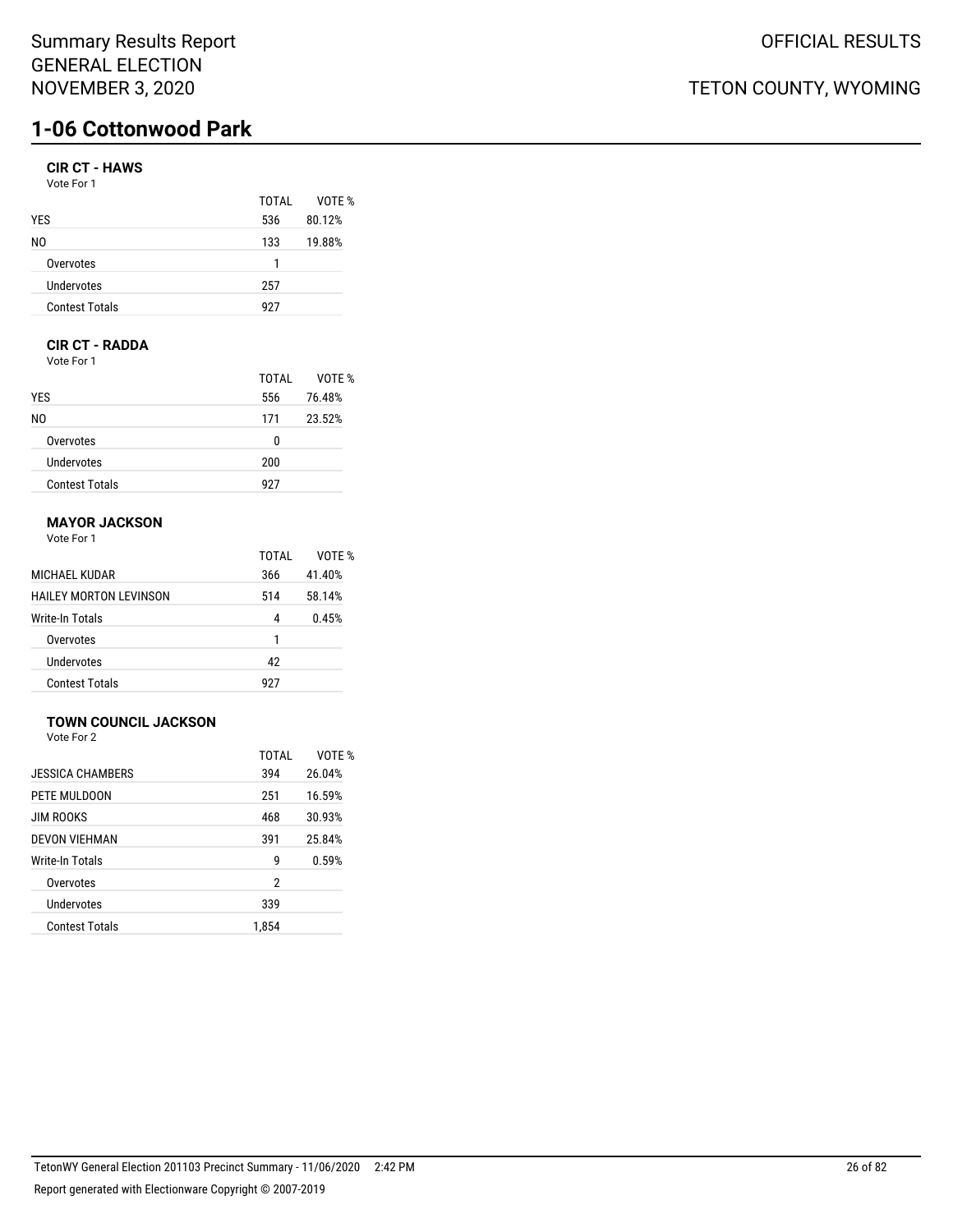# 1-06 Cottonwood Park

### CIR CT - HAWS

Vote For 1

| | TOTAL | VOTE % |
|---|---|---|
| YES | 536 | 80.12% |
| NO | 133 | 19.88% |
| Overvotes | 1 | |
| Undervotes | 257 | |
| Contest Totals | 927 | |

### CIR CT - RADDA

Vote For 1

| | TOTAL | VOTE % |
|---|---|---|
| YES | 556 | 76.48% |
| NO | 171 | 23.52% |
| Overvotes | 0 | |
| Undervotes | 200 | |
| Contest Totals | 927 | |

### MAYOR JACKSON

Vote For 1

| | TOTAL | VOTE % |
|---|---|---|
| MICHAEL KUDAR | 366 | 41.40% |
| HAILEY MORTON LEVINSON | 514 | 58.14% |
| Write-In Totals | 4 | 0.45% |
| Overvotes | 1 | |
| Undervotes | 42 | |
| Contest Totals | 927 | |

### TOWN COUNCIL JACKSON

Vote For 2

| | TOTAL | VOTE % |
|---|---|---|
| JESSICA CHAMBERS | 394 | 26.04% |
| PETE MULDOON | 251 | 16.59% |
| JIM ROOKS | 468 | 30.93% |
| DEVON VIEHMAN | 391 | 25.84% |
| Write-In Totals | 9 | 0.59% |
| Overvotes | 2 | |
| Undervotes | 339 | |
| Contest Totals | 1,854 | |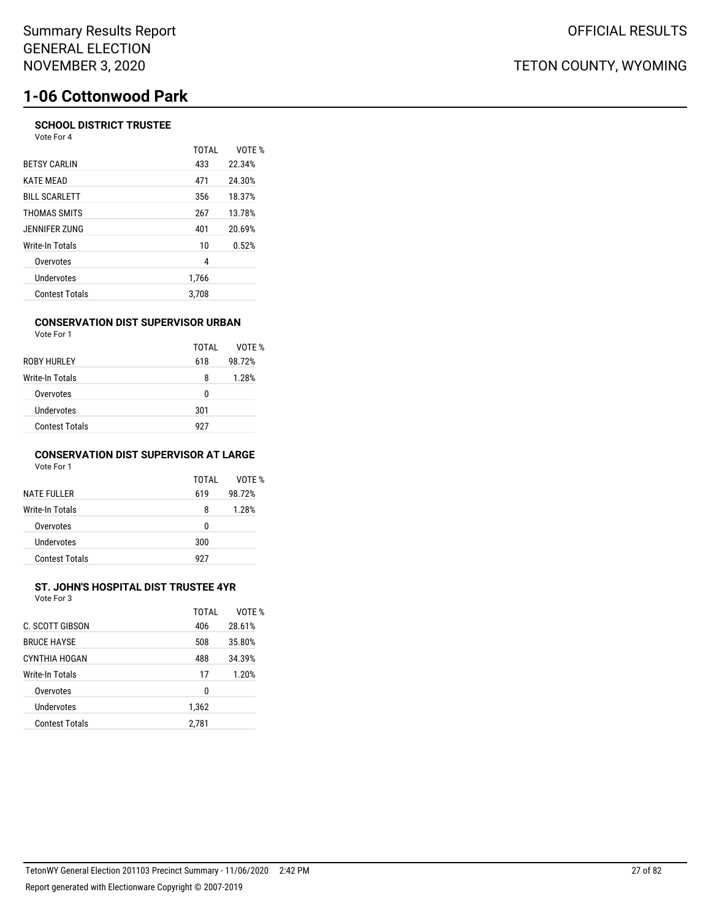# 1-06 Cottonwood Park

### SCHOOL DISTRICT TRUSTEE

Vote For 4

| | TOTAL | VOTE % |
|---|---|---|
| BETSY CARLIN | 433 | 22.34% |
| KATE MEAD | 471 | 24.30% |
| BILL SCARLETT | 356 | 18.37% |
| THOMAS SMITS | 267 | 13.78% |
| JENNIFER ZUNG | 401 | 20.69% |
| Write-In Totals | 10 | 0.52% |
| Overvotes | 4 | |
| Undervotes | 1,766 | |
| Contest Totals | 3,708 | |

### CONSERVATION DIST SUPERVISOR URBAN

Vote For 1

| | TOTAL | VOTE % |
|---|---|---|
| ROBY HURLEY | 618 | 98.72% |
| Write-In Totals | 8 | 1.28% |
| Overvotes | 0 | |
| Undervotes | 301 | |
| Contest Totals | 927 | |

### CONSERVATION DIST SUPERVISOR AT LARGE

Vote For 1

| | TOTAL | VOTE % |
|---|---|---|
| NATE FULLER | 619 | 98.72% |
| Write-In Totals | 8 | 1.28% |
| Overvotes | 0 | |
| Undervotes | 300 | |
| Contest Totals | 927 | |

### ST. JOHN'S HOSPITAL DIST TRUSTEE 4YR

Vote For 3

| | TOTAL | VOTE % |
|---|---|---|
| C. SCOTT GIBSON | 406 | 28.61% |
| BRUCE HAYSE | 508 | 35.80% |
| CYNTHIA HOGAN | 488 | 34.39% |
| Write-In Totals | 17 | 1.20% |
| Overvotes | 0 | |
| Undervotes | 1,362 | |
| Contest Totals | 2,781 | |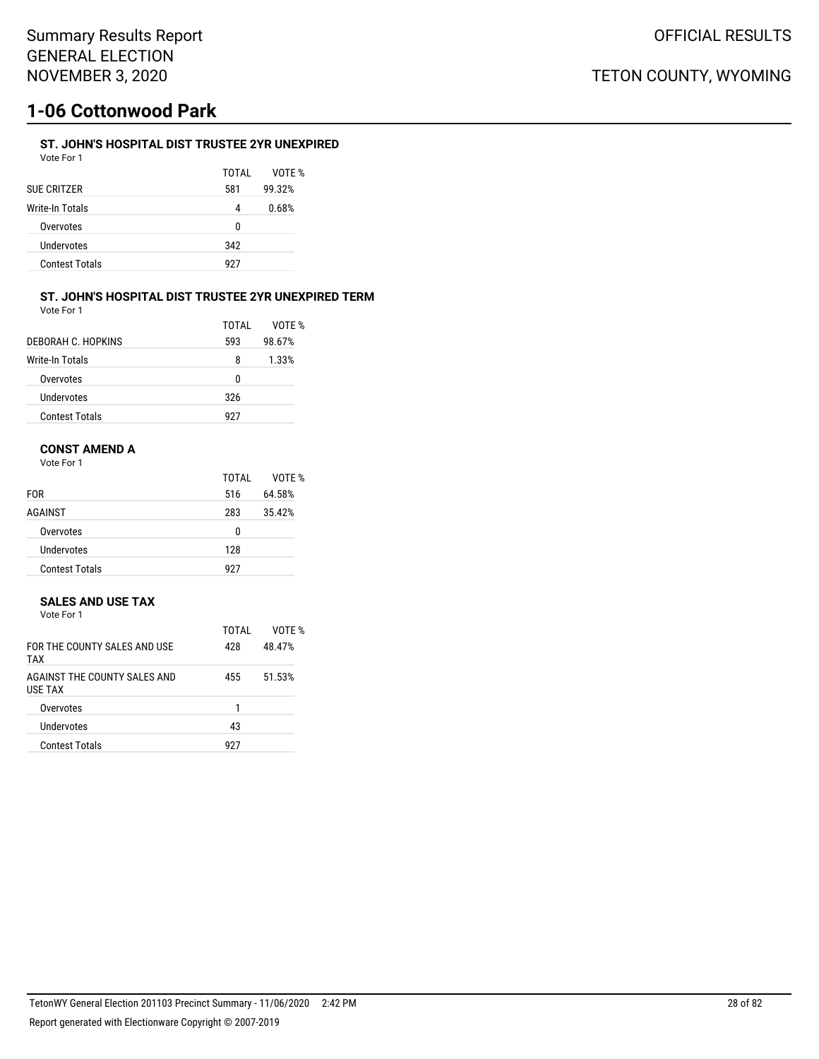# 1-06 Cottonwood Park

### ST. JOHN'S HOSPITAL DIST TRUSTEE 2YR UNEXPIRED

Vote For 1

| | TOTAL | VOTE % |
|---|---|---|
| SUE CRITZER | 581 | 99.32% |
| Write-In Totals | 4 | 0.68% |
| Overvotes | 0 | |
| Undervotes | 342 | |
| Contest Totals | 927 | |

### ST. JOHN'S HOSPITAL DIST TRUSTEE 2YR UNEXPIRED TERM

Vote For 1

| | TOTAL | VOTE % |
|---|---|---|
| DEBORAH C. HOPKINS | 593 | 98.67% |
| Write-In Totals | 8 | 1.33% |
| Overvotes | 0 | |
| Undervotes | 326 | |
| Contest Totals | 927 | |

### CONST AMEND A

Vote For 1

| | TOTAL | VOTE % |
|---|---|---|
| FOR | 516 | 64.58% |
| AGAINST | 283 | 35.42% |
| Overvotes | 0 | |
| Undervotes | 128 | |
| Contest Totals | 927 | |

### SALES AND USE TAX

Vote For 1

| | TOTAL | VOTE % |
|---|---|---|
| FOR THE COUNTY SALES AND USE TAX | 428 | 48.47% |
| AGAINST THE COUNTY SALES AND USE TAX | 455 | 51.53% |
| Overvotes | 1 | |
| Undervotes | 43 | |
| Contest Totals | 927 | |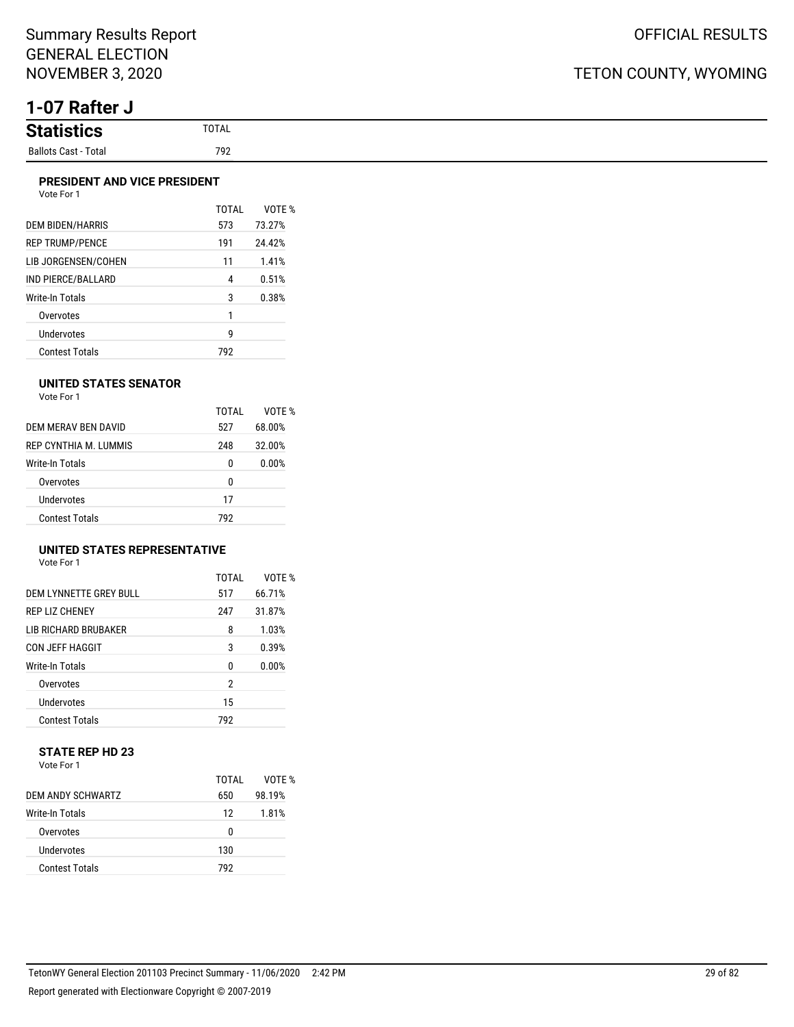Summary Results Report
GENERAL ELECTION
NOVEMBER 3, 2020

OFFICIAL RESULTS

TETON COUNTY, WYOMING

# 1-07 Rafter J

| Statistics | TOTAL |
|---|---|
| Ballots Cast - Total | 792 |

### PRESIDENT AND VICE PRESIDENT

Vote For 1

| | TOTAL | VOTE % |
|---|---|---|
| DEM BIDEN/HARRIS | 573 | 73.27% |
| REP TRUMP/PENCE | 191 | 24.42% |
| LIB JORGENSEN/COHEN | 11 | 1.41% |
| IND PIERCE/BALLARD | 4 | 0.51% |
| Write-In Totals | 3 | 0.38% |
| Overvotes | 1 | |
| Undervotes | 9 | |
| Contest Totals | 792 | |

### UNITED STATES SENATOR

Vote For 1

| | TOTAL | VOTE % |
|---|---|---|
| DEM MERAV BEN DAVID | 527 | 68.00% |
| REP CYNTHIA M. LUMMIS | 248 | 32.00% |
| Write-In Totals | 0 | 0.00% |
| Overvotes | 0 | |
| Undervotes | 17 | |
| Contest Totals | 792 | |

### UNITED STATES REPRESENTATIVE

Vote For 1

| | TOTAL | VOTE % |
|---|---|---|
| DEM LYNNETTE GREY BULL | 517 | 66.71% |
| REP LIZ CHENEY | 247 | 31.87% |
| LIB RICHARD BRUBAKER | 8 | 1.03% |
| CON JEFF HAGGIT | 3 | 0.39% |
| Write-In Totals | 0 | 0.00% |
| Overvotes | 2 | |
| Undervotes | 15 | |
| Contest Totals | 792 | |

### STATE REP HD 23

Vote For 1

| | TOTAL | VOTE % |
|---|---|---|
| DEM ANDY SCHWARTZ | 650 | 98.19% |
| Write-In Totals | 12 | 1.81% |
| Overvotes | 0 | |
| Undervotes | 130 | |
| Contest Totals | 792 | |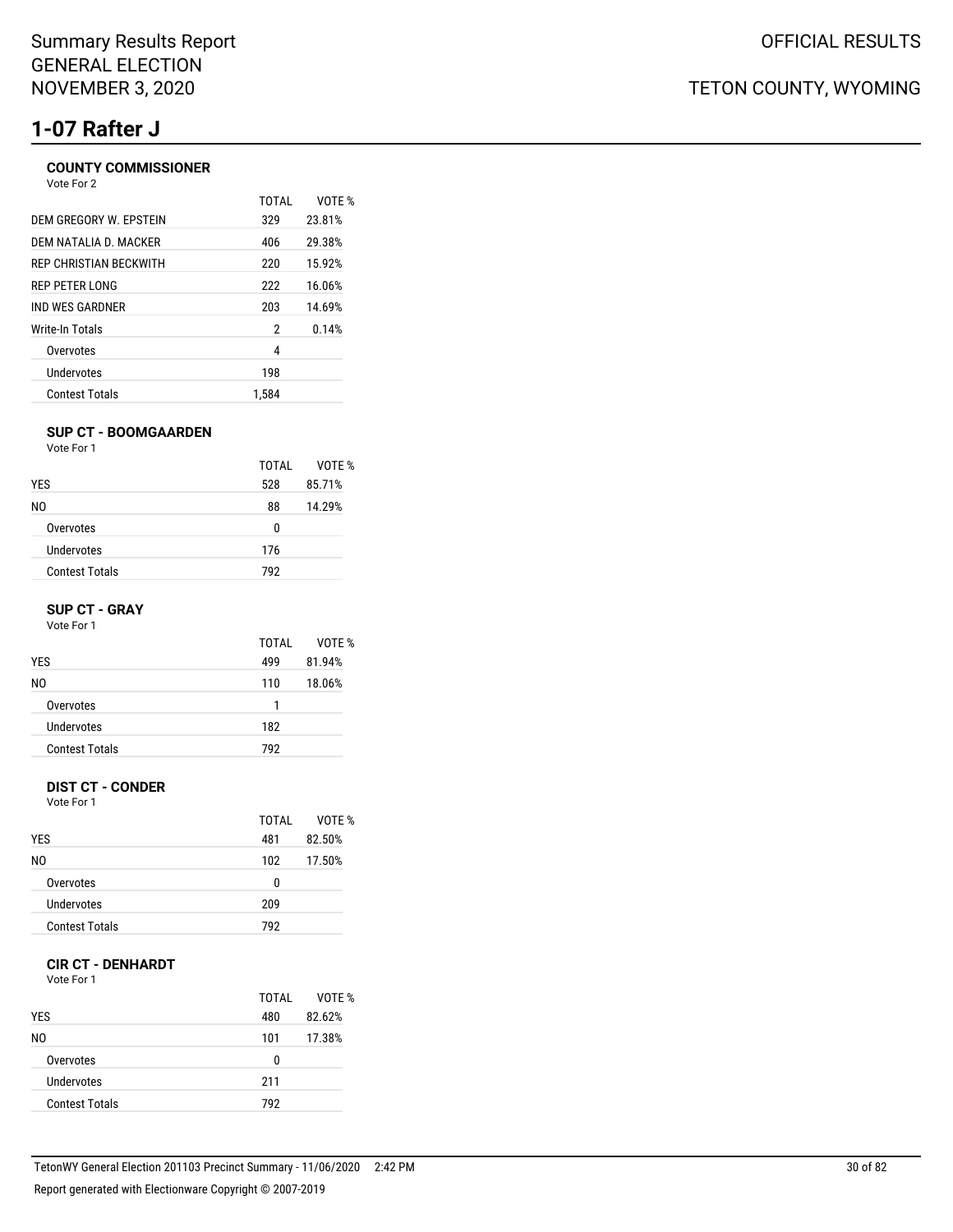# Summary Results Report
# GENERAL ELECTION
# NOVEMBER 3, 2020

OFFICIAL RESULTS

TETON COUNTY, WYOMING

## 1-07 Rafter J

### COUNTY COMMISSIONER

Vote For 2

| | TOTAL | VOTE % |
|---|---|---|
| DEM GREGORY W. EPSTEIN | 329 | 23.81% |
| DEM NATALIA D. MACKER | 406 | 29.38% |
| REP CHRISTIAN BECKWITH | 220 | 15.92% |
| REP PETER LONG | 222 | 16.06% |
| IND WES GARDNER | 203 | 14.69% |
| Write-In Totals | 2 | 0.14% |
| Overvotes | 4 | |
| Undervotes | 198 | |
| Contest Totals | 1,584 | |

### SUP CT - BOOMGAARDEN

Vote For 1

| | TOTAL | VOTE % |
|---|---|---|
| YES | 528 | 85.71% |
| NO | 88 | 14.29% |
| Overvotes | 0 | |
| Undervotes | 176 | |
| Contest Totals | 792 | |

### SUP CT - GRAY

Vote For 1

| | TOTAL | VOTE % |
|---|---|---|
| YES | 499 | 81.94% |
| NO | 110 | 18.06% |
| Overvotes | 1 | |
| Undervotes | 182 | |
| Contest Totals | 792 | |

### DIST CT - CONDER

Vote For 1

| | TOTAL | VOTE % |
|---|---|---|
| YES | 481 | 82.50% |
| NO | 102 | 17.50% |
| Overvotes | 0 | |
| Undervotes | 209 | |
| Contest Totals | 792 | |

### CIR CT - DENHARDT

Vote For 1

| | TOTAL | VOTE % |
|---|---|---|
| YES | 480 | 82.62% |
| NO | 101 | 17.38% |
| Overvotes | 0 | |
| Undervotes | 211 | |
| Contest Totals | 792 | |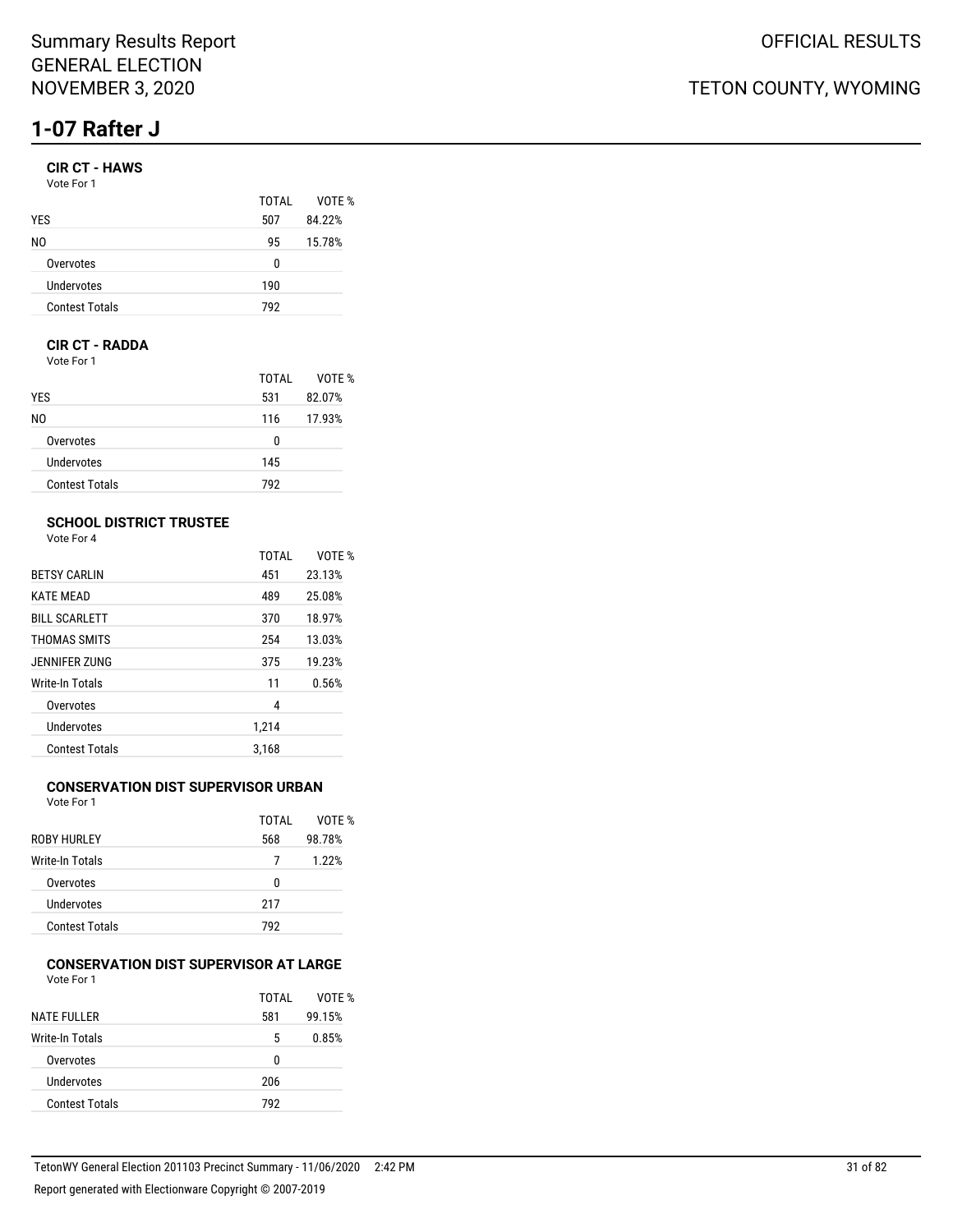Summary Results Report
GENERAL ELECTION
NOVEMBER 3, 2020

OFFICIAL RESULTS

TETON COUNTY, WYOMING

# 1-07 Rafter J

### CIR CT - HAWS

Vote For 1

| | TOTAL | VOTE % |
|---|---|---|
| YES | 507 | 84.22% |
| NO | 95 | 15.78% |
| Overvotes | 0 | |
| Undervotes | 190 | |
| Contest Totals | 792 | |

### CIR CT - RADDA

Vote For 1

| | TOTAL | VOTE % |
|---|---|---|
| YES | 531 | 82.07% |
| NO | 116 | 17.93% |
| Overvotes | 0 | |
| Undervotes | 145 | |
| Contest Totals | 792 | |

### SCHOOL DISTRICT TRUSTEE

Vote For 4

| | TOTAL | VOTE % |
|---|---|---|
| BETSY CARLIN | 451 | 23.13% |
| KATE MEAD | 489 | 25.08% |
| BILL SCARLETT | 370 | 18.97% |
| THOMAS SMITS | 254 | 13.03% |
| JENNIFER ZUNG | 375 | 19.23% |
| Write-In Totals | 11 | 0.56% |
| Overvotes | 4 | |
| Undervotes | 1,214 | |
| Contest Totals | 3,168 | |

### CONSERVATION DIST SUPERVISOR URBAN

Vote For 1

| | TOTAL | VOTE % |
|---|---|---|
| ROBY HURLEY | 568 | 98.78% |
| Write-In Totals | 7 | 1.22% |
| Overvotes | 0 | |
| Undervotes | 217 | |
| Contest Totals | 792 | |

### CONSERVATION DIST SUPERVISOR AT LARGE

Vote For 1

| | TOTAL | VOTE % |
|---|---|---|
| NATE FULLER | 581 | 99.15% |
| Write-In Totals | 5 | 0.85% |
| Overvotes | 0 | |
| Undervotes | 206 | |
| Contest Totals | 792 | |

TetonWY General Election 201103 Precinct Summary - 11/06/2020 2:42 PM

Report generated with Electionware Copyright © 2007-2019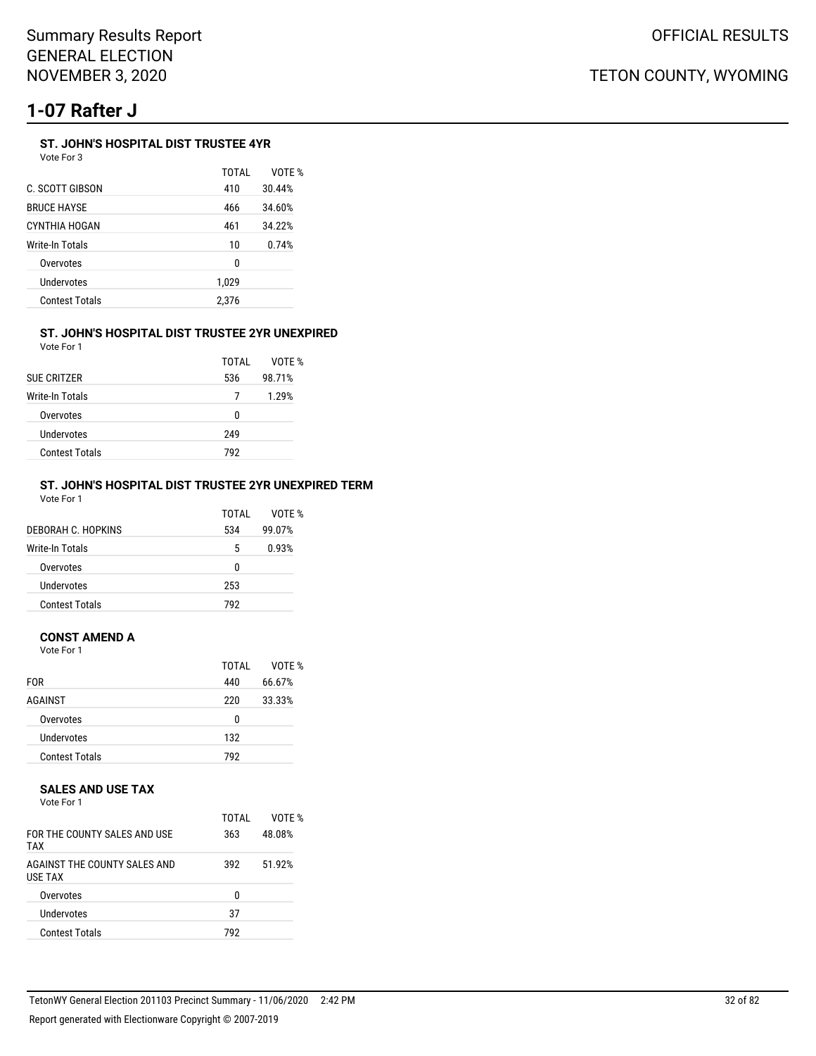# 1-07 Rafter J

### ST. JOHN'S HOSPITAL DIST TRUSTEE 4YR

Vote For 3

| | TOTAL | VOTE % |
|---|---|---|
| C. SCOTT GIBSON | 410 | 30.44% |
| BRUCE HAYSE | 466 | 34.60% |
| CYNTHIA HOGAN | 461 | 34.22% |
| Write-In Totals | 10 | 0.74% |
| Overvotes | 0 | |
| Undervotes | 1,029 | |
| Contest Totals | 2,376 | |

### ST. JOHN'S HOSPITAL DIST TRUSTEE 2YR UNEXPIRED

Vote For 1

| | TOTAL | VOTE % |
|---|---|---|
| SUE CRITZER | 536 | 98.71% |
| Write-In Totals | 7 | 1.29% |
| Overvotes | 0 | |
| Undervotes | 249 | |
| Contest Totals | 792 | |

### ST. JOHN'S HOSPITAL DIST TRUSTEE 2YR UNEXPIRED TERM

Vote For 1

| | TOTAL | VOTE % |
|---|---|---|
| DEBORAH C. HOPKINS | 534 | 99.07% |
| Write-In Totals | 5 | 0.93% |
| Overvotes | 0 | |
| Undervotes | 253 | |
| Contest Totals | 792 | |

### CONST AMEND A

Vote For 1

| | TOTAL | VOTE % |
|---|---|---|
| FOR | 440 | 66.67% |
| AGAINST | 220 | 33.33% |
| Overvotes | 0 | |
| Undervotes | 132 | |
| Contest Totals | 792 | |

### SALES AND USE TAX

Vote For 1

| | TOTAL | VOTE % |
|---|---|---|
| FOR THE COUNTY SALES AND USE TAX | 363 | 48.08% |
| AGAINST THE COUNTY SALES AND USE TAX | 392 | 51.92% |
| Overvotes | 0 | |
| Undervotes | 37 | |
| Contest Totals | 792 | |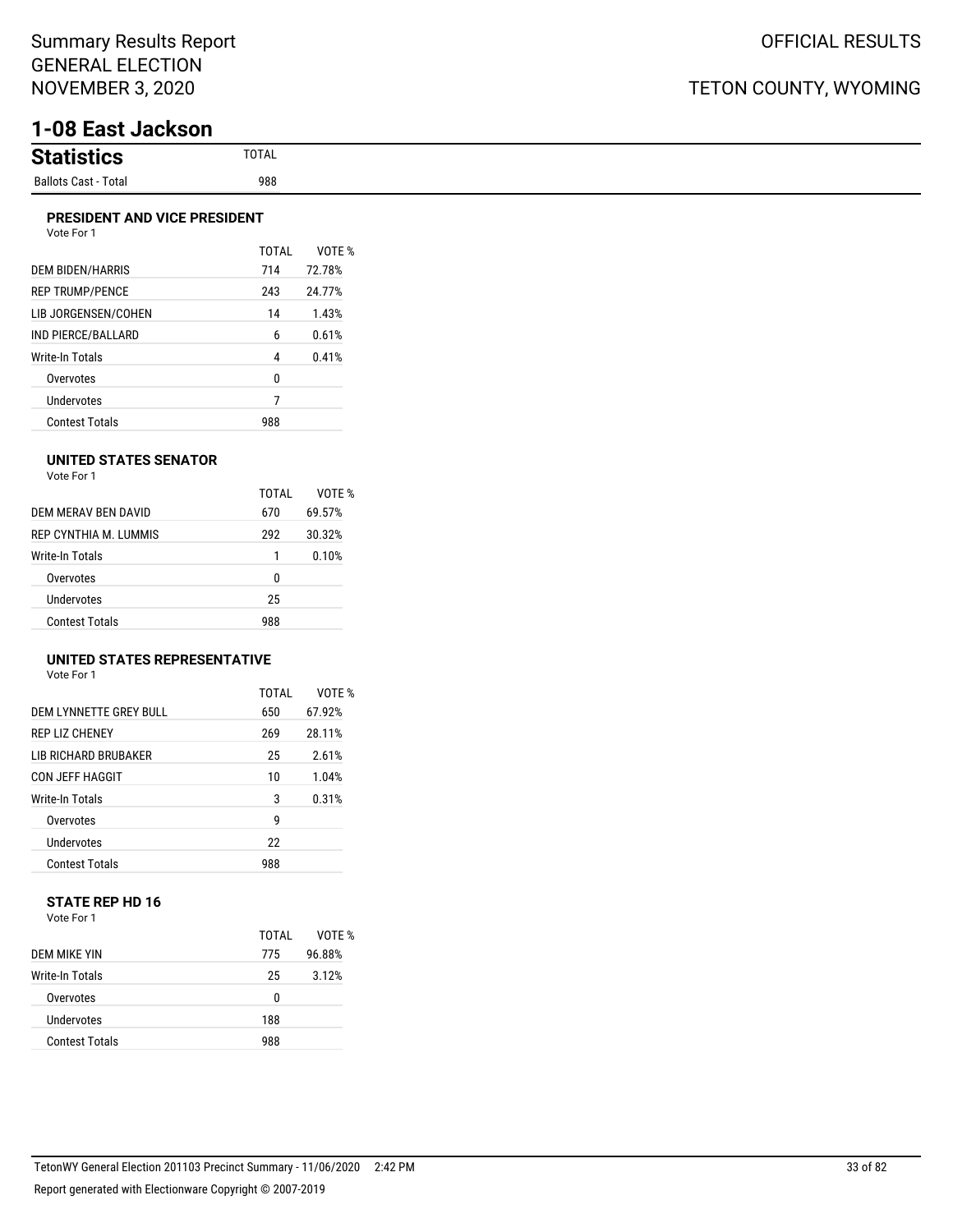# Summary Results Report
# GENERAL ELECTION
# NOVEMBER 3, 2020

OFFICIAL RESULTS

TETON COUNTY, WYOMING

## 1-08 East Jackson

| Statistics | TOTAL |
|---|---|
| Ballots Cast - Total | 988 |

### PRESIDENT AND VICE PRESIDENT

Vote For 1

| | TOTAL | VOTE % |
|---|---|---|
| DEM BIDEN/HARRIS | 714 | 72.78% |
| REP TRUMP/PENCE | 243 | 24.77% |
| LIB JORGENSEN/COHEN | 14 | 1.43% |
| IND PIERCE/BALLARD | 6 | 0.61% |
| Write-In Totals | 4 | 0.41% |
| Overvotes | 0 | |
| Undervotes | 7 | |
| Contest Totals | 988 | |

### UNITED STATES SENATOR

Vote For 1

| | TOTAL | VOTE % |
|---|---|---|
| DEM MERAV BEN DAVID | 670 | 69.57% |
| REP CYNTHIA M. LUMMIS | 292 | 30.32% |
| Write-In Totals | 1 | 0.10% |
| Overvotes | 0 | |
| Undervotes | 25 | |
| Contest Totals | 988 | |

### UNITED STATES REPRESENTATIVE

Vote For 1

| | TOTAL | VOTE % |
|---|---|---|
| DEM LYNNETTE GREY BULL | 650 | 67.92% |
| REP LIZ CHENEY | 269 | 28.11% |
| LIB RICHARD BRUBAKER | 25 | 2.61% |
| CON JEFF HAGGIT | 10 | 1.04% |
| Write-In Totals | 3 | 0.31% |
| Overvotes | 9 | |
| Undervotes | 22 | |
| Contest Totals | 988 | |

### STATE REP HD 16

Vote For 1

| | TOTAL | VOTE % |
|---|---|---|
| DEM MIKE YIN | 775 | 96.88% |
| Write-In Totals | 25 | 3.12% |
| Overvotes | 0 | |
| Undervotes | 188 | |
| Contest Totals | 988 | |

TetonWY General Election 201103 Precinct Summary - 11/06/2020 2:42 PM

Report generated with Electionware Copyright © 2007-2019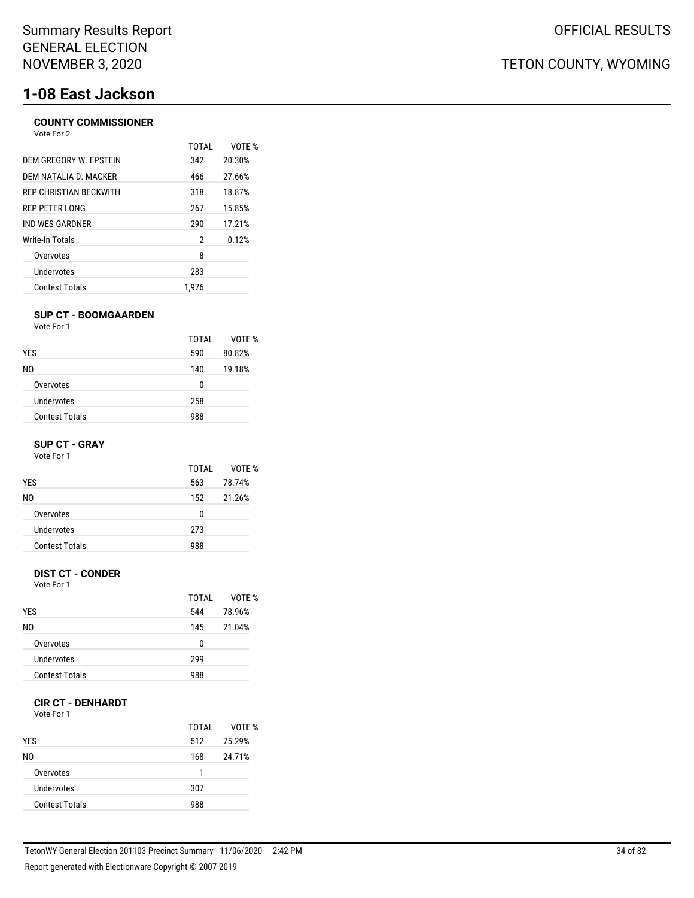# Summary Results Report
# GENERAL ELECTION
# NOVEMBER 3, 2020

OFFICIAL RESULTS

TETON COUNTY, WYOMING

## 1-08 East Jackson

### COUNTY COMMISSIONER

Vote For 2

| | TOTAL | VOTE % |
|---|---|---|
| DEM GREGORY W. EPSTEIN | 342 | 20.30% |
| DEM NATALIA D. MACKER | 466 | 27.66% |
| REP CHRISTIAN BECKWITH | 318 | 18.87% |
| REP PETER LONG | 267 | 15.85% |
| IND WES GARDNER | 290 | 17.21% |
| Write-In Totals | 2 | 0.12% |
| Overvotes | 8 | |
| Undervotes | 283 | |
| Contest Totals | 1,976 | |

### SUP CT - BOOMGAARDEN

Vote For 1

| | TOTAL | VOTE % |
|---|---|---|
| YES | 590 | 80.82% |
| NO | 140 | 19.18% |
| Overvotes | 0 | |
| Undervotes | 258 | |
| Contest Totals | 988 | |

### SUP CT - GRAY

Vote For 1

| | TOTAL | VOTE % |
|---|---|---|
| YES | 563 | 78.74% |
| NO | 152 | 21.26% |
| Overvotes | 0 | |
| Undervotes | 273 | |
| Contest Totals | 988 | |

### DIST CT - CONDER

Vote For 1

| | TOTAL | VOTE % |
|---|---|---|
| YES | 544 | 78.96% |
| NO | 145 | 21.04% |
| Overvotes | 0 | |
| Undervotes | 299 | |
| Contest Totals | 988 | |

### CIR CT - DENHARDT

Vote For 1

| | TOTAL | VOTE % |
|---|---|---|
| YES | 512 | 75.29% |
| NO | 168 | 24.71% |
| Overvotes | 1 | |
| Undervotes | 307 | |
| Contest Totals | 988 | |

TetonWY General Election 201103 Precinct Summary - 11/06/2020 2:42 PM

Report generated with Electionware Copyright © 2007-2019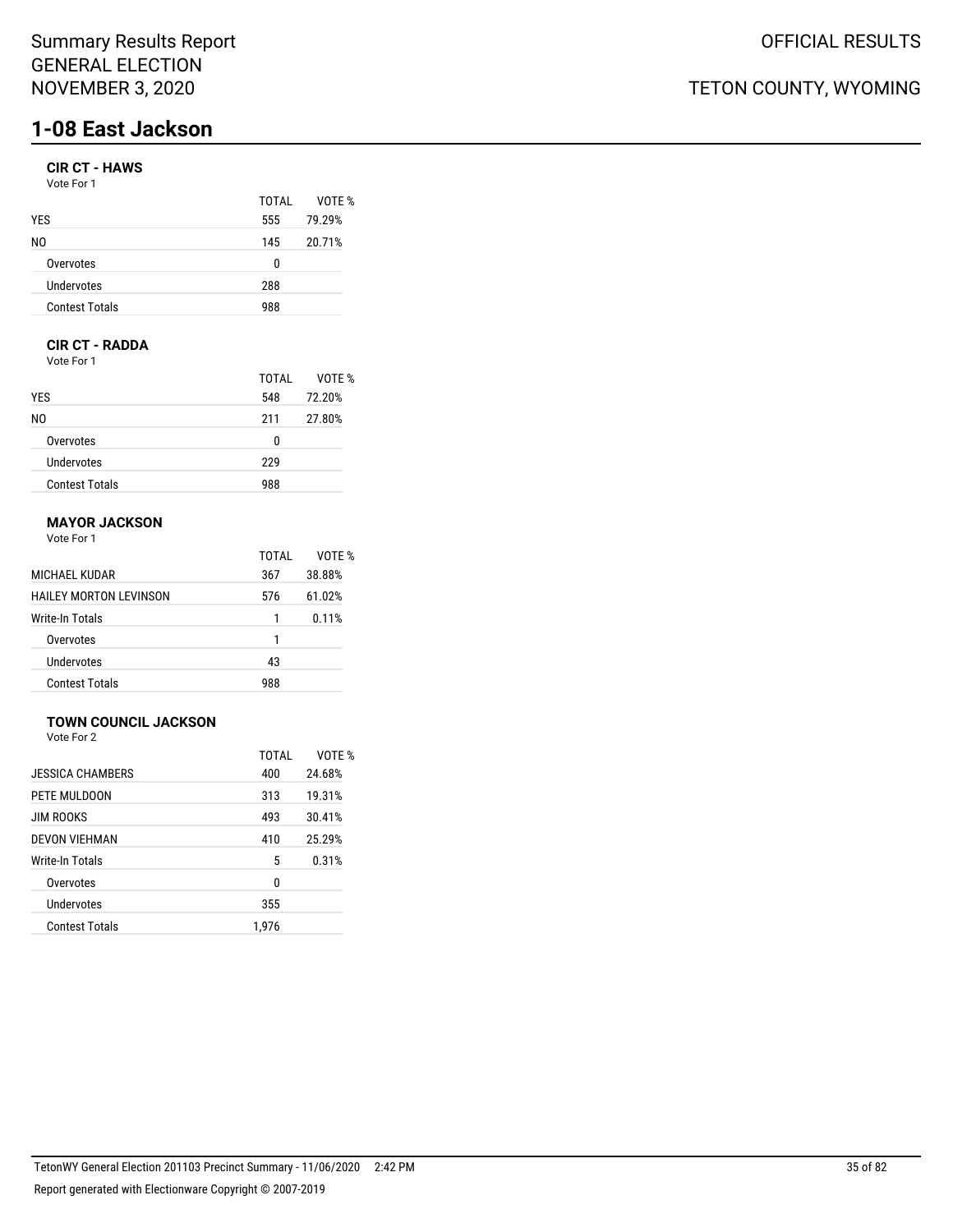# 1-08 East Jackson

### CIR CT - HAWS

Vote For 1

| | TOTAL | VOTE % |
|---|---|---|
| YES | 555 | 79.29% |
| NO | 145 | 20.71% |
| Overvotes | 0 | |
| Undervotes | 288 | |
| Contest Totals | 988 | |

### CIR CT - RADDA

Vote For 1

| | TOTAL | VOTE % |
|---|---|---|
| YES | 548 | 72.20% |
| NO | 211 | 27.80% |
| Overvotes | 0 | |
| Undervotes | 229 | |
| Contest Totals | 988 | |

### MAYOR JACKSON

Vote For 1

| | TOTAL | VOTE % |
|---|---|---|
| MICHAEL KUDAR | 367 | 38.88% |
| HAILEY MORTON LEVINSON | 576 | 61.02% |
| Write-In Totals | 1 | 0.11% |
| Overvotes | 1 | |
| Undervotes | 43 | |
| Contest Totals | 988 | |

### TOWN COUNCIL JACKSON

Vote For 2

| | TOTAL | VOTE % |
|---|---|---|
| JESSICA CHAMBERS | 400 | 24.68% |
| PETE MULDOON | 313 | 19.31% |
| JIM ROOKS | 493 | 30.41% |
| DEVON VIEHMAN | 410 | 25.29% |
| Write-In Totals | 5 | 0.31% |
| Overvotes | 0 | |
| Undervotes | 355 | |
| Contest Totals | 1,976 | |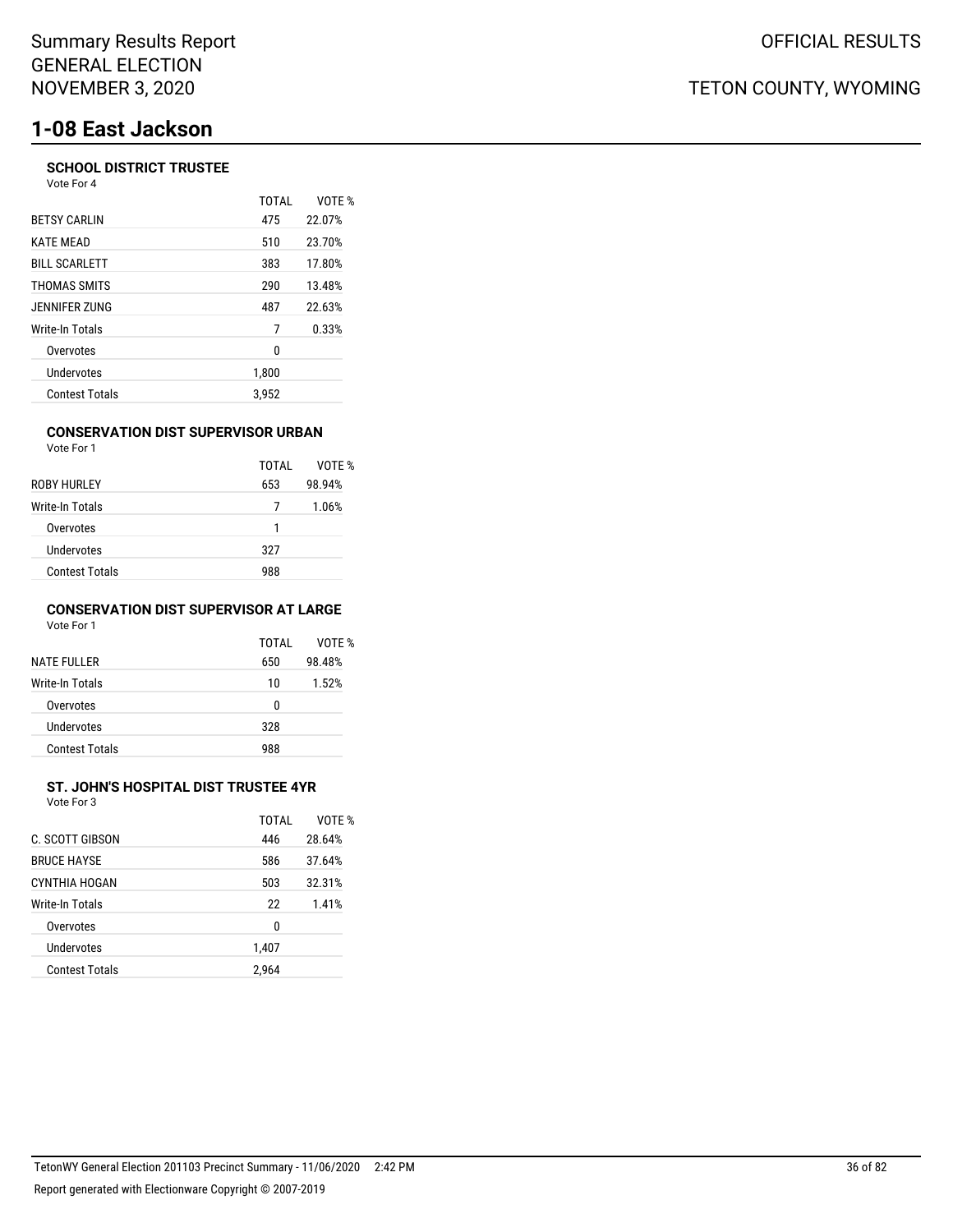# 1-08 East Jackson

### SCHOOL DISTRICT TRUSTEE

Vote For 4

| | TOTAL | VOTE % |
|---|---|---|
| BETSY CARLIN | 475 | 22.07% |
| KATE MEAD | 510 | 23.70% |
| BILL SCARLETT | 383 | 17.80% |
| THOMAS SMITS | 290 | 13.48% |
| JENNIFER ZUNG | 487 | 22.63% |
| Write-In Totals | 7 | 0.33% |
| Overvotes | 0 | |
| Undervotes | 1,800 | |
| Contest Totals | 3,952 | |

### CONSERVATION DIST SUPERVISOR URBAN

Vote For 1

| | TOTAL | VOTE % |
|---|---|---|
| ROBY HURLEY | 653 | 98.94% |
| Write-In Totals | 7 | 1.06% |
| Overvotes | 1 | |
| Undervotes | 327 | |
| Contest Totals | 988 | |

### CONSERVATION DIST SUPERVISOR AT LARGE

Vote For 1

| | TOTAL | VOTE % |
|---|---|---|
| NATE FULLER | 650 | 98.48% |
| Write-In Totals | 10 | 1.52% |
| Overvotes | 0 | |
| Undervotes | 328 | |
| Contest Totals | 988 | |

### ST. JOHN'S HOSPITAL DIST TRUSTEE 4YR

Vote For 3

| | TOTAL | VOTE % |
|---|---|---|
| C. SCOTT GIBSON | 446 | 28.64% |
| BRUCE HAYSE | 586 | 37.64% |
| CYNTHIA HOGAN | 503 | 32.31% |
| Write-In Totals | 22 | 1.41% |
| Overvotes | 0 | |
| Undervotes | 1,407 | |
| Contest Totals | 2,964 | |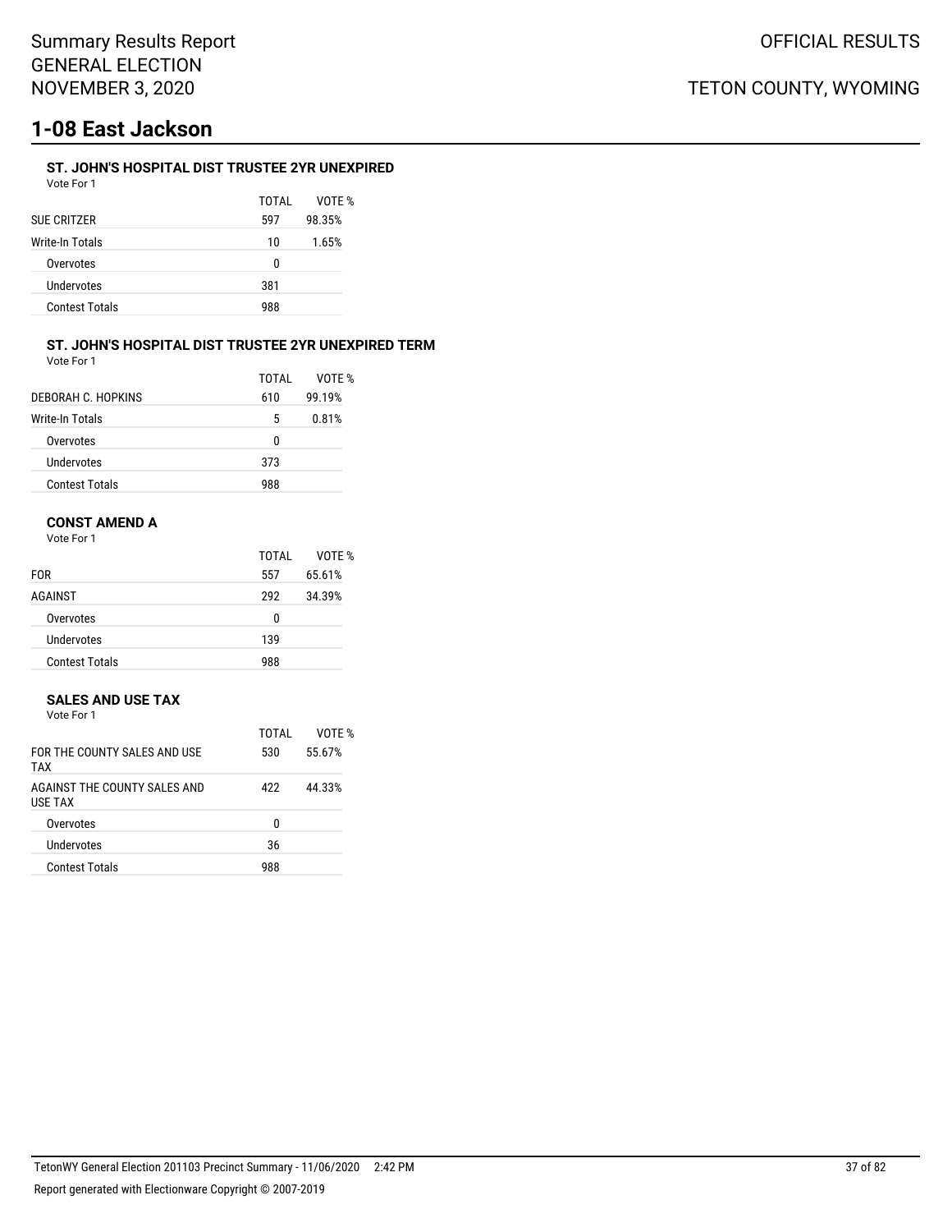# 1-08 East Jackson

### ST. JOHN'S HOSPITAL DIST TRUSTEE 2YR UNEXPIRED

Vote For 1

| | TOTAL | VOTE % |
|---|---|---|
| SUE CRITZER | 597 | 98.35% |
| Write-In Totals | 10 | 1.65% |
| Overvotes | 0 | |
| Undervotes | 381 | |
| Contest Totals | 988 | |

### ST. JOHN'S HOSPITAL DIST TRUSTEE 2YR UNEXPIRED TERM

Vote For 1

| | TOTAL | VOTE % |
|---|---|---|
| DEBORAH C. HOPKINS | 610 | 99.19% |
| Write-In Totals | 5 | 0.81% |
| Overvotes | 0 | |
| Undervotes | 373 | |
| Contest Totals | 988 | |

### CONST AMEND A

Vote For 1

| | TOTAL | VOTE % |
|---|---|---|
| FOR | 557 | 65.61% |
| AGAINST | 292 | 34.39% |
| Overvotes | 0 | |
| Undervotes | 139 | |
| Contest Totals | 988 | |

### SALES AND USE TAX

Vote For 1

| | TOTAL | VOTE % |
|---|---|---|
| FOR THE COUNTY SALES AND USE TAX | 530 | 55.67% |
| AGAINST THE COUNTY SALES AND USE TAX | 422 | 44.33% |
| Overvotes | 0 | |
| Undervotes | 36 | |
| Contest Totals | 988 | |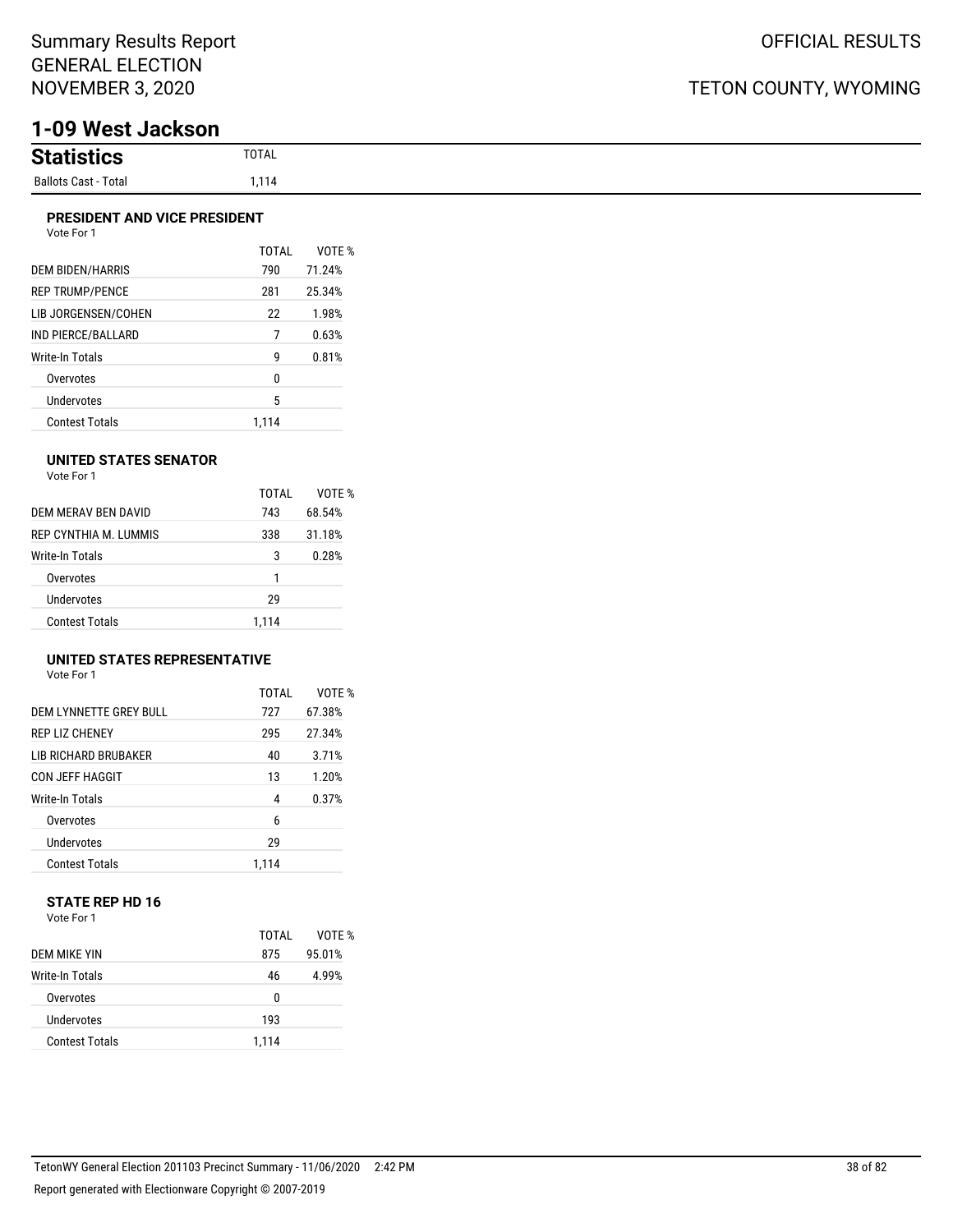Summary Results Report
GENERAL ELECTION
NOVEMBER 3, 2020

OFFICIAL RESULTS

TETON COUNTY, WYOMING

# 1-09 West Jackson

## Statistics

| | TOTAL |
|---|---|
| Ballots Cast - Total | 1,114 |

### PRESIDENT AND VICE PRESIDENT

Vote For 1

| | TOTAL | VOTE % |
|---|---|---|
| DEM BIDEN/HARRIS | 790 | 71.24% |
| REP TRUMP/PENCE | 281 | 25.34% |
| LIB JORGENSEN/COHEN | 22 | 1.98% |
| IND PIERCE/BALLARD | 7 | 0.63% |
| Write-In Totals | 9 | 0.81% |
| Overvotes | 0 | |
| Undervotes | 5 | |
| Contest Totals | 1,114 | |

### UNITED STATES SENATOR

Vote For 1

| | TOTAL | VOTE % |
|---|---|---|
| DEM MERAV BEN DAVID | 743 | 68.54% |
| REP CYNTHIA M. LUMMIS | 338 | 31.18% |
| Write-In Totals | 3 | 0.28% |
| Overvotes | 1 | |
| Undervotes | 29 | |
| Contest Totals | 1,114 | |

### UNITED STATES REPRESENTATIVE

Vote For 1

| | TOTAL | VOTE % |
|---|---|---|
| DEM LYNNETTE GREY BULL | 727 | 67.38% |
| REP LIZ CHENEY | 295 | 27.34% |
| LIB RICHARD BRUBAKER | 40 | 3.71% |
| CON JEFF HAGGIT | 13 | 1.20% |
| Write-In Totals | 4 | 0.37% |
| Overvotes | 6 | |
| Undervotes | 29 | |
| Contest Totals | 1,114 | |

### STATE REP HD 16

Vote For 1

| | TOTAL | VOTE % |
|---|---|---|
| DEM MIKE YIN | 875 | 95.01% |
| Write-In Totals | 46 | 4.99% |
| Overvotes | 0 | |
| Undervotes | 193 | |
| Contest Totals | 1,114 | |

TetonWY General Election 201103 Precinct Summary - 11/06/2020 2:42 PM

Report generated with Electionware Copyright © 2007-2019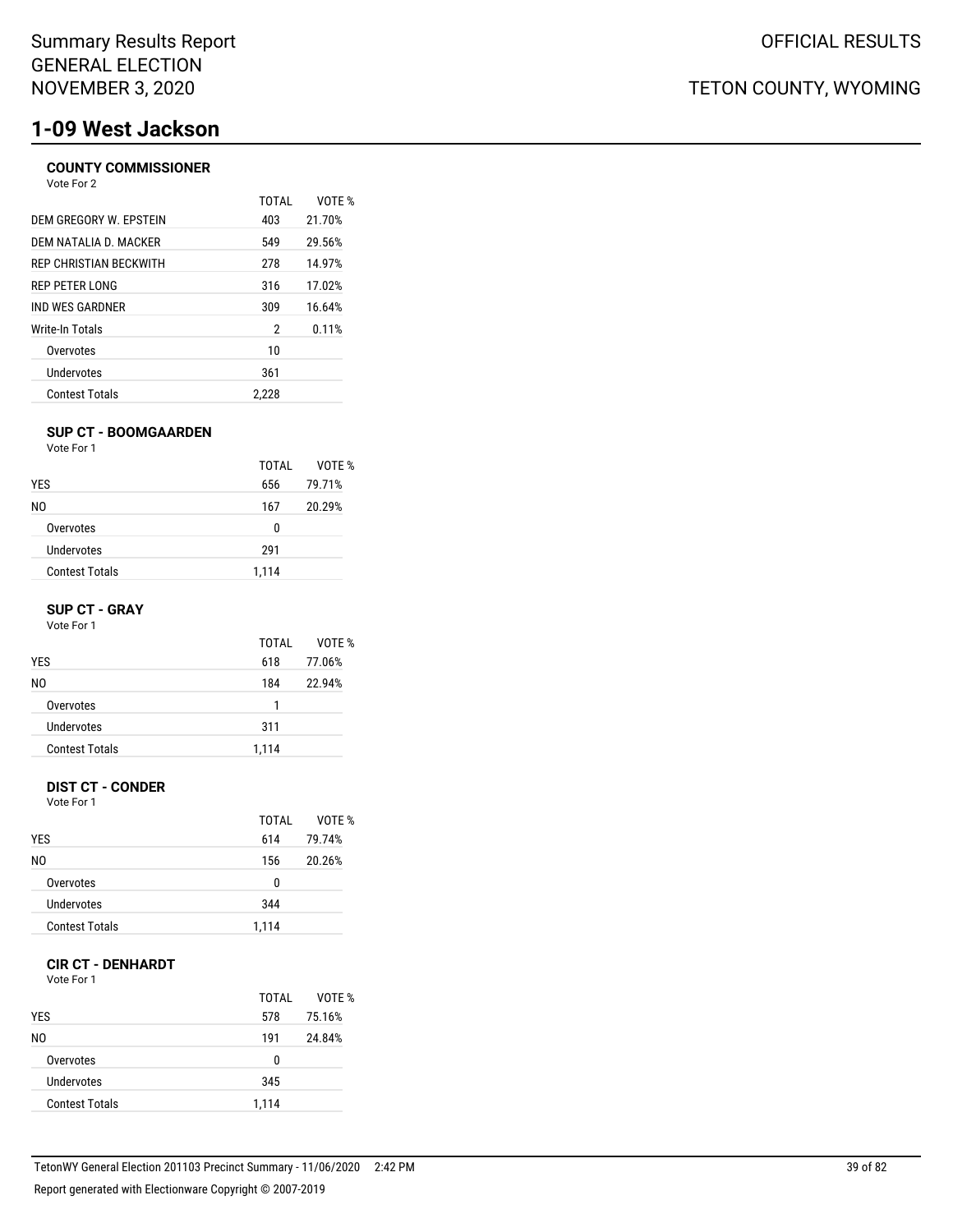# 1-09 West Jackson

### COUNTY COMMISSIONER

Vote For 2

| | TOTAL | VOTE % |
|---|---|---|
| DEM GREGORY W. EPSTEIN | 403 | 21.70% |
| DEM NATALIA D. MACKER | 549 | 29.56% |
| REP CHRISTIAN BECKWITH | 278 | 14.97% |
| REP PETER LONG | 316 | 17.02% |
| IND WES GARDNER | 309 | 16.64% |
| Write-In Totals | 2 | 0.11% |
| Overvotes | 10 | |
| Undervotes | 361 | |
| Contest Totals | 2,228 | |

### SUP CT - BOOMGAARDEN

Vote For 1

| | TOTAL | VOTE % |
|---|---|---|
| YES | 656 | 79.71% |
| NO | 167 | 20.29% |
| Overvotes | 0 | |
| Undervotes | 291 | |
| Contest Totals | 1,114 | |

### SUP CT - GRAY

Vote For 1

| | TOTAL | VOTE % |
|---|---|---|
| YES | 618 | 77.06% |
| NO | 184 | 22.94% |
| Overvotes | 1 | |
| Undervotes | 311 | |
| Contest Totals | 1,114 | |

### DIST CT - CONDER

Vote For 1

| | TOTAL | VOTE % |
|---|---|---|
| YES | 614 | 79.74% |
| NO | 156 | 20.26% |
| Overvotes | 0 | |
| Undervotes | 344 | |
| Contest Totals | 1,114 | |

### CIR CT - DENHARDT

Vote For 1

| | TOTAL | VOTE % |
|---|---|---|
| YES | 578 | 75.16% |
| NO | 191 | 24.84% |
| Overvotes | 0 | |
| Undervotes | 345 | |
| Contest Totals | 1,114 | |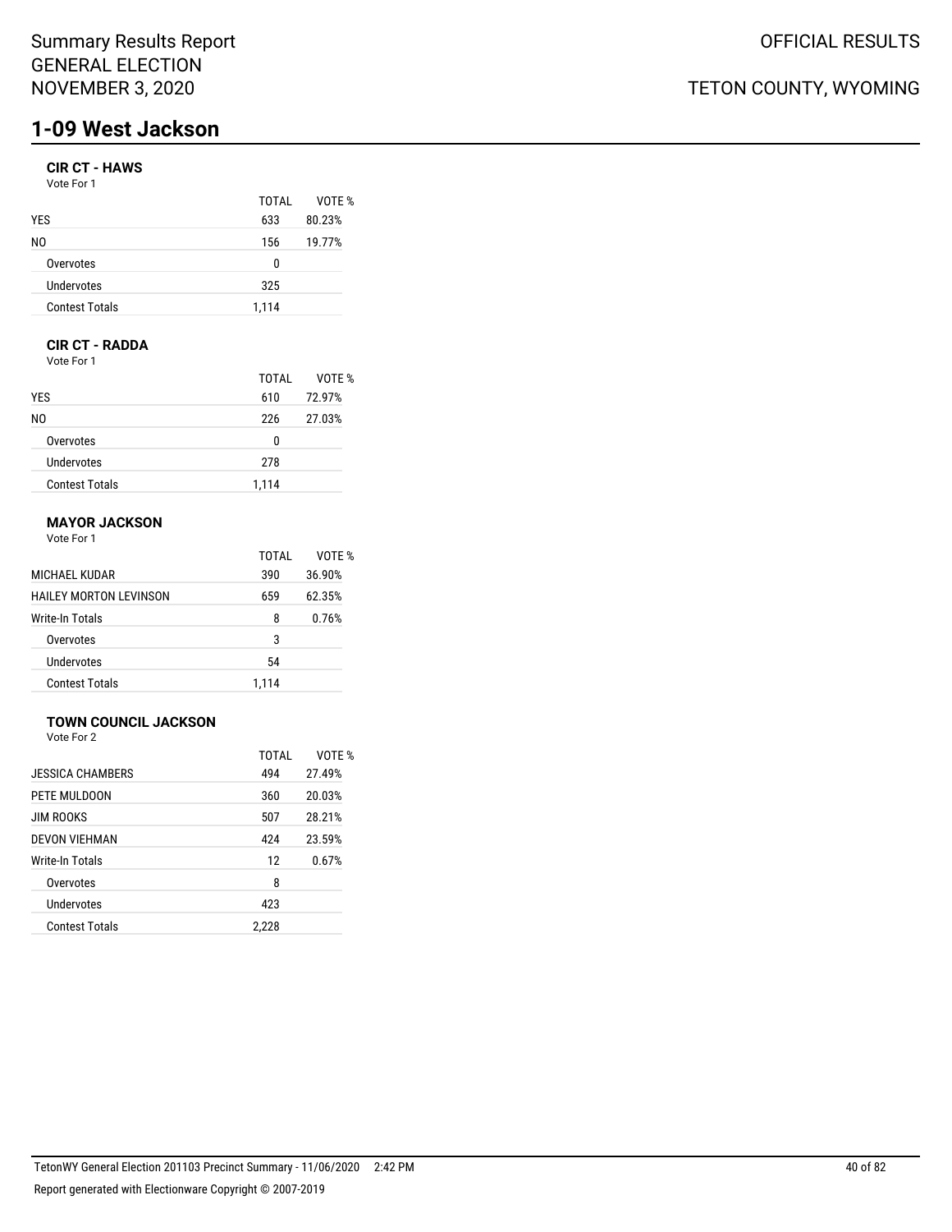# 1-09 West Jackson

### CIR CT - HAWS

Vote For 1

| | TOTAL | VOTE % |
|---|---|---|
| YES | 633 | 80.23% |
| NO | 156 | 19.77% |
| Overvotes | 0 | |
| Undervotes | 325 | |
| Contest Totals | 1,114 | |

### CIR CT - RADDA

Vote For 1

| | TOTAL | VOTE % |
|---|---|---|
| YES | 610 | 72.97% |
| NO | 226 | 27.03% |
| Overvotes | 0 | |
| Undervotes | 278 | |
| Contest Totals | 1,114 | |

### MAYOR JACKSON

Vote For 1

| | TOTAL | VOTE % |
|---|---|---|
| MICHAEL KUDAR | 390 | 36.90% |
| HAILEY MORTON LEVINSON | 659 | 62.35% |
| Write-In Totals | 8 | 0.76% |
| Overvotes | 3 | |
| Undervotes | 54 | |
| Contest Totals | 1,114 | |

### TOWN COUNCIL JACKSON

Vote For 2

| | TOTAL | VOTE % |
|---|---|---|
| JESSICA CHAMBERS | 494 | 27.49% |
| PETE MULDOON | 360 | 20.03% |
| JIM ROOKS | 507 | 28.21% |
| DEVON VIEHMAN | 424 | 23.59% |
| Write-In Totals | 12 | 0.67% |
| Overvotes | 8 | |
| Undervotes | 423 | |
| Contest Totals | 2,228 | |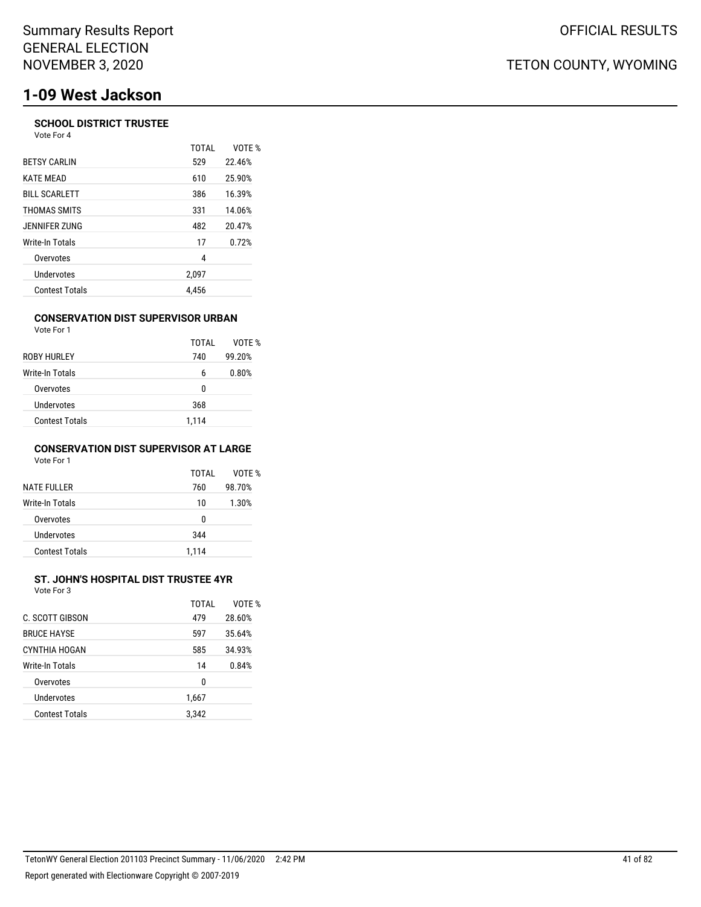# 1-09 West Jackson

### SCHOOL DISTRICT TRUSTEE

Vote For 4

| | TOTAL | VOTE % |
|---|---|---|
| BETSY CARLIN | 529 | 22.46% |
| KATE MEAD | 610 | 25.90% |
| BILL SCARLETT | 386 | 16.39% |
| THOMAS SMITS | 331 | 14.06% |
| JENNIFER ZUNG | 482 | 20.47% |
| Write-In Totals | 17 | 0.72% |
| Overvotes | 4 | |
| Undervotes | 2,097 | |
| Contest Totals | 4,456 | |

### CONSERVATION DIST SUPERVISOR URBAN

Vote For 1

| | TOTAL | VOTE % |
|---|---|---|
| ROBY HURLEY | 740 | 99.20% |
| Write-In Totals | 6 | 0.80% |
| Overvotes | 0 | |
| Undervotes | 368 | |
| Contest Totals | 1,114 | |

### CONSERVATION DIST SUPERVISOR AT LARGE

Vote For 1

| | TOTAL | VOTE % |
|---|---|---|
| NATE FULLER | 760 | 98.70% |
| Write-In Totals | 10 | 1.30% |
| Overvotes | 0 | |
| Undervotes | 344 | |
| Contest Totals | 1,114 | |

### ST. JOHN'S HOSPITAL DIST TRUSTEE 4YR

Vote For 3

| | TOTAL | VOTE % |
|---|---|---|
| C. SCOTT GIBSON | 479 | 28.60% |
| BRUCE HAYSE | 597 | 35.64% |
| CYNTHIA HOGAN | 585 | 34.93% |
| Write-In Totals | 14 | 0.84% |
| Overvotes | 0 | |
| Undervotes | 1,667 | |
| Contest Totals | 3,342 | |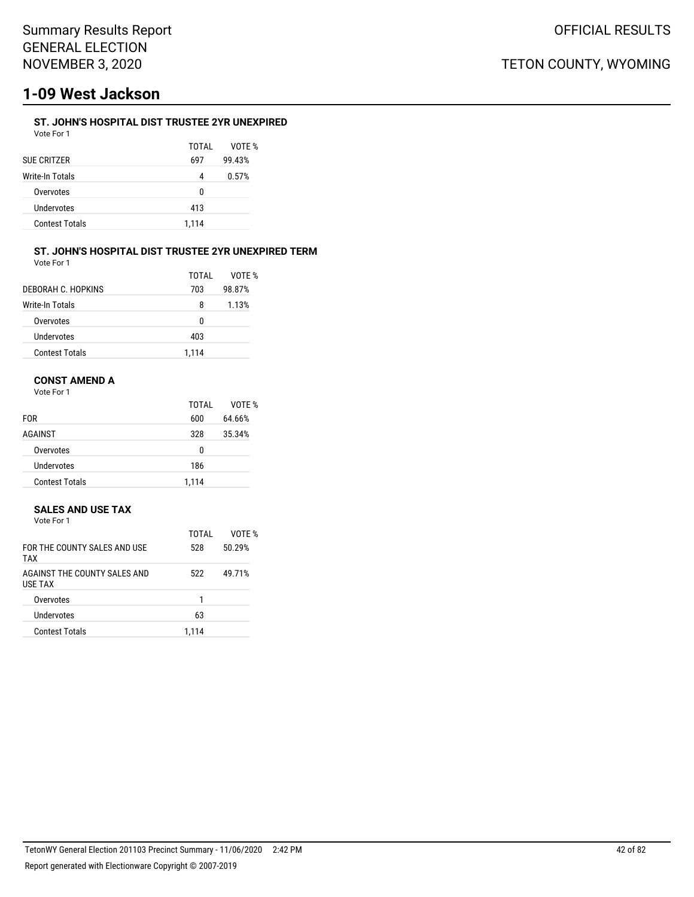# 1-09 West Jackson

### ST. JOHN'S HOSPITAL DIST TRUSTEE 2YR UNEXPIRED

Vote For 1

| | TOTAL | VOTE % |
|---|---|---|
| SUE CRITZER | 697 | 99.43% |
| Write-In Totals | 4 | 0.57% |
| Overvotes | 0 | |
| Undervotes | 413 | |
| Contest Totals | 1,114 | |

### ST. JOHN'S HOSPITAL DIST TRUSTEE 2YR UNEXPIRED TERM

Vote For 1

| | TOTAL | VOTE % |
|---|---|---|
| DEBORAH C. HOPKINS | 703 | 98.87% |
| Write-In Totals | 8 | 1.13% |
| Overvotes | 0 | |
| Undervotes | 403 | |
| Contest Totals | 1,114 | |

### CONST AMEND A

Vote For 1

| | TOTAL | VOTE % |
|---|---|---|
| FOR | 600 | 64.66% |
| AGAINST | 328 | 35.34% |
| Overvotes | 0 | |
| Undervotes | 186 | |
| Contest Totals | 1,114 | |

### SALES AND USE TAX

Vote For 1

| | TOTAL | VOTE % |
|---|---|---|
| FOR THE COUNTY SALES AND USE TAX | 528 | 50.29% |
| AGAINST THE COUNTY SALES AND USE TAX | 522 | 49.71% |
| Overvotes | 1 | |
| Undervotes | 63 | |
| Contest Totals | 1,114 | |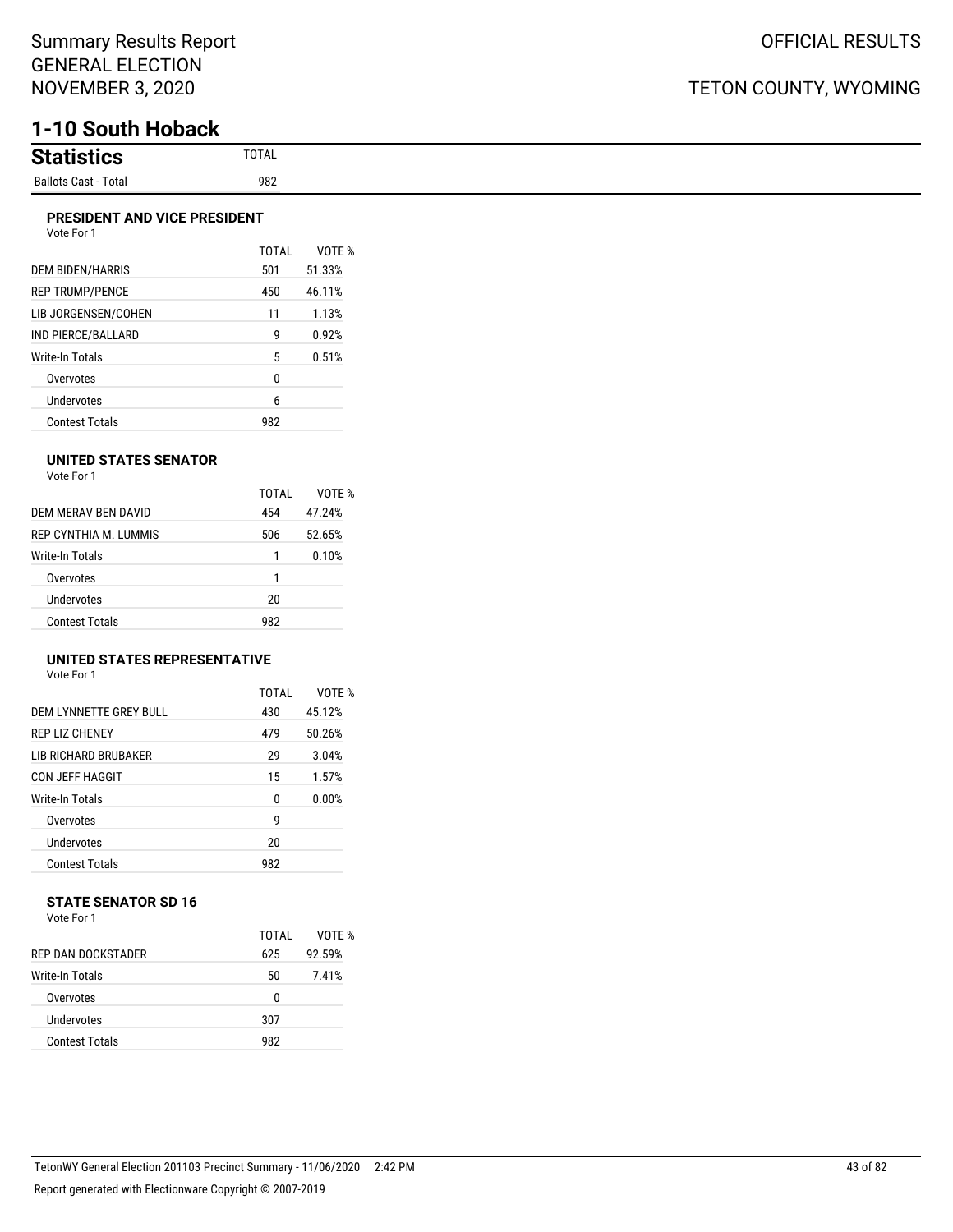# 1-10 South Hoback

## Statistics

| | TOTAL |
|---|---|
| Ballots Cast - Total | 982 |

### PRESIDENT AND VICE PRESIDENT

Vote For 1

| | TOTAL | VOTE % |
|---|---|---|
| DEM BIDEN/HARRIS | 501 | 51.33% |
| REP TRUMP/PENCE | 450 | 46.11% |
| LIB JORGENSEN/COHEN | 11 | 1.13% |
| IND PIERCE/BALLARD | 9 | 0.92% |
| Write-In Totals | 5 | 0.51% |
| Overvotes | 0 | |
| Undervotes | 6 | |
| Contest Totals | 982 | |

### UNITED STATES SENATOR

Vote For 1

| | TOTAL | VOTE % |
|---|---|---|
| DEM MERAV BEN DAVID | 454 | 47.24% |
| REP CYNTHIA M. LUMMIS | 506 | 52.65% |
| Write-In Totals | 1 | 0.10% |
| Overvotes | 1 | |
| Undervotes | 20 | |
| Contest Totals | 982 | |

### UNITED STATES REPRESENTATIVE

Vote For 1

| | TOTAL | VOTE % |
|---|---|---|
| DEM LYNNETTE GREY BULL | 430 | 45.12% |
| REP LIZ CHENEY | 479 | 50.26% |
| LIB RICHARD BRUBAKER | 29 | 3.04% |
| CON JEFF HAGGIT | 15 | 1.57% |
| Write-In Totals | 0 | 0.00% |
| Overvotes | 9 | |
| Undervotes | 20 | |
| Contest Totals | 982 | |

### STATE SENATOR SD 16

Vote For 1

| | TOTAL | VOTE % |
|---|---|---|
| REP DAN DOCKSTADER | 625 | 92.59% |
| Write-In Totals | 50 | 7.41% |
| Overvotes | 0 | |
| Undervotes | 307 | |
| Contest Totals | 982 | |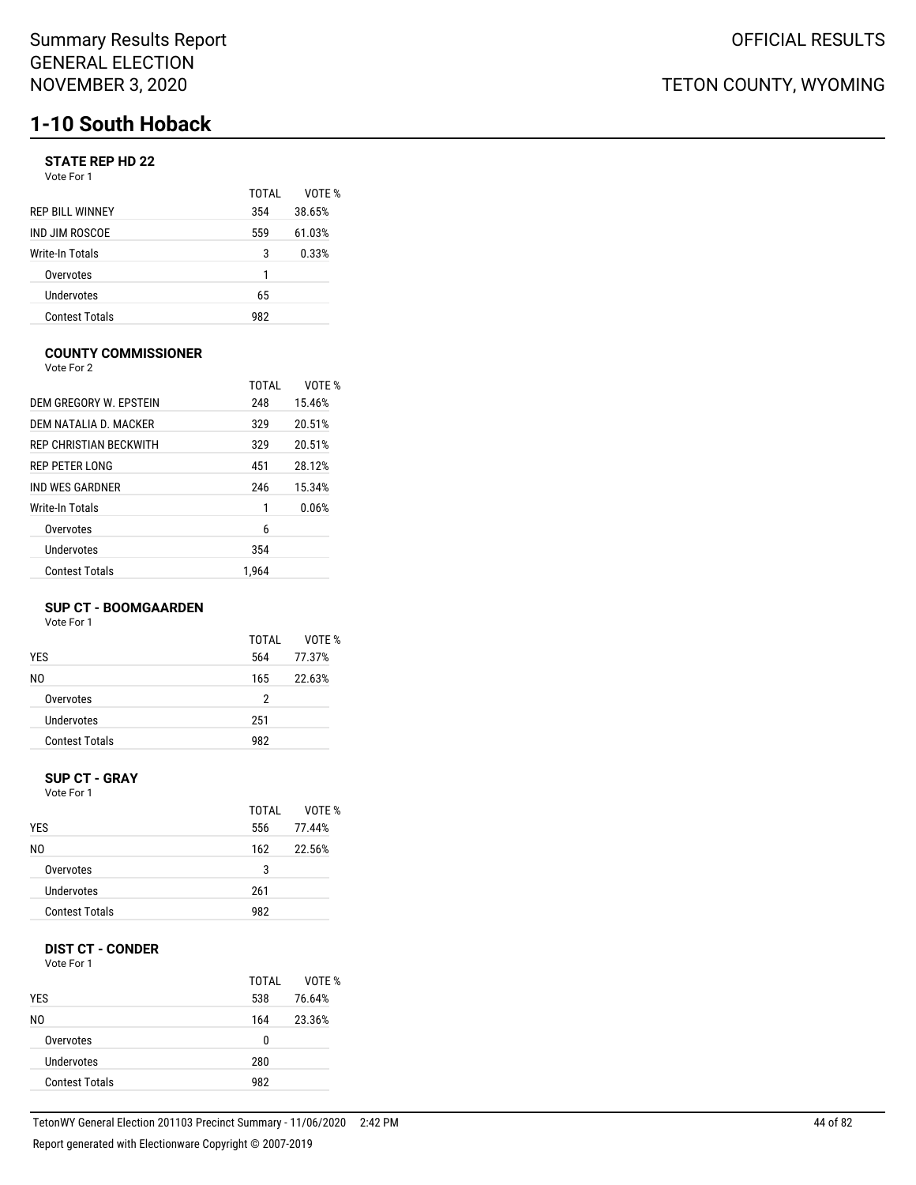Summary Results Report
GENERAL ELECTION
NOVEMBER 3, 2020

OFFICIAL RESULTS

TETON COUNTY, WYOMING

# 1-10 South Hoback

### STATE REP HD 22

Vote For 1

| | TOTAL | VOTE % |
|---|---|---|
| REP BILL WINNEY | 354 | 38.65% |
| IND JIM ROSCOE | 559 | 61.03% |
| Write-In Totals | 3 | 0.33% |
| Overvotes | 1 | |
| Undervotes | 65 | |
| Contest Totals | 982 | |

### COUNTY COMMISSIONER

Vote For 2

| | TOTAL | VOTE % |
|---|---|---|
| DEM GREGORY W. EPSTEIN | 248 | 15.46% |
| DEM NATALIA D. MACKER | 329 | 20.51% |
| REP CHRISTIAN BECKWITH | 329 | 20.51% |
| REP PETER LONG | 451 | 28.12% |
| IND WES GARDNER | 246 | 15.34% |
| Write-In Totals | 1 | 0.06% |
| Overvotes | 6 | |
| Undervotes | 354 | |
| Contest Totals | 1,964 | |

### SUP CT - BOOMGAARDEN

Vote For 1

| | TOTAL | VOTE % |
|---|---|---|
| YES | 564 | 77.37% |
| NO | 165 | 22.63% |
| Overvotes | 2 | |
| Undervotes | 251 | |
| Contest Totals | 982 | |

### SUP CT - GRAY

Vote For 1

| | TOTAL | VOTE % |
|---|---|---|
| YES | 556 | 77.44% |
| NO | 162 | 22.56% |
| Overvotes | 3 | |
| Undervotes | 261 | |
| Contest Totals | 982 | |

### DIST CT - CONDER

Vote For 1

| | TOTAL | VOTE % |
|---|---|---|
| YES | 538 | 76.64% |
| NO | 164 | 23.36% |
| Overvotes | 0 | |
| Undervotes | 280 | |
| Contest Totals | 982 | |

TetonWY General Election 201103 Precinct Summary - 11/06/2020 2:42 PM

Report generated with Electionware Copyright © 2007-2019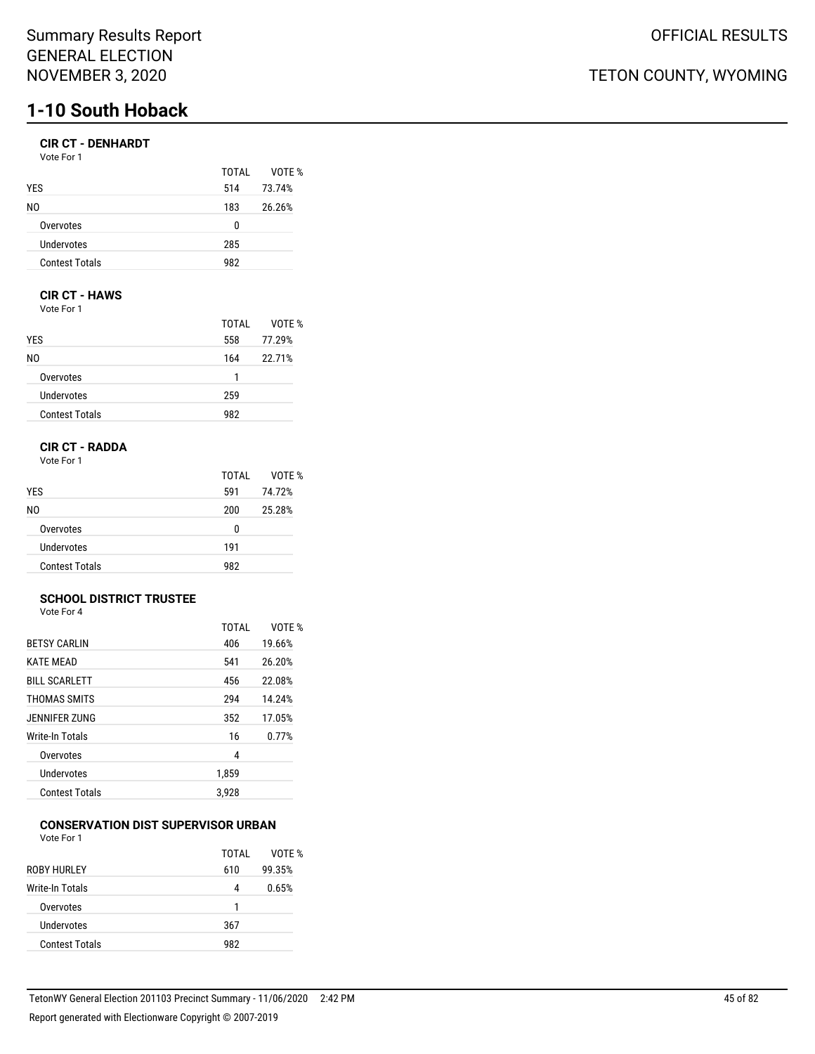Summary Results Report
GENERAL ELECTION
NOVEMBER 3, 2020

OFFICIAL RESULTS

TETON COUNTY, WYOMING

# 1-10 South Hoback

### CIR CT - DENHARDT

Vote For 1

| | TOTAL | VOTE % |
|---|---|---|
| YES | 514 | 73.74% |
| NO | 183 | 26.26% |
| Overvotes | 0 | |
| Undervotes | 285 | |
| Contest Totals | 982 | |

### CIR CT - HAWS

Vote For 1

| | TOTAL | VOTE % |
|---|---|---|
| YES | 558 | 77.29% |
| NO | 164 | 22.71% |
| Overvotes | 1 | |
| Undervotes | 259 | |
| Contest Totals | 982 | |

### CIR CT - RADDA

Vote For 1

| | TOTAL | VOTE % |
|---|---|---|
| YES | 591 | 74.72% |
| NO | 200 | 25.28% |
| Overvotes | 0 | |
| Undervotes | 191 | |
| Contest Totals | 982 | |

### SCHOOL DISTRICT TRUSTEE

Vote For 4

| | TOTAL | VOTE % |
|---|---|---|
| BETSY CARLIN | 406 | 19.66% |
| KATE MEAD | 541 | 26.20% |
| BILL SCARLETT | 456 | 22.08% |
| THOMAS SMITS | 294 | 14.24% |
| JENNIFER ZUNG | 352 | 17.05% |
| Write-In Totals | 16 | 0.77% |
| Overvotes | 4 | |
| Undervotes | 1,859 | |
| Contest Totals | 3,928 | |

### CONSERVATION DIST SUPERVISOR URBAN

Vote For 1

| | TOTAL | VOTE % |
|---|---|---|
| ROBY HURLEY | 610 | 99.35% |
| Write-In Totals | 4 | 0.65% |
| Overvotes | 1 | |
| Undervotes | 367 | |
| Contest Totals | 982 | |

TetonWY General Election 201103 Precinct Summary - 11/06/2020 2:42 PM

Report generated with Electionware Copyright © 2007-2019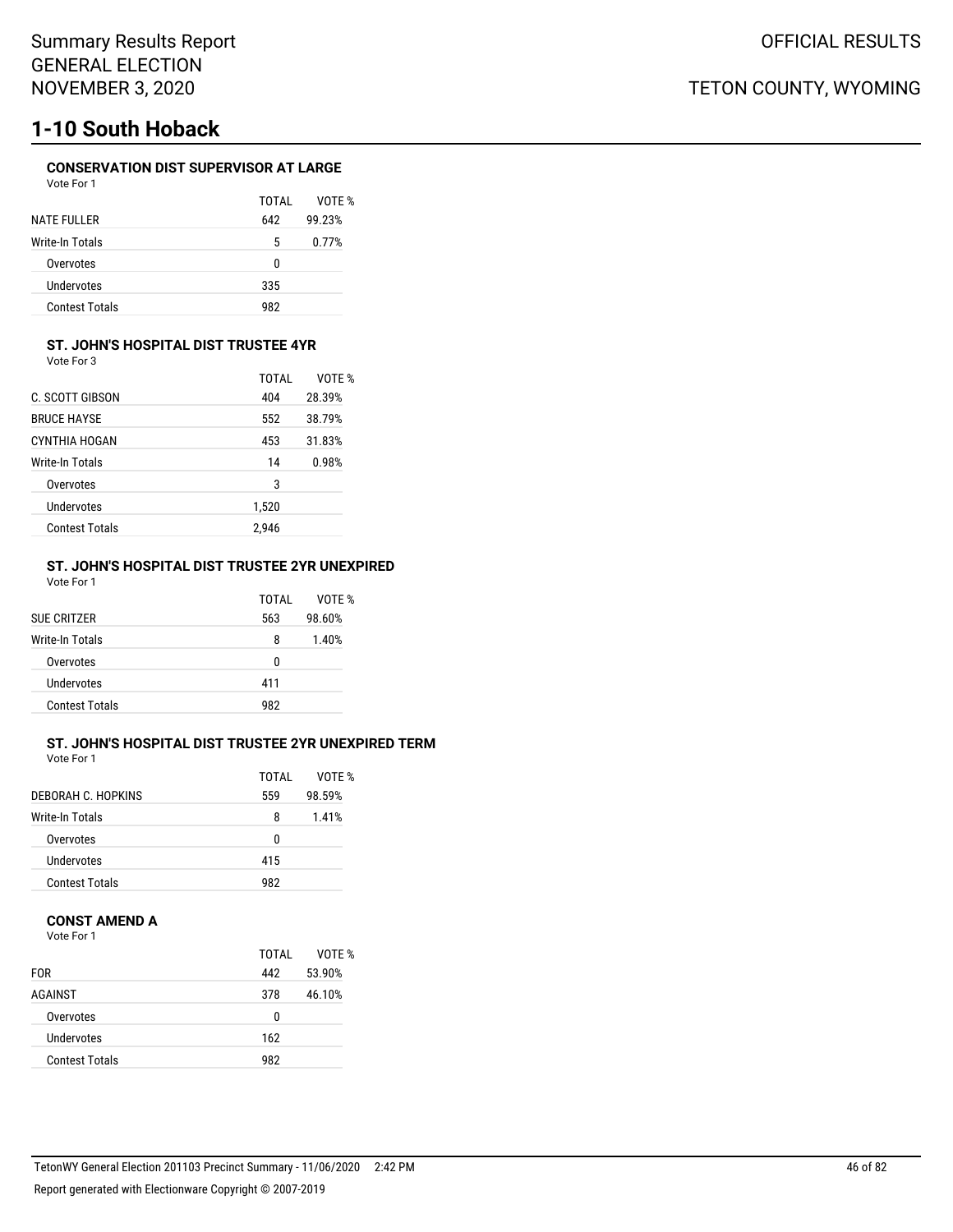# 1-10 South Hoback

### CONSERVATION DIST SUPERVISOR AT LARGE

Vote For 1

| | TOTAL | VOTE % |
|---|---|---|
| NATE FULLER | 642 | 99.23% |
| Write-In Totals | 5 | 0.77% |
| Overvotes | 0 | |
| Undervotes | 335 | |
| Contest Totals | 982 | |

### ST. JOHN'S HOSPITAL DIST TRUSTEE 4YR

Vote For 3

| | TOTAL | VOTE % |
|---|---|---|
| C. SCOTT GIBSON | 404 | 28.39% |
| BRUCE HAYSE | 552 | 38.79% |
| CYNTHIA HOGAN | 453 | 31.83% |
| Write-In Totals | 14 | 0.98% |
| Overvotes | 3 | |
| Undervotes | 1,520 | |
| Contest Totals | 2,946 | |

### ST. JOHN'S HOSPITAL DIST TRUSTEE 2YR UNEXPIRED

Vote For 1

| | TOTAL | VOTE % |
|---|---|---|
| SUE CRITZER | 563 | 98.60% |
| Write-In Totals | 8 | 1.40% |
| Overvotes | 0 | |
| Undervotes | 411 | |
| Contest Totals | 982 | |

### ST. JOHN'S HOSPITAL DIST TRUSTEE 2YR UNEXPIRED TERM

Vote For 1

| | TOTAL | VOTE % |
|---|---|---|
| DEBORAH C. HOPKINS | 559 | 98.59% |
| Write-In Totals | 8 | 1.41% |
| Overvotes | 0 | |
| Undervotes | 415 | |
| Contest Totals | 982 | |

### CONST AMEND A

Vote For 1

| | TOTAL | VOTE % |
|---|---|---|
| FOR | 442 | 53.90% |
| AGAINST | 378 | 46.10% |
| Overvotes | 0 | |
| Undervotes | 162 | |
| Contest Totals | 982 | |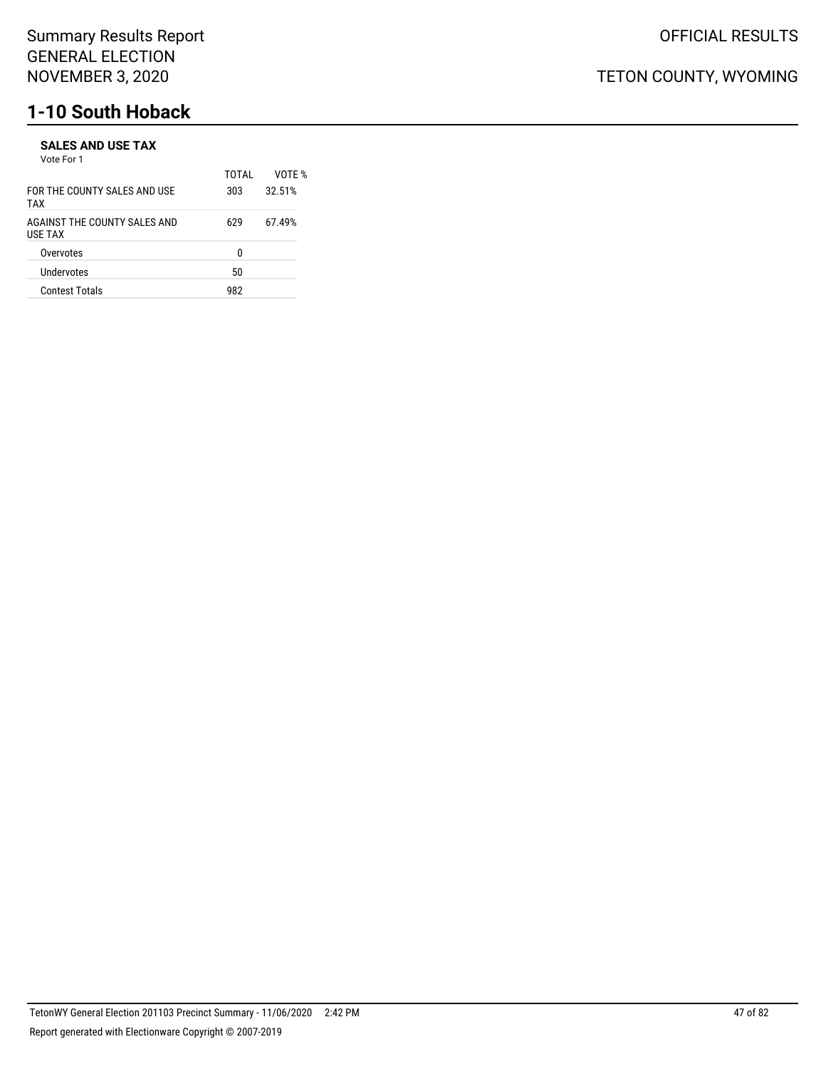# 1-10 South Hoback

### SALES AND USE TAX

Vote For 1

| | TOTAL | VOTE % |
|---|---|---|
| FOR THE COUNTY SALES AND USE TAX | 303 | 32.51% |
| AGAINST THE COUNTY SALES AND USE TAX | 629 | 67.49% |
| Overvotes | 0 | |
| Undervotes | 50 | |
| Contest Totals | 982 | |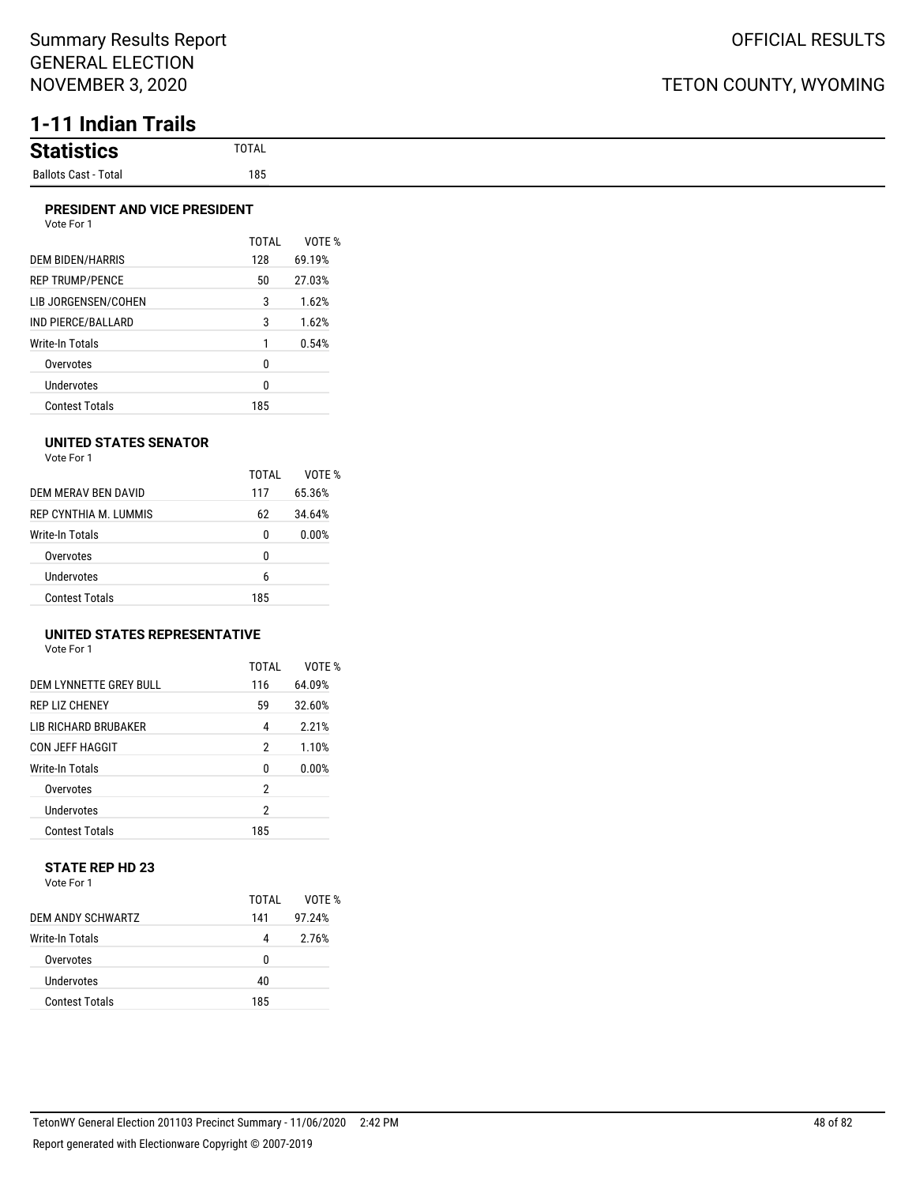Summary Results Report
GENERAL ELECTION
NOVEMBER 3, 2020

OFFICIAL RESULTS

TETON COUNTY, WYOMING

# 1-11 Indian Trails

## Statistics

| | TOTAL |
|---|---|
| Ballots Cast - Total | 185 |

### PRESIDENT AND VICE PRESIDENT

Vote For 1

| | TOTAL | VOTE % |
|---|---|---|
| DEM BIDEN/HARRIS | 128 | 69.19% |
| REP TRUMP/PENCE | 50 | 27.03% |
| LIB JORGENSEN/COHEN | 3 | 1.62% |
| IND PIERCE/BALLARD | 3 | 1.62% |
| Write-In Totals | 1 | 0.54% |
| Overvotes | 0 | |
| Undervotes | 0 | |
| Contest Totals | 185 | |

### UNITED STATES SENATOR

Vote For 1

| | TOTAL | VOTE % |
|---|---|---|
| DEM MERAV BEN DAVID | 117 | 65.36% |
| REP CYNTHIA M. LUMMIS | 62 | 34.64% |
| Write-In Totals | 0 | 0.00% |
| Overvotes | 0 | |
| Undervotes | 6 | |
| Contest Totals | 185 | |

### UNITED STATES REPRESENTATIVE

Vote For 1

| | TOTAL | VOTE % |
|---|---|---|
| DEM LYNNETTE GREY BULL | 116 | 64.09% |
| REP LIZ CHENEY | 59 | 32.60% |
| LIB RICHARD BRUBAKER | 4 | 2.21% |
| CON JEFF HAGGIT | 2 | 1.10% |
| Write-In Totals | 0 | 0.00% |
| Overvotes | 2 | |
| Undervotes | 2 | |
| Contest Totals | 185 | |

### STATE REP HD 23

Vote For 1

| | TOTAL | VOTE % |
|---|---|---|
| DEM ANDY SCHWARTZ | 141 | 97.24% |
| Write-In Totals | 4 | 2.76% |
| Overvotes | 0 | |
| Undervotes | 40 | |
| Contest Totals | 185 | |

TetonWY General Election 201103 Precinct Summary - 11/06/2020 2:42 PM

Report generated with Electionware Copyright © 2007-2019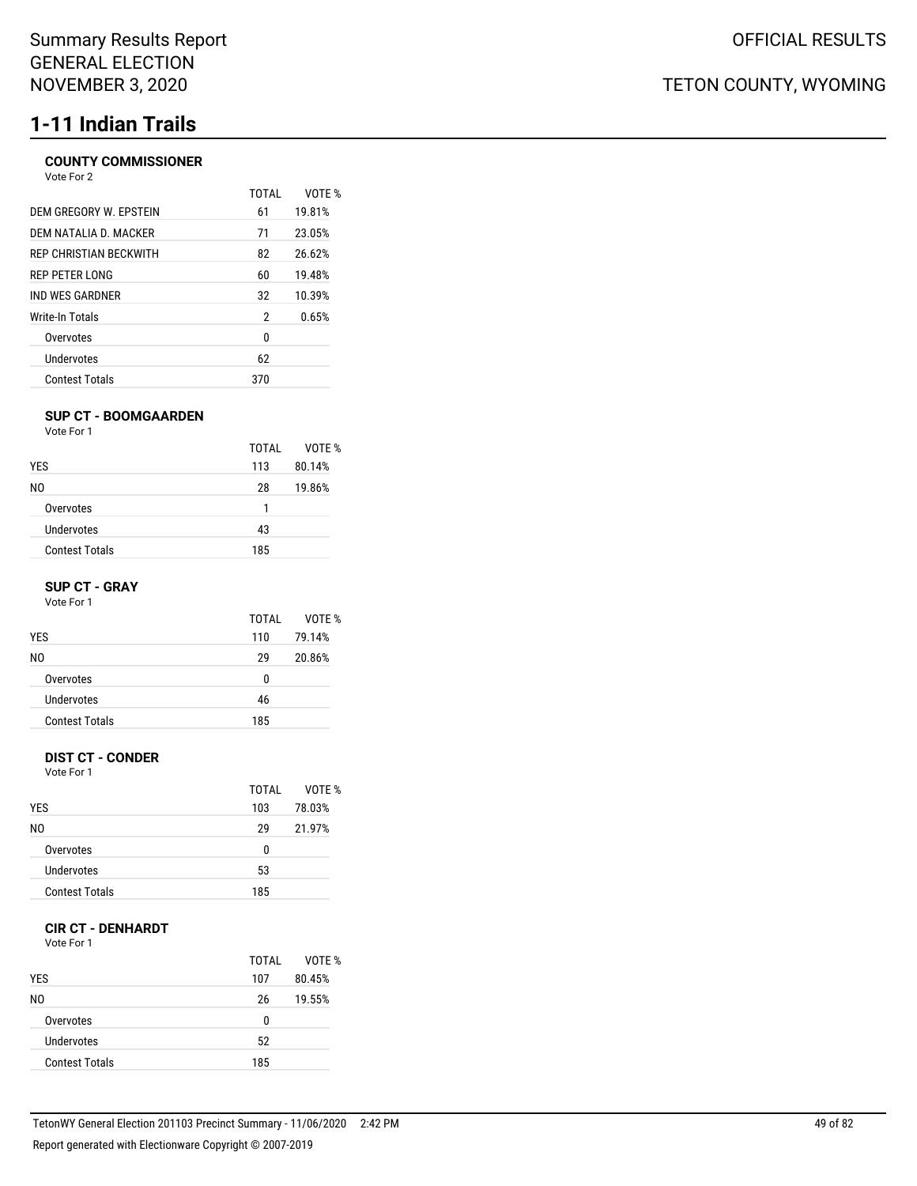# 1-11 Indian Trails

### COUNTY COMMISSIONER

Vote For 2

| | TOTAL | VOTE % |
|---|---|---|
| DEM GREGORY W. EPSTEIN | 61 | 19.81% |
| DEM NATALIA D. MACKER | 71 | 23.05% |
| REP CHRISTIAN BECKWITH | 82 | 26.62% |
| REP PETER LONG | 60 | 19.48% |
| IND WES GARDNER | 32 | 10.39% |
| Write-In Totals | 2 | 0.65% |
| Overvotes | 0 | |
| Undervotes | 62 | |
| Contest Totals | 370 | |

### SUP CT - BOOMGAARDEN

Vote For 1

| | TOTAL | VOTE % |
|---|---|---|
| YES | 113 | 80.14% |
| NO | 28 | 19.86% |
| Overvotes | 1 | |
| Undervotes | 43 | |
| Contest Totals | 185 | |

### SUP CT - GRAY

Vote For 1

| | TOTAL | VOTE % |
|---|---|---|
| YES | 110 | 79.14% |
| NO | 29 | 20.86% |
| Overvotes | 0 | |
| Undervotes | 46 | |
| Contest Totals | 185 | |

### DIST CT - CONDER

Vote For 1

| | TOTAL | VOTE % |
|---|---|---|
| YES | 103 | 78.03% |
| NO | 29 | 21.97% |
| Overvotes | 0 | |
| Undervotes | 53 | |
| Contest Totals | 185 | |

### CIR CT - DENHARDT

Vote For 1

| | TOTAL | VOTE % |
|---|---|---|
| YES | 107 | 80.45% |
| NO | 26 | 19.55% |
| Overvotes | 0 | |
| Undervotes | 52 | |
| Contest Totals | 185 | |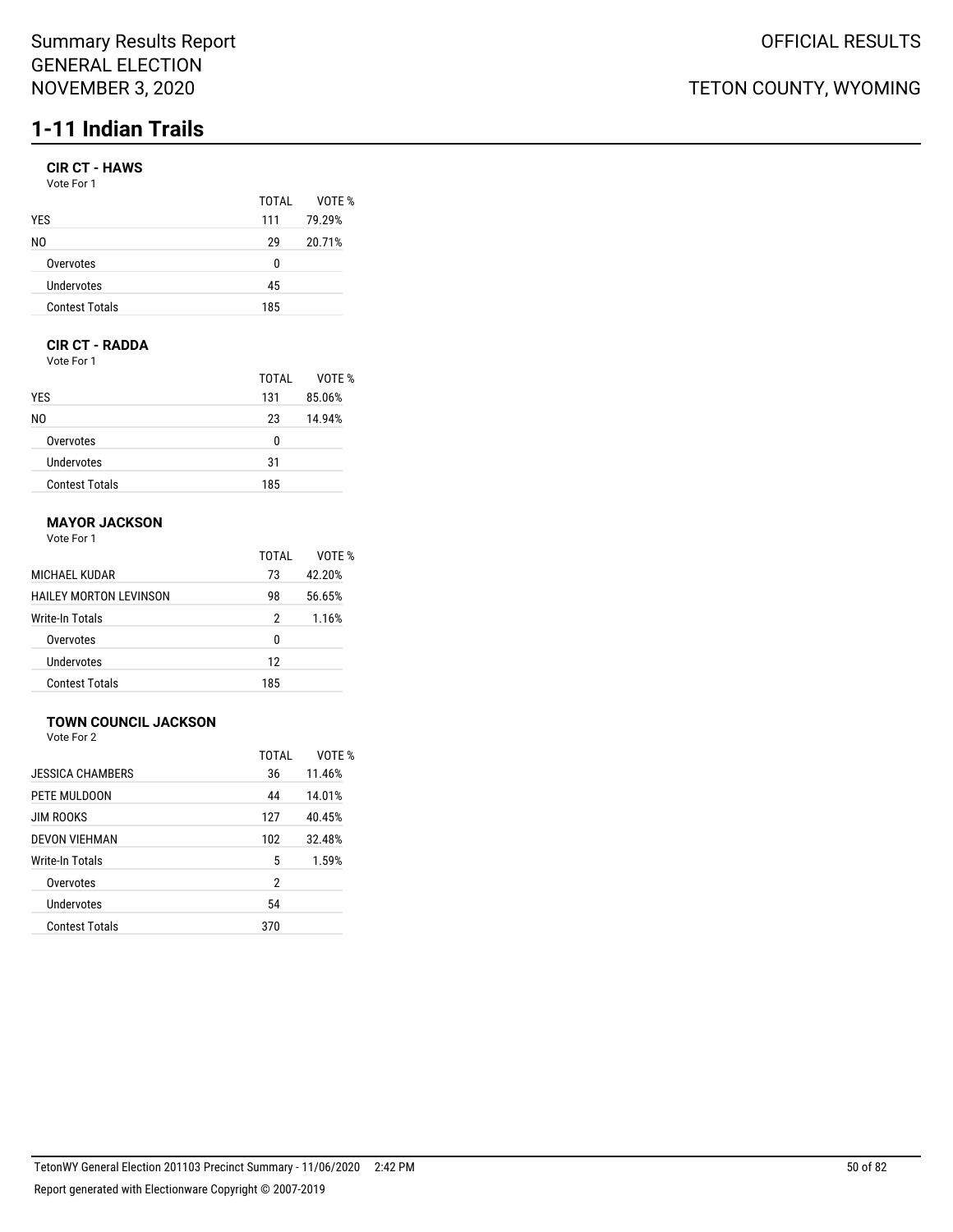Summary Results Report
GENERAL ELECTION
NOVEMBER 3, 2020

OFFICIAL RESULTS

TETON COUNTY, WYOMING

# 1-11 Indian Trails

### CIR CT - HAWS

Vote For 1

| | TOTAL | VOTE % |
|---|---|---|
| YES | 111 | 79.29% |
| NO | 29 | 20.71% |
| Overvotes | 0 | |
| Undervotes | 45 | |
| Contest Totals | 185 | |

### CIR CT - RADDA

Vote For 1

| | TOTAL | VOTE % |
|---|---|---|
| YES | 131 | 85.06% |
| NO | 23 | 14.94% |
| Overvotes | 0 | |
| Undervotes | 31 | |
| Contest Totals | 185 | |

### MAYOR JACKSON

Vote For 1

| | TOTAL | VOTE % |
|---|---|---|
| MICHAEL KUDAR | 73 | 42.20% |
| HAILEY MORTON LEVINSON | 98 | 56.65% |
| Write-In Totals | 2 | 1.16% |
| Overvotes | 0 | |
| Undervotes | 12 | |
| Contest Totals | 185 | |

### TOWN COUNCIL JACKSON

Vote For 2

| | TOTAL | VOTE % |
|---|---|---|
| JESSICA CHAMBERS | 36 | 11.46% |
| PETE MULDOON | 44 | 14.01% |
| JIM ROOKS | 127 | 40.45% |
| DEVON VIEHMAN | 102 | 32.48% |
| Write-In Totals | 5 | 1.59% |
| Overvotes | 2 | |
| Undervotes | 54 | |
| Contest Totals | 370 | |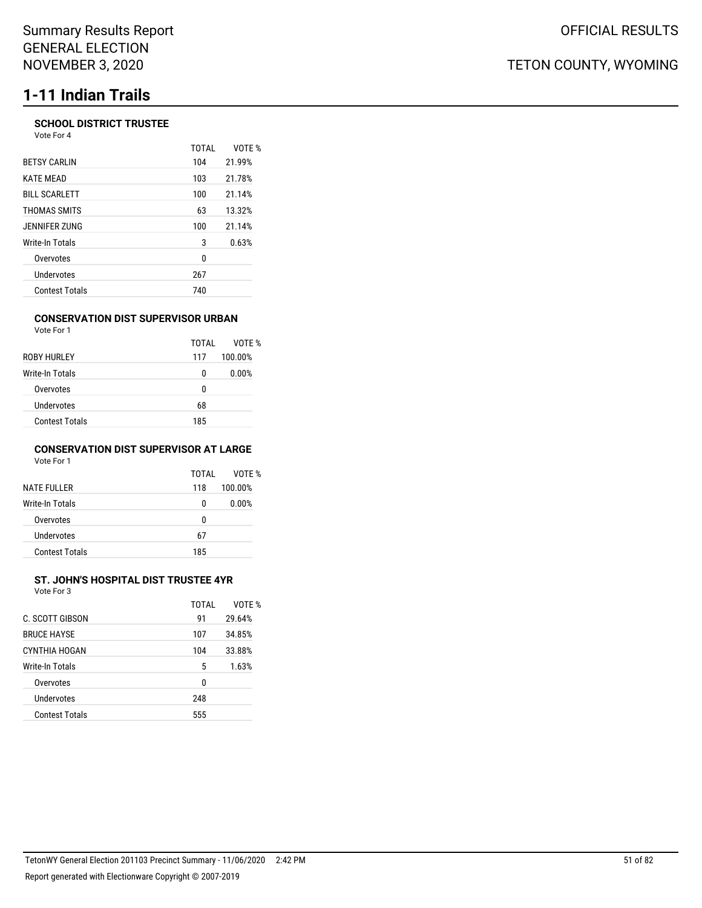# 1-11 Indian Trails

### SCHOOL DISTRICT TRUSTEE

Vote For 4

| | TOTAL | VOTE % |
|---|---|---|
| BETSY CARLIN | 104 | 21.99% |
| KATE MEAD | 103 | 21.78% |
| BILL SCARLETT | 100 | 21.14% |
| THOMAS SMITS | 63 | 13.32% |
| JENNIFER ZUNG | 100 | 21.14% |
| Write-In Totals | 3 | 0.63% |
| Overvotes | 0 | |
| Undervotes | 267 | |
| Contest Totals | 740 | |

### CONSERVATION DIST SUPERVISOR URBAN

Vote For 1

| | TOTAL | VOTE % |
|---|---|---|
| ROBY HURLEY | 117 | 100.00% |
| Write-In Totals | 0 | 0.00% |
| Overvotes | 0 | |
| Undervotes | 68 | |
| Contest Totals | 185 | |

### CONSERVATION DIST SUPERVISOR AT LARGE

Vote For 1

| | TOTAL | VOTE % |
|---|---|---|
| NATE FULLER | 118 | 100.00% |
| Write-In Totals | 0 | 0.00% |
| Overvotes | 0 | |
| Undervotes | 67 | |
| Contest Totals | 185 | |

### ST. JOHN'S HOSPITAL DIST TRUSTEE 4YR

Vote For 3

| | TOTAL | VOTE % |
|---|---|---|
| C. SCOTT GIBSON | 91 | 29.64% |
| BRUCE HAYSE | 107 | 34.85% |
| CYNTHIA HOGAN | 104 | 33.88% |
| Write-In Totals | 5 | 1.63% |
| Overvotes | 0 | |
| Undervotes | 248 | |
| Contest Totals | 555 | |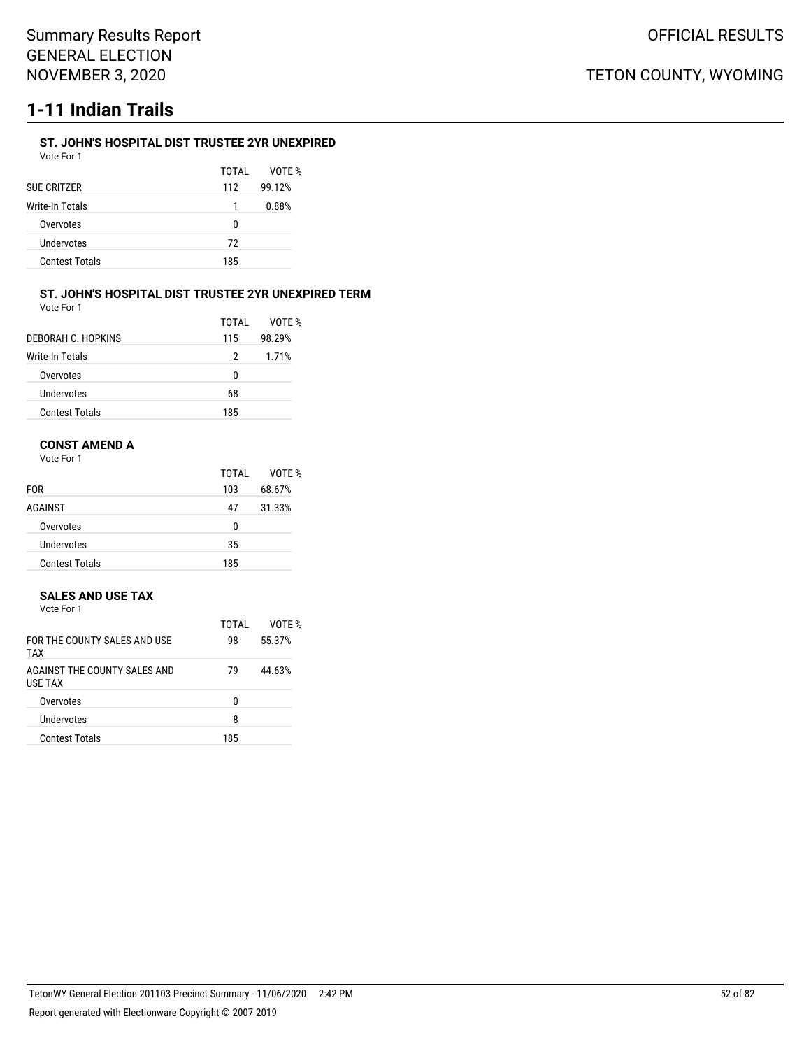# 1-11 Indian Trails

### ST. JOHN'S HOSPITAL DIST TRUSTEE 2YR UNEXPIRED

Vote For 1

| | TOTAL | VOTE % |
|---|---|---|
| SUE CRITZER | 112 | 99.12% |
| Write-In Totals | 1 | 0.88% |
| Overvotes | 0 | |
| Undervotes | 72 | |
| Contest Totals | 185 | |

### ST. JOHN'S HOSPITAL DIST TRUSTEE 2YR UNEXPIRED TERM

Vote For 1

| | TOTAL | VOTE % |
|---|---|---|
| DEBORAH C. HOPKINS | 115 | 98.29% |
| Write-In Totals | 2 | 1.71% |
| Overvotes | 0 | |
| Undervotes | 68 | |
| Contest Totals | 185 | |

### CONST AMEND A

Vote For 1

| | TOTAL | VOTE % |
|---|---|---|
| FOR | 103 | 68.67% |
| AGAINST | 47 | 31.33% |
| Overvotes | 0 | |
| Undervotes | 35 | |
| Contest Totals | 185 | |

### SALES AND USE TAX

Vote For 1

| | TOTAL | VOTE % |
|---|---|---|
| FOR THE COUNTY SALES AND USE TAX | 98 | 55.37% |
| AGAINST THE COUNTY SALES AND USE TAX | 79 | 44.63% |
| Overvotes | 0 | |
| Undervotes | 8 | |
| Contest Totals | 185 | |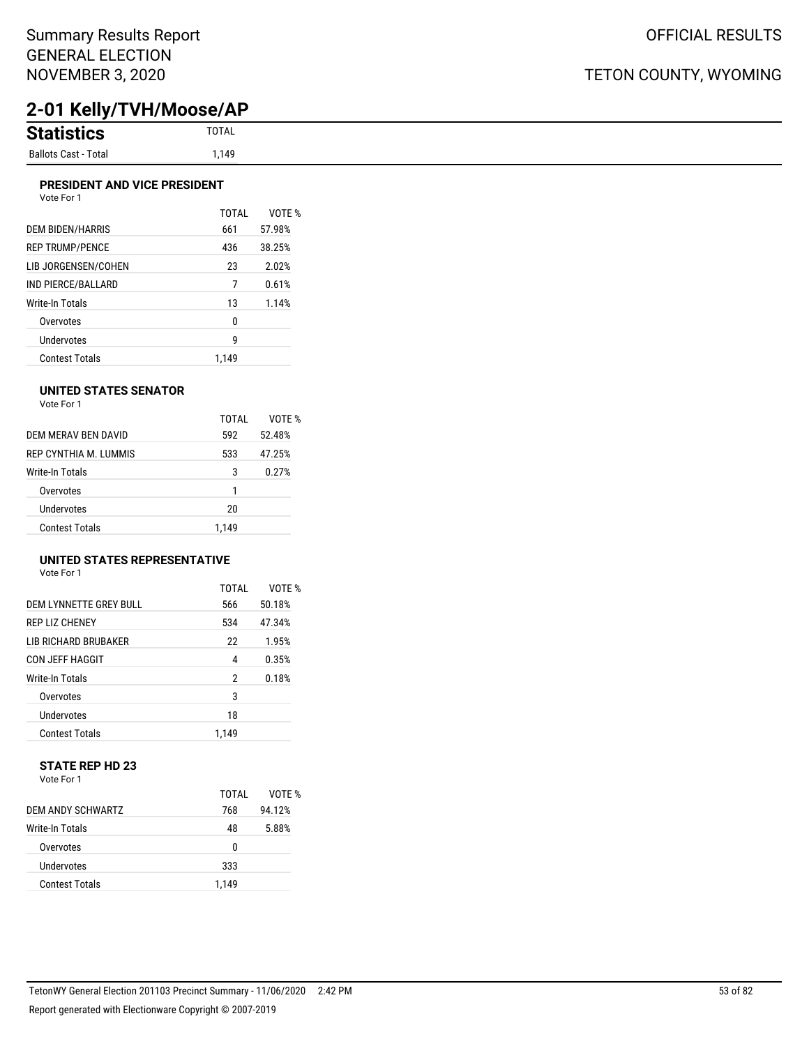Summary Results Report
GENERAL ELECTION
NOVEMBER 3, 2020

OFFICIAL RESULTS

TETON COUNTY, WYOMING

## 2-01 Kelly/TVH/Moose/AP

| Statistics | TOTAL |
|---|---|
| Ballots Cast - Total | 1,149 |

### PRESIDENT AND VICE PRESIDENT

Vote For 1

| | TOTAL | VOTE % |
|---|---|---|
| DEM BIDEN/HARRIS | 661 | 57.98% |
| REP TRUMP/PENCE | 436 | 38.25% |
| LIB JORGENSEN/COHEN | 23 | 2.02% |
| IND PIERCE/BALLARD | 7 | 0.61% |
| Write-In Totals | 13 | 1.14% |
| Overvotes | 0 | |
| Undervotes | 9 | |
| Contest Totals | 1,149 | |

### UNITED STATES SENATOR

Vote For 1

| | TOTAL | VOTE % |
|---|---|---|
| DEM MERAV BEN DAVID | 592 | 52.48% |
| REP CYNTHIA M. LUMMIS | 533 | 47.25% |
| Write-In Totals | 3 | 0.27% |
| Overvotes | 1 | |
| Undervotes | 20 | |
| Contest Totals | 1,149 | |

### UNITED STATES REPRESENTATIVE

Vote For 1

| | TOTAL | VOTE % |
|---|---|---|
| DEM LYNNETTE GREY BULL | 566 | 50.18% |
| REP LIZ CHENEY | 534 | 47.34% |
| LIB RICHARD BRUBAKER | 22 | 1.95% |
| CON JEFF HAGGIT | 4 | 0.35% |
| Write-In Totals | 2 | 0.18% |
| Overvotes | 3 | |
| Undervotes | 18 | |
| Contest Totals | 1,149 | |

### STATE REP HD 23

Vote For 1

| | TOTAL | VOTE % |
|---|---|---|
| DEM ANDY SCHWARTZ | 768 | 94.12% |
| Write-In Totals | 48 | 5.88% |
| Overvotes | 0 | |
| Undervotes | 333 | |
| Contest Totals | 1,149 | |

TetonWY General Election 201103 Precinct Summary - 11/06/2020 2:42 PM

Report generated with Electionware Copyright © 2007-2019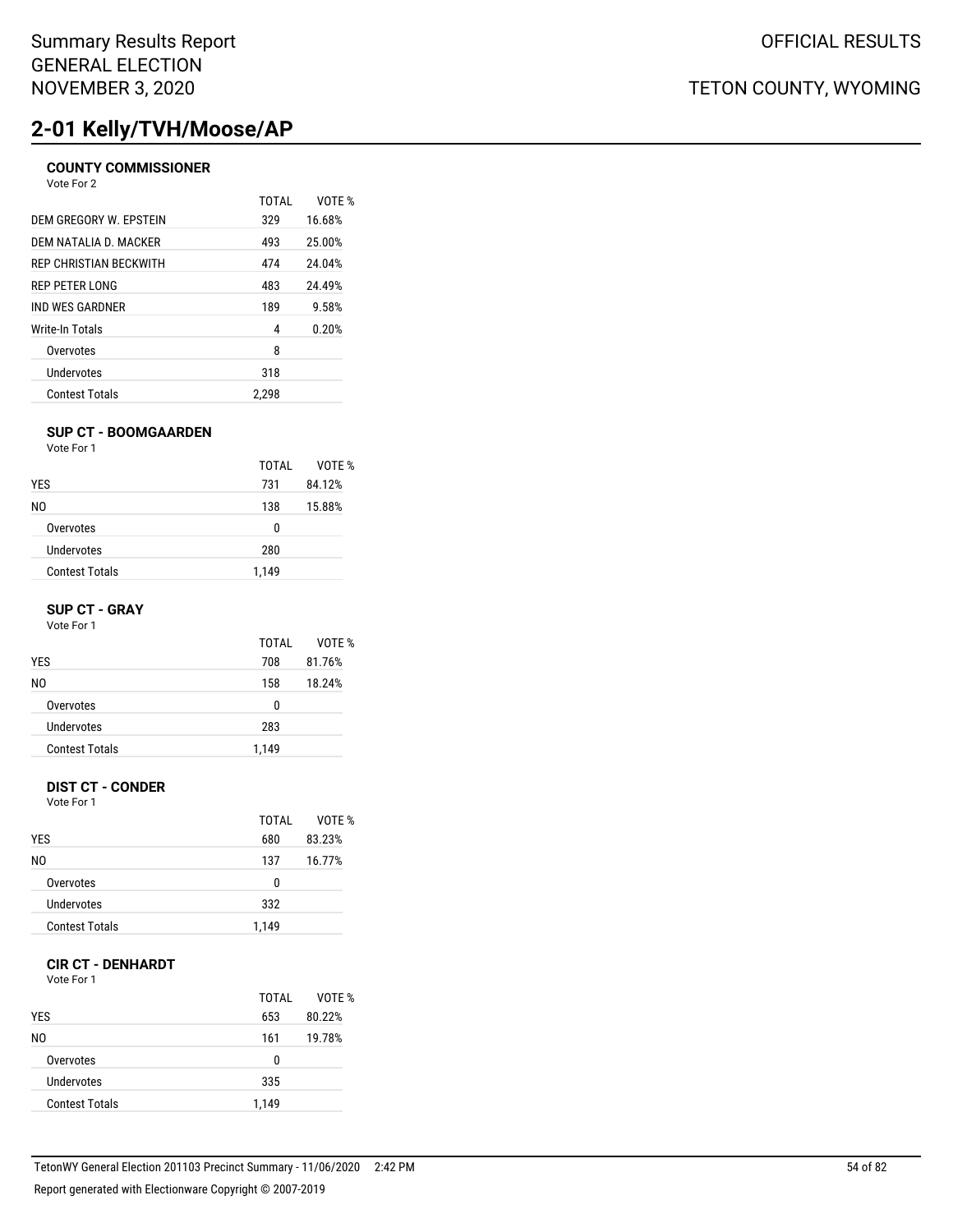# 2-01 Kelly/TVH/Moose/AP

### COUNTY COMMISSIONER

Vote For 2

| | TOTAL | VOTE % |
|---|---|---|
| DEM GREGORY W. EPSTEIN | 329 | 16.68% |
| DEM NATALIA D. MACKER | 493 | 25.00% |
| REP CHRISTIAN BECKWITH | 474 | 24.04% |
| REP PETER LONG | 483 | 24.49% |
| IND WES GARDNER | 189 | 9.58% |
| Write-In Totals | 4 | 0.20% |
| Overvotes | 8 | |
| Undervotes | 318 | |
| Contest Totals | 2,298 | |

### SUP CT - BOOMGAARDEN

Vote For 1

| | TOTAL | VOTE % |
|---|---|---|
| YES | 731 | 84.12% |
| NO | 138 | 15.88% |
| Overvotes | 0 | |
| Undervotes | 280 | |
| Contest Totals | 1,149 | |

### SUP CT - GRAY

Vote For 1

| | TOTAL | VOTE % |
|---|---|---|
| YES | 708 | 81.76% |
| NO | 158 | 18.24% |
| Overvotes | 0 | |
| Undervotes | 283 | |
| Contest Totals | 1,149 | |

### DIST CT - CONDER

Vote For 1

| | TOTAL | VOTE % |
|---|---|---|
| YES | 680 | 83.23% |
| NO | 137 | 16.77% |
| Overvotes | 0 | |
| Undervotes | 332 | |
| Contest Totals | 1,149 | |

### CIR CT - DENHARDT

Vote For 1

| | TOTAL | VOTE % |
|---|---|---|
| YES | 653 | 80.22% |
| NO | 161 | 19.78% |
| Overvotes | 0 | |
| Undervotes | 335 | |
| Contest Totals | 1,149 | |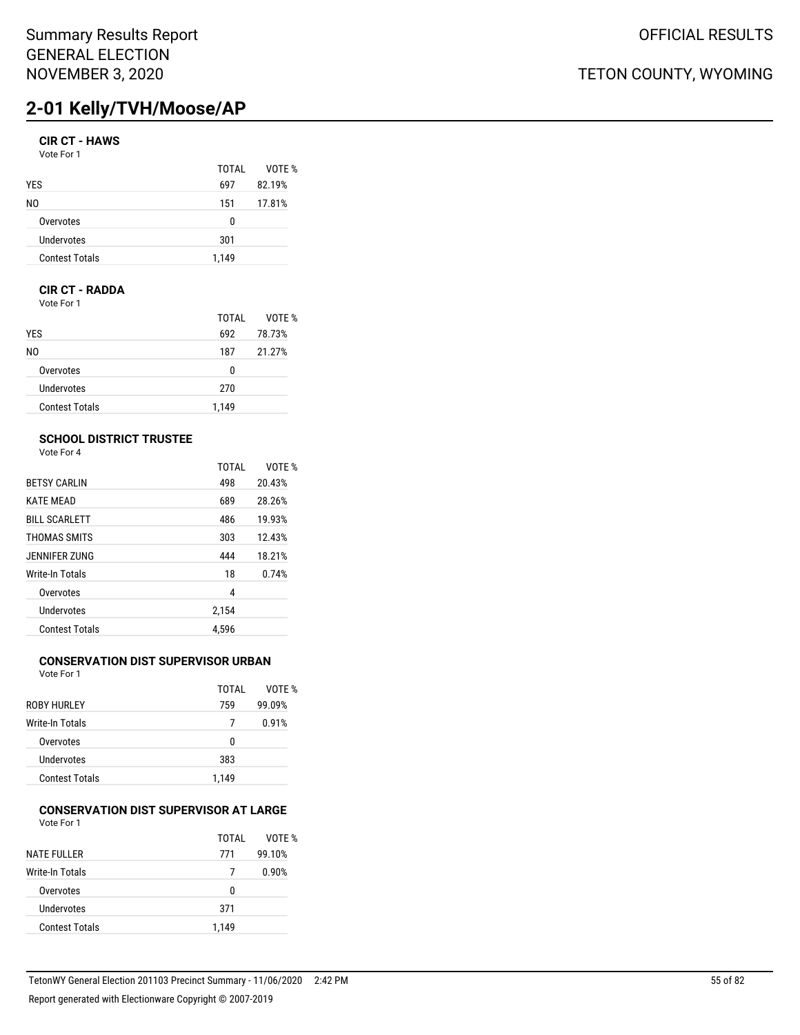# 2-01 Kelly/TVH/Moose/AP

### CIR CT - HAWS

Vote For 1

| | TOTAL | VOTE % |
|---|---|---|
| YES | 697 | 82.19% |
| NO | 151 | 17.81% |
| Overvotes | 0 | |
| Undervotes | 301 | |
| Contest Totals | 1,149 | |

### CIR CT - RADDA

Vote For 1

| | TOTAL | VOTE % |
|---|---|---|
| YES | 692 | 78.73% |
| NO | 187 | 21.27% |
| Overvotes | 0 | |
| Undervotes | 270 | |
| Contest Totals | 1,149 | |

### SCHOOL DISTRICT TRUSTEE

Vote For 4

| | TOTAL | VOTE % |
|---|---|---|
| BETSY CARLIN | 498 | 20.43% |
| KATE MEAD | 689 | 28.26% |
| BILL SCARLETT | 486 | 19.93% |
| THOMAS SMITS | 303 | 12.43% |
| JENNIFER ZUNG | 444 | 18.21% |
| Write-In Totals | 18 | 0.74% |
| Overvotes | 4 | |
| Undervotes | 2,154 | |
| Contest Totals | 4,596 | |

### CONSERVATION DIST SUPERVISOR URBAN

Vote For 1

| | TOTAL | VOTE % |
|---|---|---|
| ROBY HURLEY | 759 | 99.09% |
| Write-In Totals | 7 | 0.91% |
| Overvotes | 0 | |
| Undervotes | 383 | |
| Contest Totals | 1,149 | |

### CONSERVATION DIST SUPERVISOR AT LARGE

Vote For 1

| | TOTAL | VOTE % |
|---|---|---|
| NATE FULLER | 771 | 99.10% |
| Write-In Totals | 7 | 0.90% |
| Overvotes | 0 | |
| Undervotes | 371 | |
| Contest Totals | 1,149 | |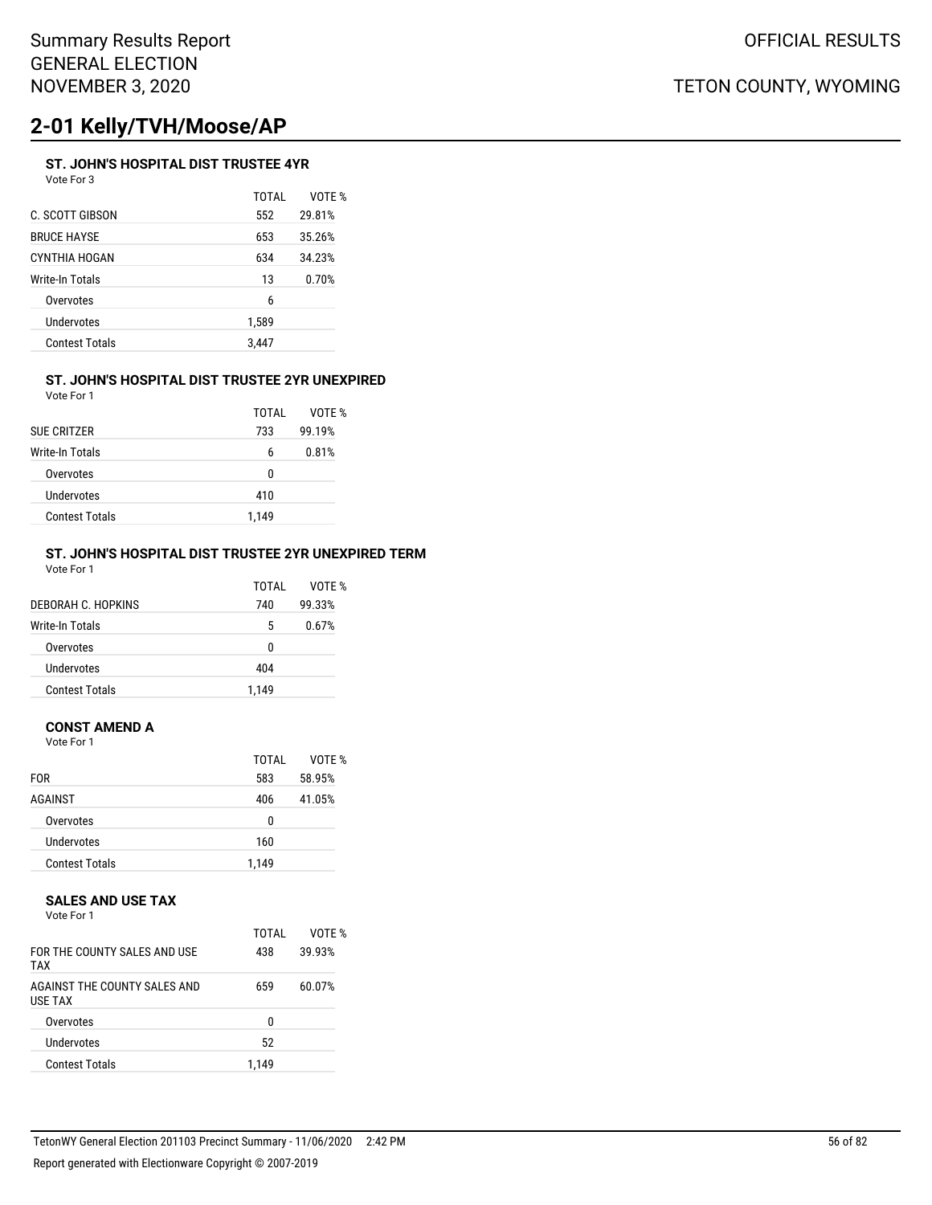# 2-01 Kelly/TVH/Moose/AP

### ST. JOHN'S HOSPITAL DIST TRUSTEE 4YR

Vote For 3

| | TOTAL | VOTE % |
|---|---|---|
| C. SCOTT GIBSON | 552 | 29.81% |
| BRUCE HAYSE | 653 | 35.26% |
| CYNTHIA HOGAN | 634 | 34.23% |
| Write-In Totals | 13 | 0.70% |
| Overvotes | 6 | |
| Undervotes | 1,589 | |
| Contest Totals | 3,447 | |

### ST. JOHN'S HOSPITAL DIST TRUSTEE 2YR UNEXPIRED

Vote For 1

| | TOTAL | VOTE % |
|---|---|---|
| SUE CRITZER | 733 | 99.19% |
| Write-In Totals | 6 | 0.81% |
| Overvotes | 0 | |
| Undervotes | 410 | |
| Contest Totals | 1,149 | |

### ST. JOHN'S HOSPITAL DIST TRUSTEE 2YR UNEXPIRED TERM

Vote For 1

| | TOTAL | VOTE % |
|---|---|---|
| DEBORAH C. HOPKINS | 740 | 99.33% |
| Write-In Totals | 5 | 0.67% |
| Overvotes | 0 | |
| Undervotes | 404 | |
| Contest Totals | 1,149 | |

### CONST AMEND A

Vote For 1

| | TOTAL | VOTE % |
|---|---|---|
| FOR | 583 | 58.95% |
| AGAINST | 406 | 41.05% |
| Overvotes | 0 | |
| Undervotes | 160 | |
| Contest Totals | 1,149 | |

### SALES AND USE TAX

Vote For 1

| | TOTAL | VOTE % |
|---|---|---|
| FOR THE COUNTY SALES AND USE TAX | 438 | 39.93% |
| AGAINST THE COUNTY SALES AND USE TAX | 659 | 60.07% |
| Overvotes | 0 | |
| Undervotes | 52 | |
| Contest Totals | 1,149 | |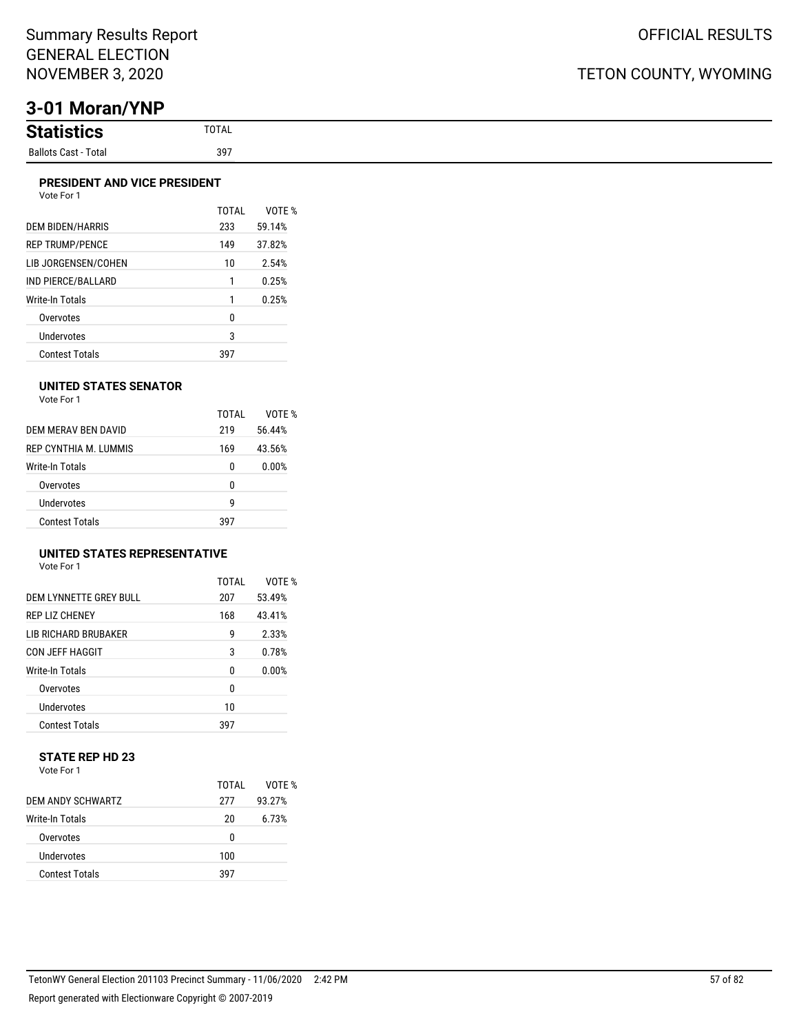Summary Results Report
GENERAL ELECTION
NOVEMBER 3, 2020

OFFICIAL RESULTS

TETON COUNTY, WYOMING

# 3-01 Moran/YNP

| Statistics | TOTAL |
| --- | --- |
| Ballots Cast - Total | 397 |

### PRESIDENT AND VICE PRESIDENT

Vote For 1

| | TOTAL | VOTE % |
| --- | --- | --- |
| DEM BIDEN/HARRIS | 233 | 59.14% |
| REP TRUMP/PENCE | 149 | 37.82% |
| LIB JORGENSEN/COHEN | 10 | 2.54% |
| IND PIERCE/BALLARD | 1 | 0.25% |
| Write-In Totals | 1 | 0.25% |
| Overvotes | 0 | |
| Undervotes | 3 | |
| Contest Totals | 397 | |

### UNITED STATES SENATOR

Vote For 1

| | TOTAL | VOTE % |
| --- | --- | --- |
| DEM MERAV BEN DAVID | 219 | 56.44% |
| REP CYNTHIA M. LUMMIS | 169 | 43.56% |
| Write-In Totals | 0 | 0.00% |
| Overvotes | 0 | |
| Undervotes | 9 | |
| Contest Totals | 397 | |

### UNITED STATES REPRESENTATIVE

Vote For 1

| | TOTAL | VOTE % |
| --- | --- | --- |
| DEM LYNNETTE GREY BULL | 207 | 53.49% |
| REP LIZ CHENEY | 168 | 43.41% |
| LIB RICHARD BRUBAKER | 9 | 2.33% |
| CON JEFF HAGGIT | 3 | 0.78% |
| Write-In Totals | 0 | 0.00% |
| Overvotes | 0 | |
| Undervotes | 10 | |
| Contest Totals | 397 | |

### STATE REP HD 23

Vote For 1

| | TOTAL | VOTE % |
| --- | --- | --- |
| DEM ANDY SCHWARTZ | 277 | 93.27% |
| Write-In Totals | 20 | 6.73% |
| Overvotes | 0 | |
| Undervotes | 100 | |
| Contest Totals | 397 | |

TetonWY General Election 201103 Precinct Summary - 11/06/2020 2:42 PM

Report generated with Electionware Copyright © 2007-2019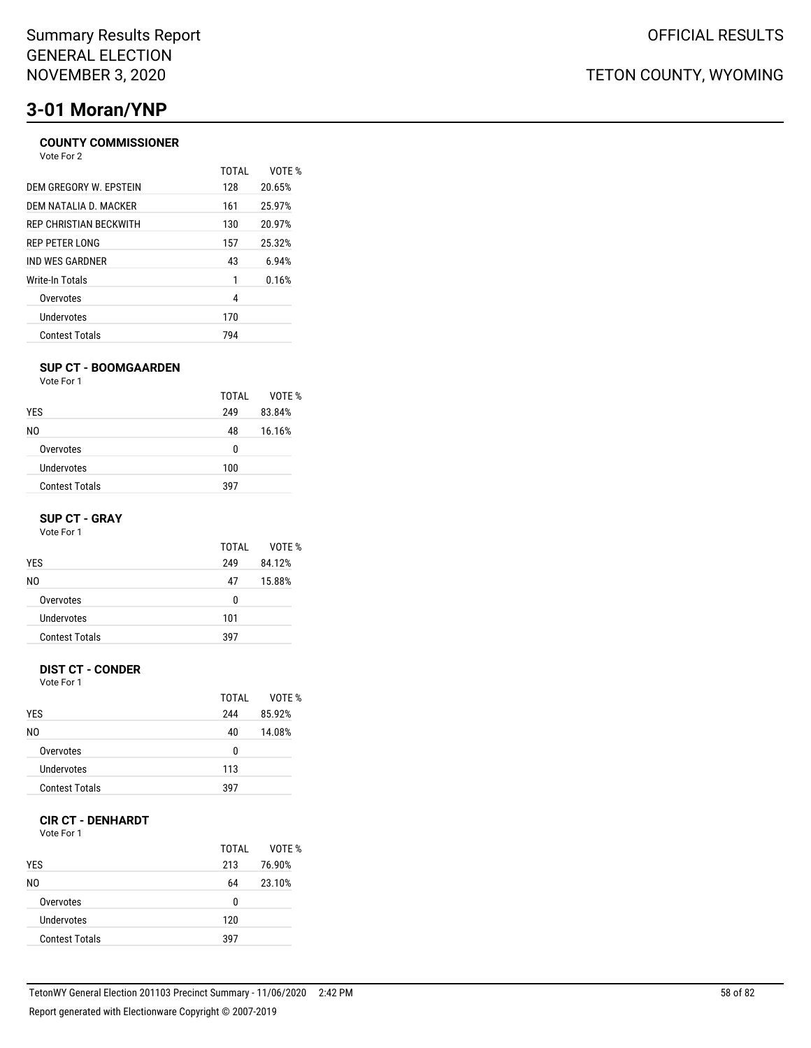# 3-01 Moran/YNP

### COUNTY COMMISSIONER

Vote For 2

| | TOTAL | VOTE % |
|---|---|---|
| DEM GREGORY W. EPSTEIN | 128 | 20.65% |
| DEM NATALIA D. MACKER | 161 | 25.97% |
| REP CHRISTIAN BECKWITH | 130 | 20.97% |
| REP PETER LONG | 157 | 25.32% |
| IND WES GARDNER | 43 | 6.94% |
| Write-In Totals | 1 | 0.16% |
| Overvotes | 4 | |
| Undervotes | 170 | |
| Contest Totals | 794 | |

### SUP CT - BOOMGAARDEN

Vote For 1

| | TOTAL | VOTE % |
|---|---|---|
| YES | 249 | 83.84% |
| NO | 48 | 16.16% |
| Overvotes | 0 | |
| Undervotes | 100 | |
| Contest Totals | 397 | |

### SUP CT - GRAY

Vote For 1

| | TOTAL | VOTE % |
|---|---|---|
| YES | 249 | 84.12% |
| NO | 47 | 15.88% |
| Overvotes | 0 | |
| Undervotes | 101 | |
| Contest Totals | 397 | |

### DIST CT - CONDER

Vote For 1

| | TOTAL | VOTE % |
|---|---|---|
| YES | 244 | 85.92% |
| NO | 40 | 14.08% |
| Overvotes | 0 | |
| Undervotes | 113 | |
| Contest Totals | 397 | |

### CIR CT - DENHARDT

Vote For 1

| | TOTAL | VOTE % |
|---|---|---|
| YES | 213 | 76.90% |
| NO | 64 | 23.10% |
| Overvotes | 0 | |
| Undervotes | 120 | |
| Contest Totals | 397 | |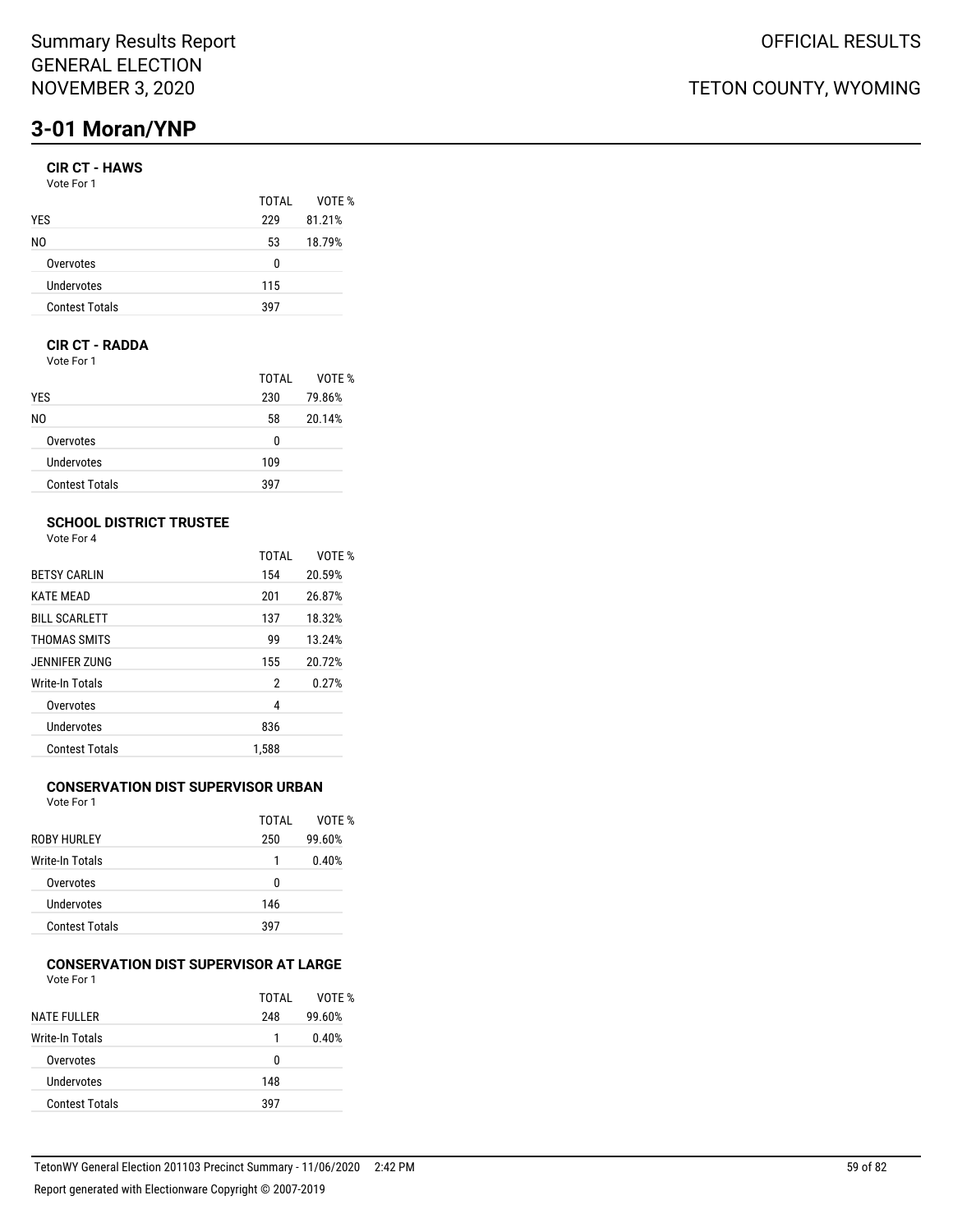# 3-01 Moran/YNP

### CIR CT - HAWS

Vote For 1

| | TOTAL | VOTE % |
|---|---|---|
| YES | 229 | 81.21% |
| NO | 53 | 18.79% |
| Overvotes | 0 | |
| Undervotes | 115 | |
| Contest Totals | 397 | |

### CIR CT - RADDA

Vote For 1

| | TOTAL | VOTE % |
|---|---|---|
| YES | 230 | 79.86% |
| NO | 58 | 20.14% |
| Overvotes | 0 | |
| Undervotes | 109 | |
| Contest Totals | 397 | |

### SCHOOL DISTRICT TRUSTEE

Vote For 4

| | TOTAL | VOTE % |
|---|---|---|
| BETSY CARLIN | 154 | 20.59% |
| KATE MEAD | 201 | 26.87% |
| BILL SCARLETT | 137 | 18.32% |
| THOMAS SMITS | 99 | 13.24% |
| JENNIFER ZUNG | 155 | 20.72% |
| Write-In Totals | 2 | 0.27% |
| Overvotes | 4 | |
| Undervotes | 836 | |
| Contest Totals | 1,588 | |

### CONSERVATION DIST SUPERVISOR URBAN

Vote For 1

| | TOTAL | VOTE % |
|---|---|---|
| ROBY HURLEY | 250 | 99.60% |
| Write-In Totals | 1 | 0.40% |
| Overvotes | 0 | |
| Undervotes | 146 | |
| Contest Totals | 397 | |

### CONSERVATION DIST SUPERVISOR AT LARGE

Vote For 1

| | TOTAL | VOTE % |
|---|---|---|
| NATE FULLER | 248 | 99.60% |
| Write-In Totals | 1 | 0.40% |
| Overvotes | 0 | |
| Undervotes | 148 | |
| Contest Totals | 397 | |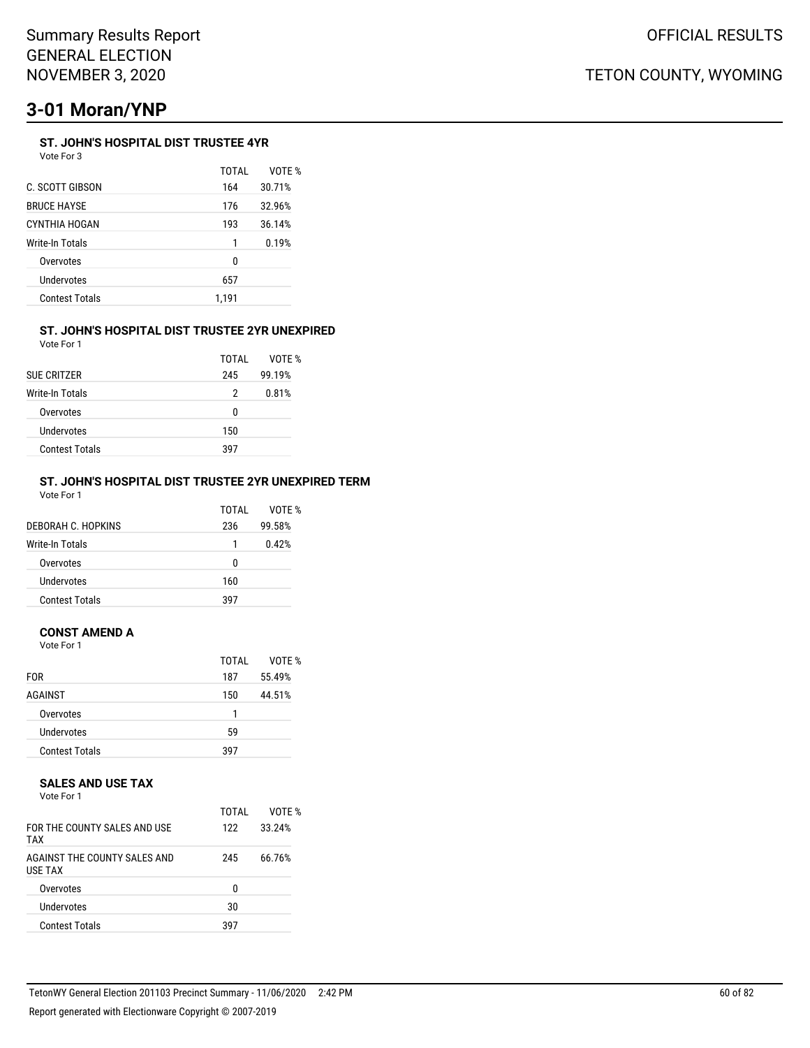# 3-01 Moran/YNP

### ST. JOHN'S HOSPITAL DIST TRUSTEE 4YR

Vote For 3

| | TOTAL | VOTE % |
|---|---|---|
| C. SCOTT GIBSON | 164 | 30.71% |
| BRUCE HAYSE | 176 | 32.96% |
| CYNTHIA HOGAN | 193 | 36.14% |
| Write-In Totals | 1 | 0.19% |
| Overvotes | 0 | |
| Undervotes | 657 | |
| Contest Totals | 1,191 | |

### ST. JOHN'S HOSPITAL DIST TRUSTEE 2YR UNEXPIRED

Vote For 1

| | TOTAL | VOTE % |
|---|---|---|
| SUE CRITZER | 245 | 99.19% |
| Write-In Totals | 2 | 0.81% |
| Overvotes | 0 | |
| Undervotes | 150 | |
| Contest Totals | 397 | |

### ST. JOHN'S HOSPITAL DIST TRUSTEE 2YR UNEXPIRED TERM

Vote For 1

| | TOTAL | VOTE % |
|---|---|---|
| DEBORAH C. HOPKINS | 236 | 99.58% |
| Write-In Totals | 1 | 0.42% |
| Overvotes | 0 | |
| Undervotes | 160 | |
| Contest Totals | 397 | |

### CONST AMEND A

Vote For 1

| | TOTAL | VOTE % |
|---|---|---|
| FOR | 187 | 55.49% |
| AGAINST | 150 | 44.51% |
| Overvotes | 1 | |
| Undervotes | 59 | |
| Contest Totals | 397 | |

### SALES AND USE TAX

Vote For 1

| | TOTAL | VOTE % |
|---|---|---|
| FOR THE COUNTY SALES AND USE TAX | 122 | 33.24% |
| AGAINST THE COUNTY SALES AND USE TAX | 245 | 66.76% |
| Overvotes | 0 | |
| Undervotes | 30 | |
| Contest Totals | 397 | |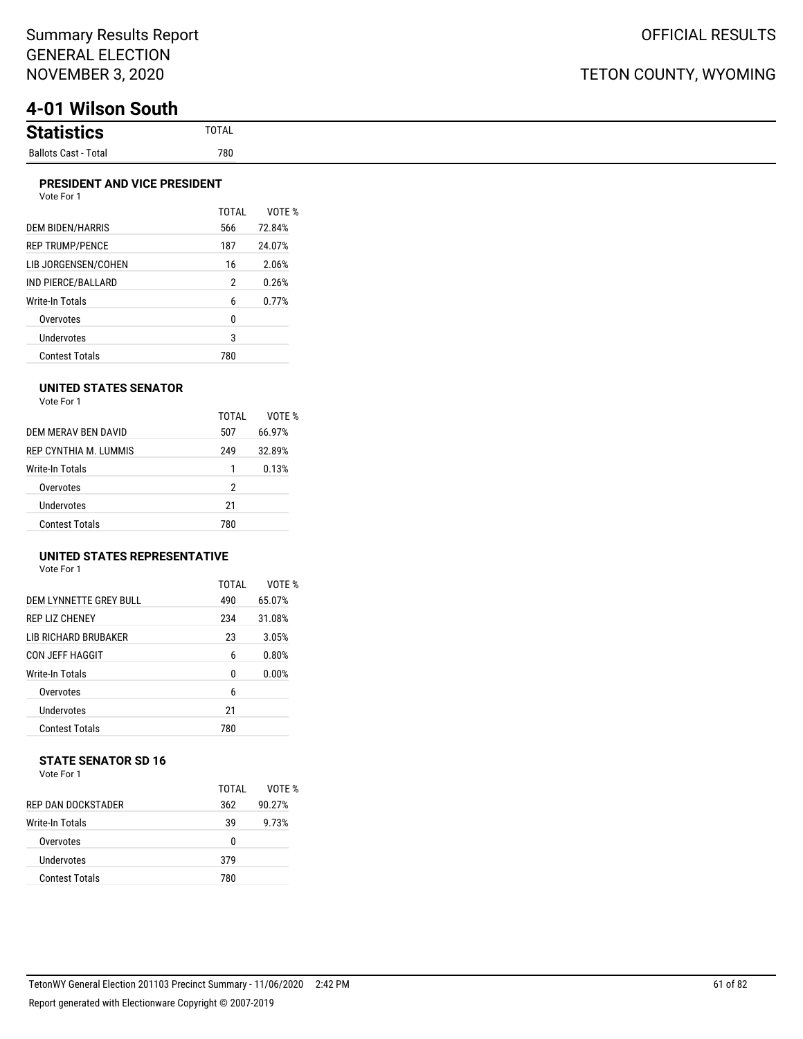Summary Results Report
GENERAL ELECTION
NOVEMBER 3, 2020

OFFICIAL RESULTS

TETON COUNTY, WYOMING

# 4-01 Wilson South

## Statistics

| | TOTAL |
|---|---|
| Ballots Cast - Total | 780 |

### PRESIDENT AND VICE PRESIDENT

Vote For 1

| | TOTAL | VOTE % |
|---|---|---|
| DEM BIDEN/HARRIS | 566 | 72.84% |
| REP TRUMP/PENCE | 187 | 24.07% |
| LIB JORGENSEN/COHEN | 16 | 2.06% |
| IND PIERCE/BALLARD | 2 | 0.26% |
| Write-In Totals | 6 | 0.77% |
| Overvotes | 0 | |
| Undervotes | 3 | |
| Contest Totals | 780 | |

### UNITED STATES SENATOR

Vote For 1

| | TOTAL | VOTE % |
|---|---|---|
| DEM MERAV BEN DAVID | 507 | 66.97% |
| REP CYNTHIA M. LUMMIS | 249 | 32.89% |
| Write-In Totals | 1 | 0.13% |
| Overvotes | 2 | |
| Undervotes | 21 | |
| Contest Totals | 780 | |

### UNITED STATES REPRESENTATIVE

Vote For 1

| | TOTAL | VOTE % |
|---|---|---|
| DEM LYNNETTE GREY BULL | 490 | 65.07% |
| REP LIZ CHENEY | 234 | 31.08% |
| LIB RICHARD BRUBAKER | 23 | 3.05% |
| CON JEFF HAGGIT | 6 | 0.80% |
| Write-In Totals | 0 | 0.00% |
| Overvotes | 6 | |
| Undervotes | 21 | |
| Contest Totals | 780 | |

### STATE SENATOR SD 16

Vote For 1

| | TOTAL | VOTE % |
|---|---|---|
| REP DAN DOCKSTADER | 362 | 90.27% |
| Write-In Totals | 39 | 9.73% |
| Overvotes | 0 | |
| Undervotes | 379 | |
| Contest Totals | 780 | |

TetonWY General Election 201103 Precinct Summary - 11/06/2020 2:42 PM

Report generated with Electionware Copyright © 2007-2019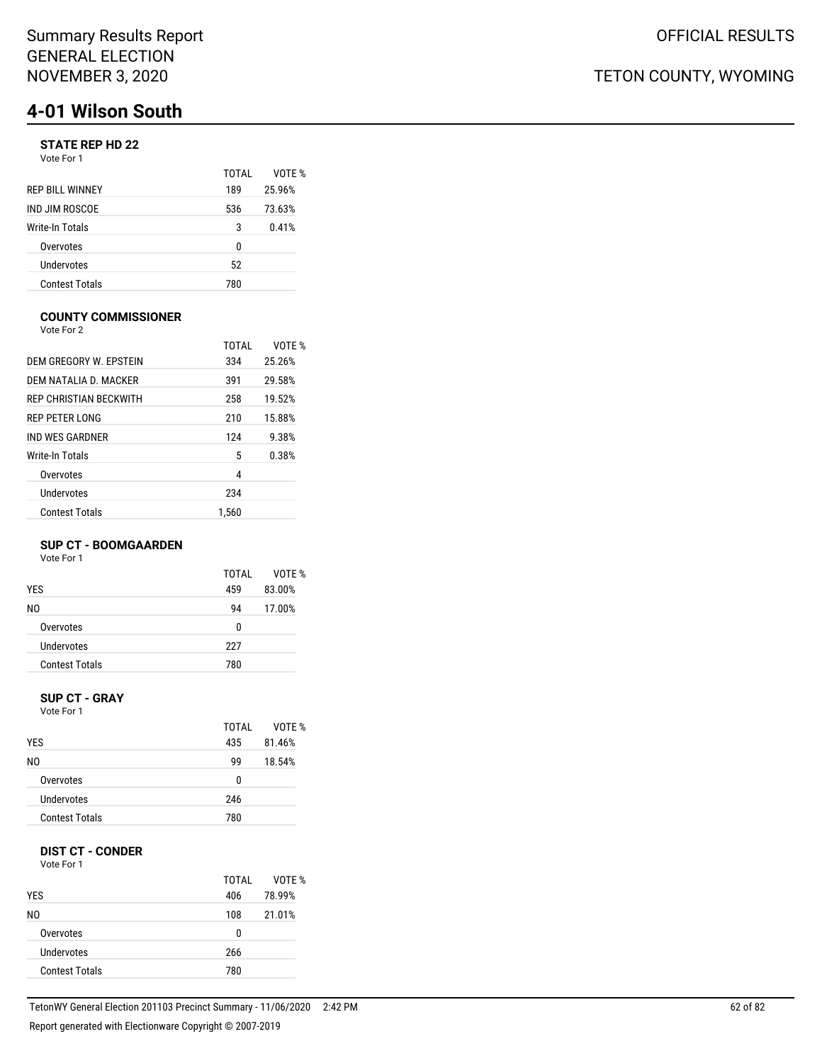Summary Results Report
GENERAL ELECTION
NOVEMBER 3, 2020

OFFICIAL RESULTS

TETON COUNTY, WYOMING

# 4-01 Wilson South

### STATE REP HD 22

Vote For 1

| | TOTAL | VOTE % |
|---|---|---|
| REP BILL WINNEY | 189 | 25.96% |
| IND JIM ROSCOE | 536 | 73.63% |
| Write-In Totals | 3 | 0.41% |
| Overvotes | 0 | |
| Undervotes | 52 | |
| Contest Totals | 780 | |

### COUNTY COMMISSIONER

Vote For 2

| | TOTAL | VOTE % |
|---|---|---|
| DEM GREGORY W. EPSTEIN | 334 | 25.26% |
| DEM NATALIA D. MACKER | 391 | 29.58% |
| REP CHRISTIAN BECKWITH | 258 | 19.52% |
| REP PETER LONG | 210 | 15.88% |
| IND WES GARDNER | 124 | 9.38% |
| Write-In Totals | 5 | 0.38% |
| Overvotes | 4 | |
| Undervotes | 234 | |
| Contest Totals | 1,560 | |

### SUP CT - BOOMGAARDEN

Vote For 1

| | TOTAL | VOTE % |
|---|---|---|
| YES | 459 | 83.00% |
| NO | 94 | 17.00% |
| Overvotes | 0 | |
| Undervotes | 227 | |
| Contest Totals | 780 | |

### SUP CT - GRAY

Vote For 1

| | TOTAL | VOTE % |
|---|---|---|
| YES | 435 | 81.46% |
| NO | 99 | 18.54% |
| Overvotes | 0 | |
| Undervotes | 246 | |
| Contest Totals | 780 | |

### DIST CT - CONDER

Vote For 1

| | TOTAL | VOTE % |
|---|---|---|
| YES | 406 | 78.99% |
| NO | 108 | 21.01% |
| Overvotes | 0 | |
| Undervotes | 266 | |
| Contest Totals | 780 | |

TetonWY General Election 201103 Precinct Summary - 11/06/2020 2:42 PM

Report generated with Electionware Copyright © 2007-2019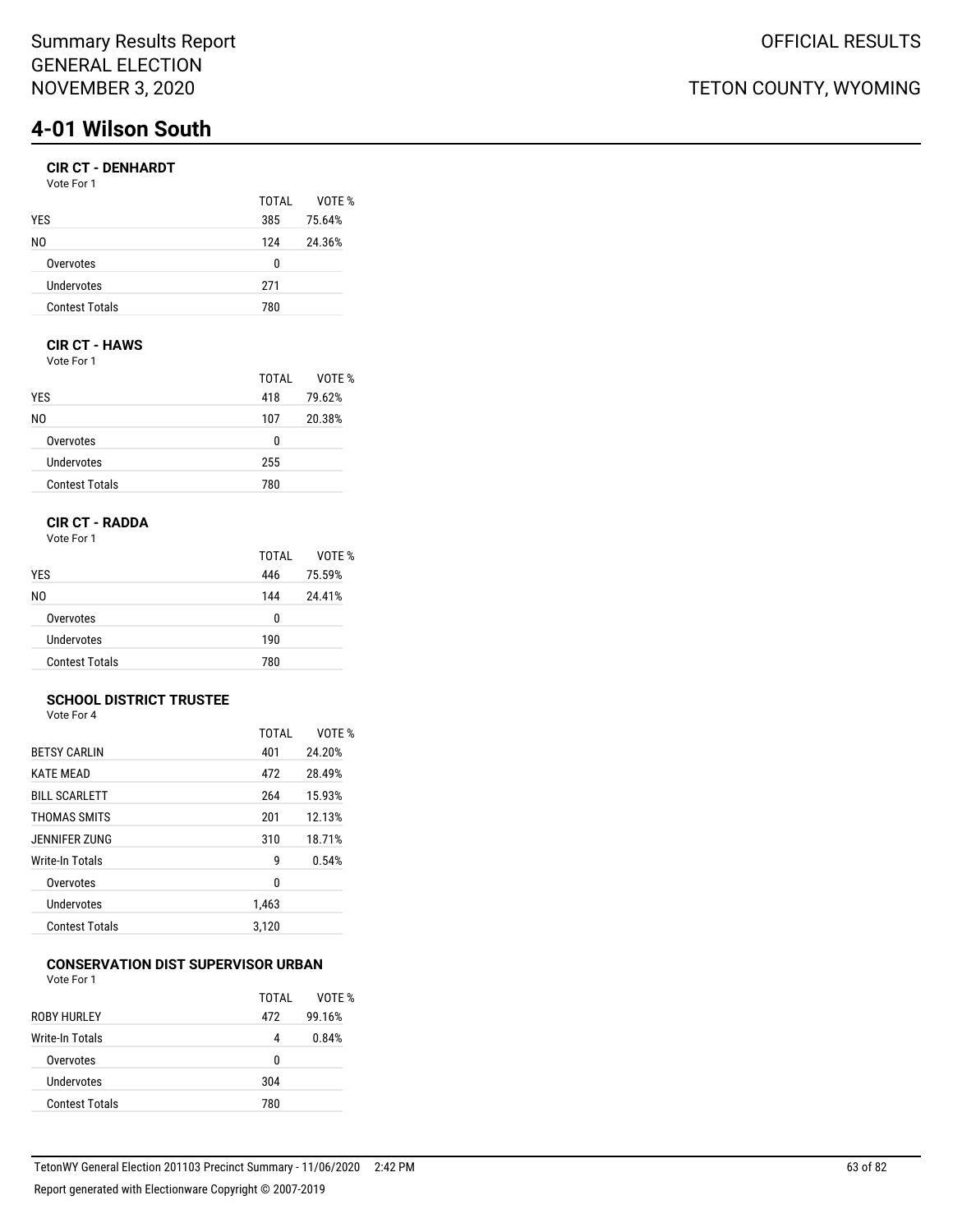# 4-01 Wilson South

### CIR CT - DENHARDT

Vote For 1

| | TOTAL | VOTE % |
|---|---|---|
| YES | 385 | 75.64% |
| NO | 124 | 24.36% |
| Overvotes | 0 | |
| Undervotes | 271 | |
| Contest Totals | 780 | |

### CIR CT - HAWS

Vote For 1

| | TOTAL | VOTE % |
|---|---|---|
| YES | 418 | 79.62% |
| NO | 107 | 20.38% |
| Overvotes | 0 | |
| Undervotes | 255 | |
| Contest Totals | 780 | |

### CIR CT - RADDA

Vote For 1

| | TOTAL | VOTE % |
|---|---|---|
| YES | 446 | 75.59% |
| NO | 144 | 24.41% |
| Overvotes | 0 | |
| Undervotes | 190 | |
| Contest Totals | 780 | |

### SCHOOL DISTRICT TRUSTEE

Vote For 4

| | TOTAL | VOTE % |
|---|---|---|
| BETSY CARLIN | 401 | 24.20% |
| KATE MEAD | 472 | 28.49% |
| BILL SCARLETT | 264 | 15.93% |
| THOMAS SMITS | 201 | 12.13% |
| JENNIFER ZUNG | 310 | 18.71% |
| Write-In Totals | 9 | 0.54% |
| Overvotes | 0 | |
| Undervotes | 1,463 | |
| Contest Totals | 3,120 | |

### CONSERVATION DIST SUPERVISOR URBAN

Vote For 1

| | TOTAL | VOTE % |
|---|---|---|
| ROBY HURLEY | 472 | 99.16% |
| Write-In Totals | 4 | 0.84% |
| Overvotes | 0 | |
| Undervotes | 304 | |
| Contest Totals | 780 | |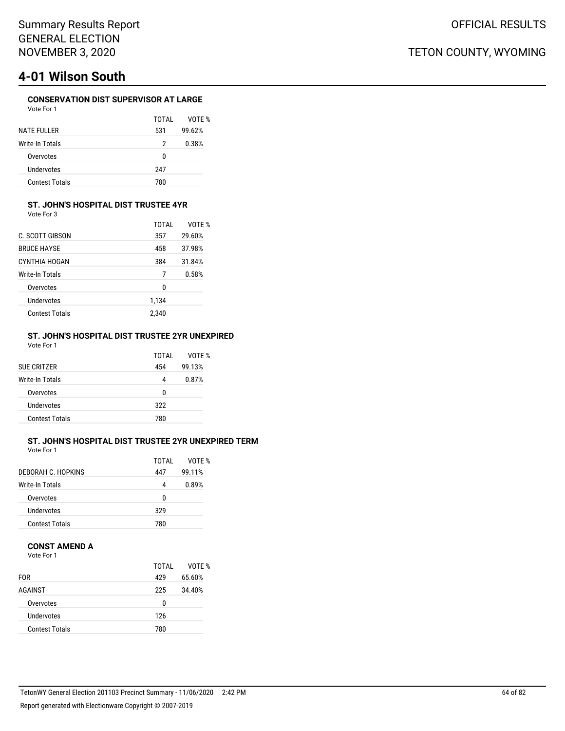# 4-01 Wilson South

### CONSERVATION DIST SUPERVISOR AT LARGE

Vote For 1

| | TOTAL | VOTE % |
|---|---|---|
| NATE FULLER | 531 | 99.62% |
| Write-In Totals | 2 | 0.38% |
| Overvotes | 0 | |
| Undervotes | 247 | |
| Contest Totals | 780 | |

### ST. JOHN'S HOSPITAL DIST TRUSTEE 4YR

Vote For 3

| | TOTAL | VOTE % |
|---|---|---|
| C. SCOTT GIBSON | 357 | 29.60% |
| BRUCE HAYSE | 458 | 37.98% |
| CYNTHIA HOGAN | 384 | 31.84% |
| Write-In Totals | 7 | 0.58% |
| Overvotes | 0 | |
| Undervotes | 1,134 | |
| Contest Totals | 2,340 | |

### ST. JOHN'S HOSPITAL DIST TRUSTEE 2YR UNEXPIRED

Vote For 1

| | TOTAL | VOTE % |
|---|---|---|
| SUE CRITZER | 454 | 99.13% |
| Write-In Totals | 4 | 0.87% |
| Overvotes | 0 | |
| Undervotes | 322 | |
| Contest Totals | 780 | |

### ST. JOHN'S HOSPITAL DIST TRUSTEE 2YR UNEXPIRED TERM

Vote For 1

| | TOTAL | VOTE % |
|---|---|---|
| DEBORAH C. HOPKINS | 447 | 99.11% |
| Write-In Totals | 4 | 0.89% |
| Overvotes | 0 | |
| Undervotes | 329 | |
| Contest Totals | 780 | |

### CONST AMEND A

Vote For 1

| | TOTAL | VOTE % |
|---|---|---|
| FOR | 429 | 65.60% |
| AGAINST | 225 | 34.40% |
| Overvotes | 0 | |
| Undervotes | 126 | |
| Contest Totals | 780 | |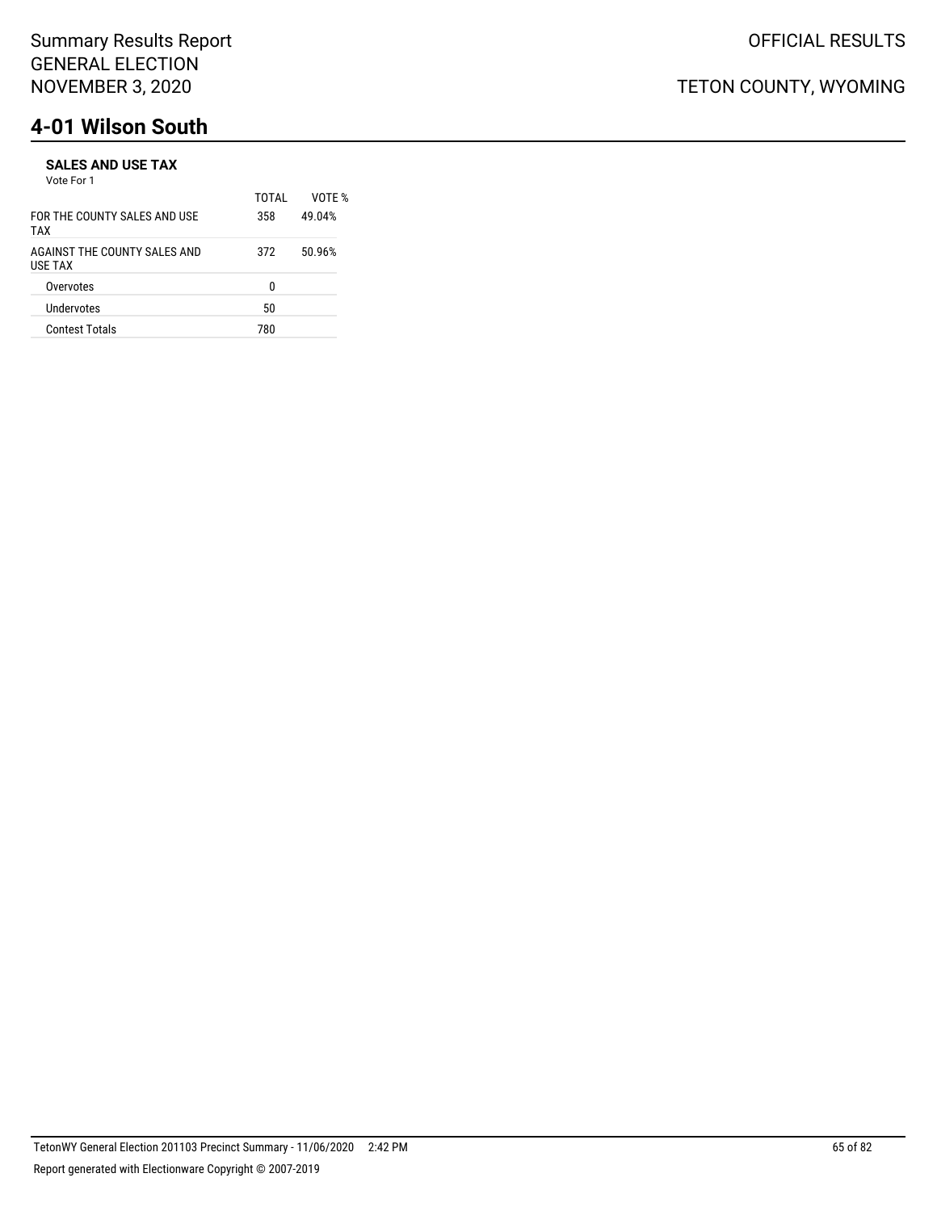# 4-01 Wilson South

### SALES AND USE TAX

Vote For 1

| | TOTAL | VOTE % |
|---|---|---|
| FOR THE COUNTY SALES AND USE TAX | 358 | 49.04% |
| AGAINST THE COUNTY SALES AND USE TAX | 372 | 50.96% |
| Overvotes | 0 | |
| Undervotes | 50 | |
| Contest Totals | 780 | |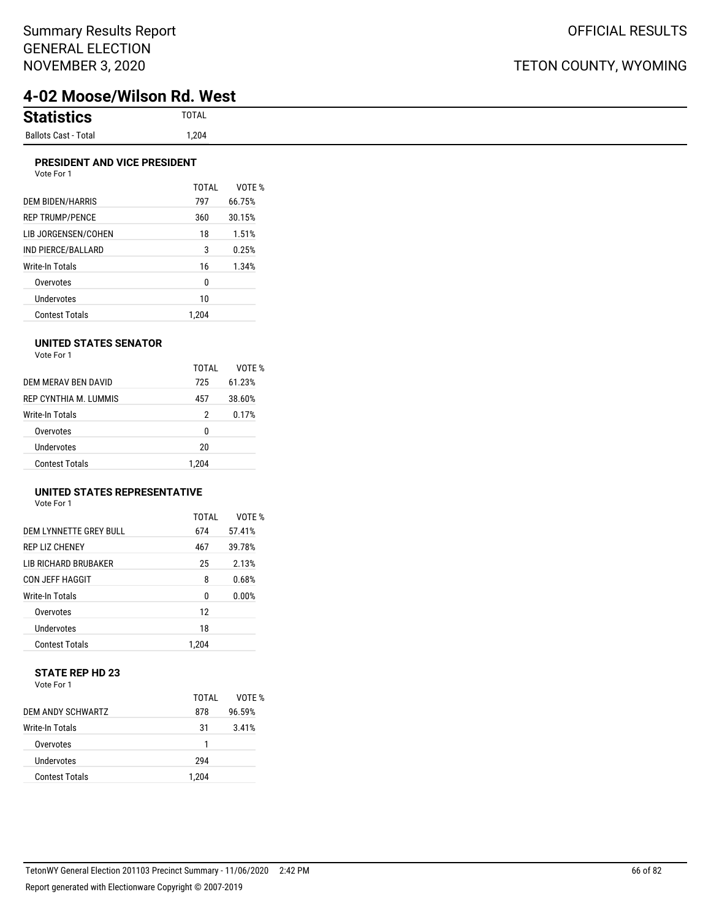# 4-02 Moose/Wilson Rd. West

## Statistics

| Statistics | TOTAL |
|---|---|
| Ballots Cast - Total | 1,204 |

### PRESIDENT AND VICE PRESIDENT

Vote For 1

| | TOTAL | VOTE % |
|---|---|---|
| DEM BIDEN/HARRIS | 797 | 66.75% |
| REP TRUMP/PENCE | 360 | 30.15% |
| LIB JORGENSEN/COHEN | 18 | 1.51% |
| IND PIERCE/BALLARD | 3 | 0.25% |
| Write-In Totals | 16 | 1.34% |
| Overvotes | 0 | |
| Undervotes | 10 | |
| Contest Totals | 1,204 | |

### UNITED STATES SENATOR

Vote For 1

| | TOTAL | VOTE % |
|---|---|---|
| DEM MERAV BEN DAVID | 725 | 61.23% |
| REP CYNTHIA M. LUMMIS | 457 | 38.60% |
| Write-In Totals | 2 | 0.17% |
| Overvotes | 0 | |
| Undervotes | 20 | |
| Contest Totals | 1,204 | |

### UNITED STATES REPRESENTATIVE

Vote For 1

| | TOTAL | VOTE % |
|---|---|---|
| DEM LYNNETTE GREY BULL | 674 | 57.41% |
| REP LIZ CHENEY | 467 | 39.78% |
| LIB RICHARD BRUBAKER | 25 | 2.13% |
| CON JEFF HAGGIT | 8 | 0.68% |
| Write-In Totals | 0 | 0.00% |
| Overvotes | 12 | |
| Undervotes | 18 | |
| Contest Totals | 1,204 | |

### STATE REP HD 23

Vote For 1

| | TOTAL | VOTE % |
|---|---|---|
| DEM ANDY SCHWARTZ | 878 | 96.59% |
| Write-In Totals | 31 | 3.41% |
| Overvotes | 1 | |
| Undervotes | 294 | |
| Contest Totals | 1,204 | |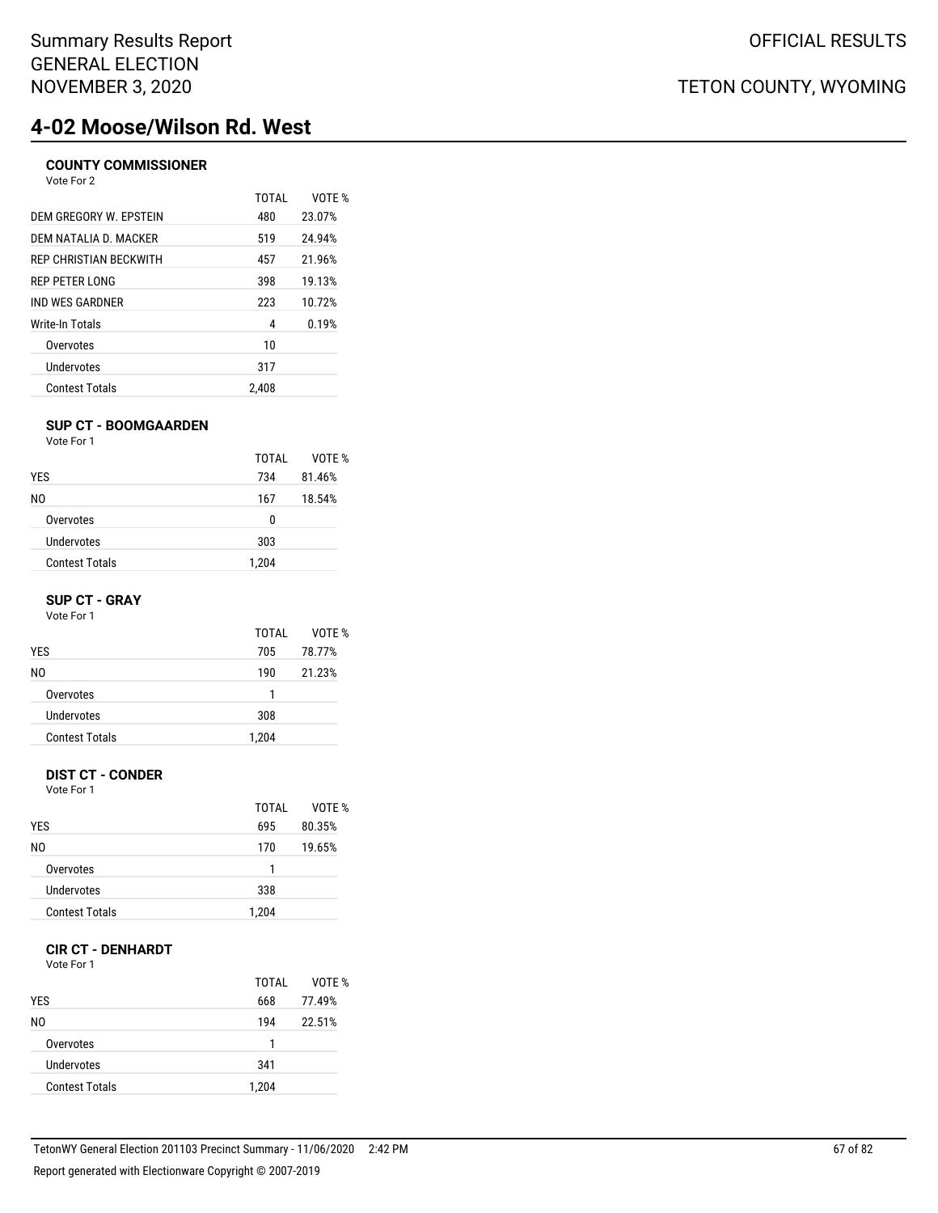# 4-02 Moose/Wilson Rd. West

### COUNTY COMMISSIONER
Vote For 2

| | TOTAL | VOTE % |
|---|---|---|
| DEM GREGORY W. EPSTEIN | 480 | 23.07% |
| DEM NATALIA D. MACKER | 519 | 24.94% |
| REP CHRISTIAN BECKWITH | 457 | 21.96% |
| REP PETER LONG | 398 | 19.13% |
| IND WES GARDNER | 223 | 10.72% |
| Write-In Totals | 4 | 0.19% |
| Overvotes | 10 | |
| Undervotes | 317 | |
| Contest Totals | 2,408 | |

### SUP CT - BOOMGAARDEN
Vote For 1

| | TOTAL | VOTE % |
|---|---|---|
| YES | 734 | 81.46% |
| NO | 167 | 18.54% |
| Overvotes | 0 | |
| Undervotes | 303 | |
| Contest Totals | 1,204 | |

### SUP CT - GRAY
Vote For 1

| | TOTAL | VOTE % |
|---|---|---|
| YES | 705 | 78.77% |
| NO | 190 | 21.23% |
| Overvotes | 1 | |
| Undervotes | 308 | |
| Contest Totals | 1,204 | |

### DIST CT - CONDER
Vote For 1

| | TOTAL | VOTE % |
|---|---|---|
| YES | 695 | 80.35% |
| NO | 170 | 19.65% |
| Overvotes | 1 | |
| Undervotes | 338 | |
| Contest Totals | 1,204 | |

### CIR CT - DENHARDT
Vote For 1

| | TOTAL | VOTE % |
|---|---|---|
| YES | 668 | 77.49% |
| NO | 194 | 22.51% |
| Overvotes | 1 | |
| Undervotes | 341 | |
| Contest Totals | 1,204 | |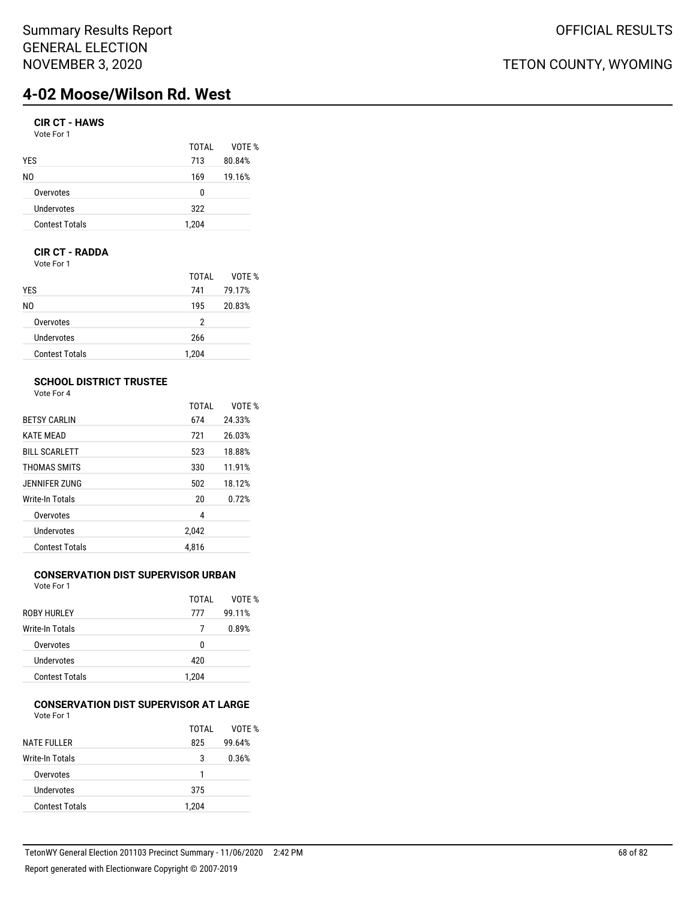Summary Results Report
GENERAL ELECTION
NOVEMBER 3, 2020

OFFICIAL RESULTS

TETON COUNTY, WYOMING

# 4-02 Moose/Wilson Rd. West

### CIR CT - HAWS

Vote For 1

| | TOTAL | VOTE % |
|---|---|---|
| YES | 713 | 80.84% |
| NO | 169 | 19.16% |
| Overvotes | 0 | |
| Undervotes | 322 | |
| Contest Totals | 1,204 | |

### CIR CT - RADDA

Vote For 1

| | TOTAL | VOTE % |
|---|---|---|
| YES | 741 | 79.17% |
| NO | 195 | 20.83% |
| Overvotes | 2 | |
| Undervotes | 266 | |
| Contest Totals | 1,204 | |

### SCHOOL DISTRICT TRUSTEE

Vote For 4

| | TOTAL | VOTE % |
|---|---|---|
| BETSY CARLIN | 674 | 24.33% |
| KATE MEAD | 721 | 26.03% |
| BILL SCARLETT | 523 | 18.88% |
| THOMAS SMITS | 330 | 11.91% |
| JENNIFER ZUNG | 502 | 18.12% |
| Write-In Totals | 20 | 0.72% |
| Overvotes | 4 | |
| Undervotes | 2,042 | |
| Contest Totals | 4,816 | |

### CONSERVATION DIST SUPERVISOR URBAN

Vote For 1

| | TOTAL | VOTE % |
|---|---|---|
| ROBY HURLEY | 777 | 99.11% |
| Write-In Totals | 7 | 0.89% |
| Overvotes | 0 | |
| Undervotes | 420 | |
| Contest Totals | 1,204 | |

### CONSERVATION DIST SUPERVISOR AT LARGE

Vote For 1

| | TOTAL | VOTE % |
|---|---|---|
| NATE FULLER | 825 | 99.64% |
| Write-In Totals | 3 | 0.36% |
| Overvotes | 1 | |
| Undervotes | 375 | |
| Contest Totals | 1,204 | |

TetonWY General Election 201103 Precinct Summary - 11/06/2020 2:42 PM

Report generated with Electionware Copyright © 2007-2019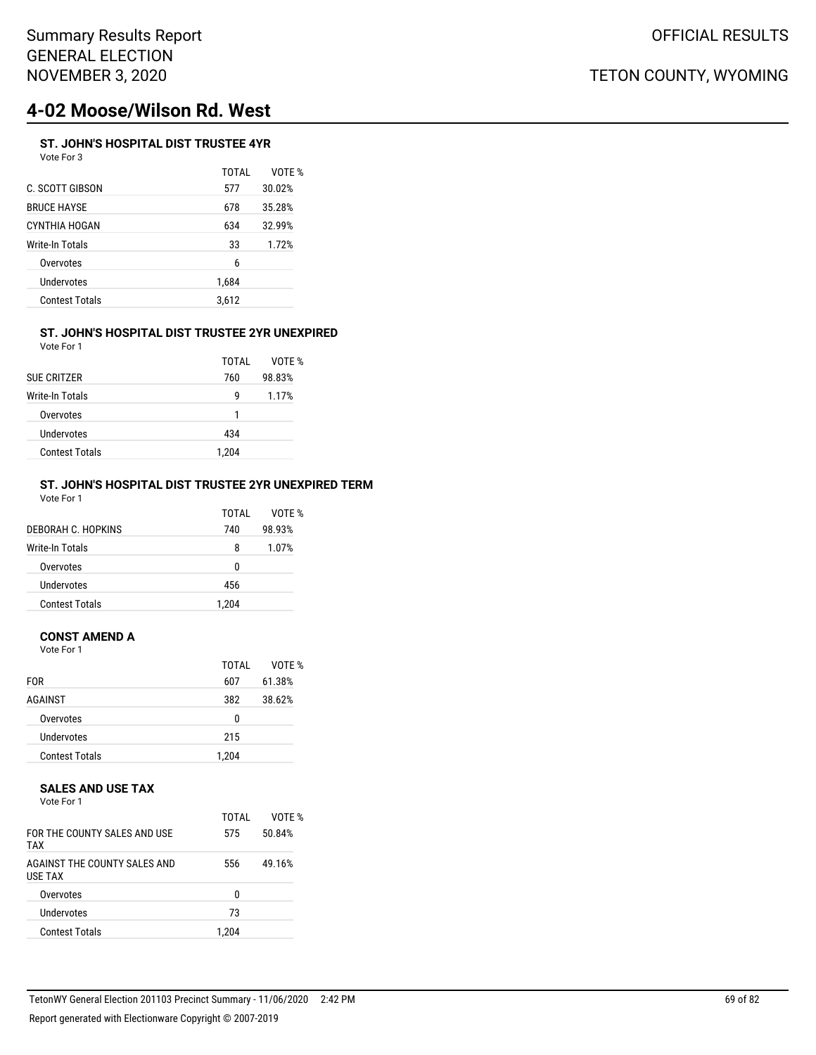# 4-02 Moose/Wilson Rd. West

### ST. JOHN'S HOSPITAL DIST TRUSTEE 4YR

Vote For 3

| | TOTAL | VOTE % |
|---|---|---|
| C. SCOTT GIBSON | 577 | 30.02% |
| BRUCE HAYSE | 678 | 35.28% |
| CYNTHIA HOGAN | 634 | 32.99% |
| Write-In Totals | 33 | 1.72% |
| Overvotes | 6 | |
| Undervotes | 1,684 | |
| Contest Totals | 3,612 | |

### ST. JOHN'S HOSPITAL DIST TRUSTEE 2YR UNEXPIRED

Vote For 1

| | TOTAL | VOTE % |
|---|---|---|
| SUE CRITZER | 760 | 98.83% |
| Write-In Totals | 9 | 1.17% |
| Overvotes | 1 | |
| Undervotes | 434 | |
| Contest Totals | 1,204 | |

### ST. JOHN'S HOSPITAL DIST TRUSTEE 2YR UNEXPIRED TERM

Vote For 1

| | TOTAL | VOTE % |
|---|---|---|
| DEBORAH C. HOPKINS | 740 | 98.93% |
| Write-In Totals | 8 | 1.07% |
| Overvotes | 0 | |
| Undervotes | 456 | |
| Contest Totals | 1,204 | |

### CONST AMEND A

Vote For 1

| | TOTAL | VOTE % |
|---|---|---|
| FOR | 607 | 61.38% |
| AGAINST | 382 | 38.62% |
| Overvotes | 0 | |
| Undervotes | 215 | |
| Contest Totals | 1,204 | |

### SALES AND USE TAX

Vote For 1

| | TOTAL | VOTE % |
|---|---|---|
| FOR THE COUNTY SALES AND USE TAX | 575 | 50.84% |
| AGAINST THE COUNTY SALES AND USE TAX | 556 | 49.16% |
| Overvotes | 0 | |
| Undervotes | 73 | |
| Contest Totals | 1,204 | |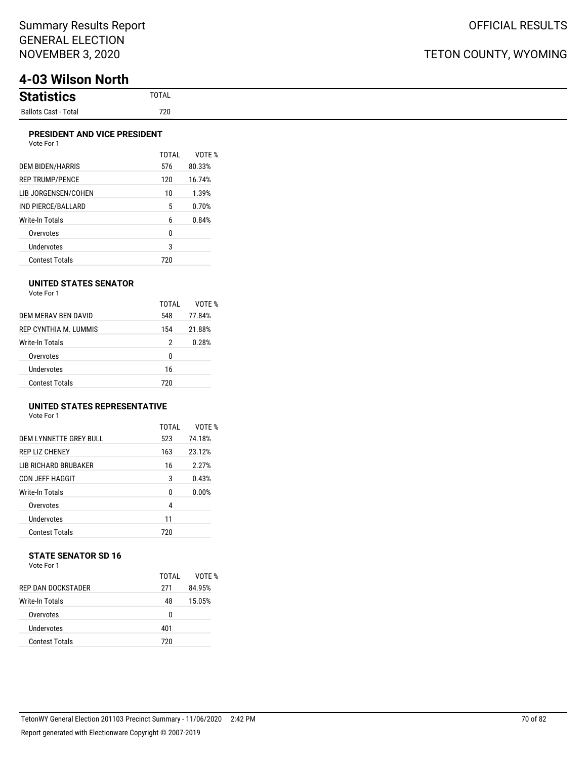Summary Results Report
GENERAL ELECTION
NOVEMBER 3, 2020

OFFICIAL RESULTS

TETON COUNTY, WYOMING

# 4-03 Wilson North

## Statistics

| | TOTAL |
|---|---|
| Ballots Cast - Total | 720 |

### PRESIDENT AND VICE PRESIDENT

Vote For 1

| | TOTAL | VOTE % |
|---|---|---|
| DEM BIDEN/HARRIS | 576 | 80.33% |
| REP TRUMP/PENCE | 120 | 16.74% |
| LIB JORGENSEN/COHEN | 10 | 1.39% |
| IND PIERCE/BALLARD | 5 | 0.70% |
| Write-In Totals | 6 | 0.84% |
| Overvotes | 0 | |
| Undervotes | 3 | |
| Contest Totals | 720 | |

### UNITED STATES SENATOR

Vote For 1

| | TOTAL | VOTE % |
|---|---|---|
| DEM MERAV BEN DAVID | 548 | 77.84% |
| REP CYNTHIA M. LUMMIS | 154 | 21.88% |
| Write-In Totals | 2 | 0.28% |
| Overvotes | 0 | |
| Undervotes | 16 | |
| Contest Totals | 720 | |

### UNITED STATES REPRESENTATIVE

Vote For 1

| | TOTAL | VOTE % |
|---|---|---|
| DEM LYNNETTE GREY BULL | 523 | 74.18% |
| REP LIZ CHENEY | 163 | 23.12% |
| LIB RICHARD BRUBAKER | 16 | 2.27% |
| CON JEFF HAGGIT | 3 | 0.43% |
| Write-In Totals | 0 | 0.00% |
| Overvotes | 4 | |
| Undervotes | 11 | |
| Contest Totals | 720 | |

### STATE SENATOR SD 16

Vote For 1

| | TOTAL | VOTE % |
|---|---|---|
| REP DAN DOCKSTADER | 271 | 84.95% |
| Write-In Totals | 48 | 15.05% |
| Overvotes | 0 | |
| Undervotes | 401 | |
| Contest Totals | 720 | |

TetonWY General Election 201103 Precinct Summary - 11/06/2020 2:42 PM

Report generated with Electionware Copyright © 2007-2019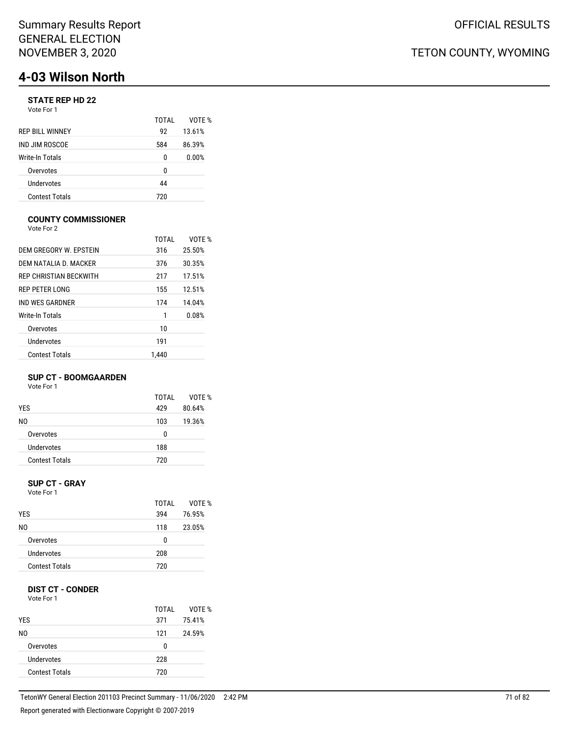Summary Results Report
GENERAL ELECTION
NOVEMBER 3, 2020

OFFICIAL RESULTS

TETON COUNTY, WYOMING

# 4-03 Wilson North

### STATE REP HD 22

Vote For 1

| | TOTAL | VOTE % |
|---|---|---|
| REP BILL WINNEY | 92 | 13.61% |
| IND JIM ROSCOE | 584 | 86.39% |
| Write-In Totals | 0 | 0.00% |
| Overvotes | 0 | |
| Undervotes | 44 | |
| Contest Totals | 720 | |

### COUNTY COMMISSIONER

Vote For 2

| | TOTAL | VOTE % |
|---|---|---|
| DEM GREGORY W. EPSTEIN | 316 | 25.50% |
| DEM NATALIA D. MACKER | 376 | 30.35% |
| REP CHRISTIAN BECKWITH | 217 | 17.51% |
| REP PETER LONG | 155 | 12.51% |
| IND WES GARDNER | 174 | 14.04% |
| Write-In Totals | 1 | 0.08% |
| Overvotes | 10 | |
| Undervotes | 191 | |
| Contest Totals | 1,440 | |

### SUP CT - BOOMGAARDEN

Vote For 1

| | TOTAL | VOTE % |
|---|---|---|
| YES | 429 | 80.64% |
| NO | 103 | 19.36% |
| Overvotes | 0 | |
| Undervotes | 188 | |
| Contest Totals | 720 | |

### SUP CT - GRAY

Vote For 1

| | TOTAL | VOTE % |
|---|---|---|
| YES | 394 | 76.95% |
| NO | 118 | 23.05% |
| Overvotes | 0 | |
| Undervotes | 208 | |
| Contest Totals | 720 | |

### DIST CT - CONDER

Vote For 1

| | TOTAL | VOTE % |
|---|---|---|
| YES | 371 | 75.41% |
| NO | 121 | 24.59% |
| Overvotes | 0 | |
| Undervotes | 228 | |
| Contest Totals | 720 | |

TetonWY General Election 201103 Precinct Summary - 11/06/2020 2:42 PM

Report generated with Electionware Copyright © 2007-2019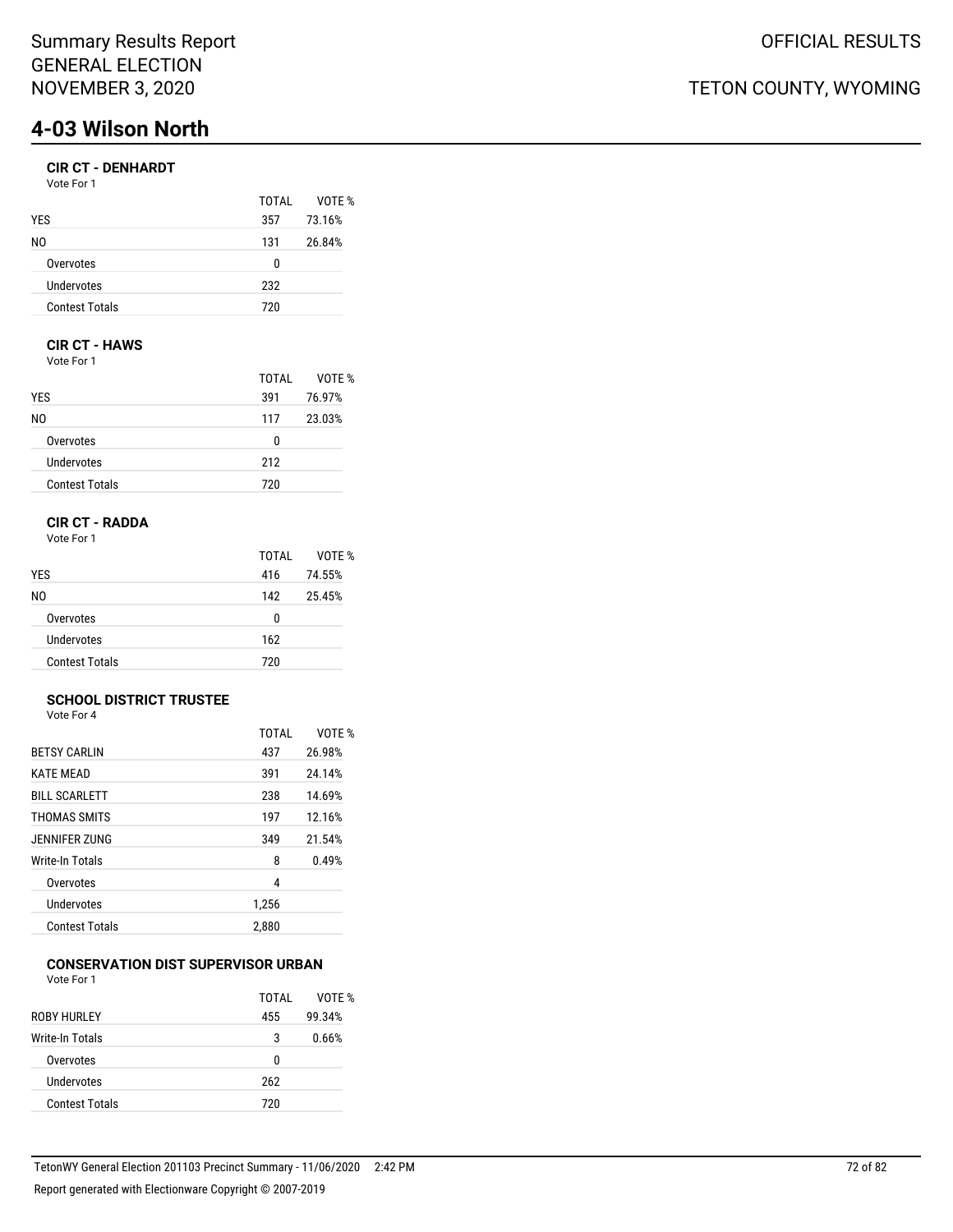# 4-03 Wilson North

### CIR CT - DENHARDT

Vote For 1

| | TOTAL | VOTE % |
|---|---|---|
| YES | 357 | 73.16% |
| NO | 131 | 26.84% |
| Overvotes | 0 | |
| Undervotes | 232 | |
| Contest Totals | 720 | |

### CIR CT - HAWS

Vote For 1

| | TOTAL | VOTE % |
|---|---|---|
| YES | 391 | 76.97% |
| NO | 117 | 23.03% |
| Overvotes | 0 | |
| Undervotes | 212 | |
| Contest Totals | 720 | |

### CIR CT - RADDA

Vote For 1

| | TOTAL | VOTE % |
|---|---|---|
| YES | 416 | 74.55% |
| NO | 142 | 25.45% |
| Overvotes | 0 | |
| Undervotes | 162 | |
| Contest Totals | 720 | |

### SCHOOL DISTRICT TRUSTEE

Vote For 4

| | TOTAL | VOTE % |
|---|---|---|
| BETSY CARLIN | 437 | 26.98% |
| KATE MEAD | 391 | 24.14% |
| BILL SCARLETT | 238 | 14.69% |
| THOMAS SMITS | 197 | 12.16% |
| JENNIFER ZUNG | 349 | 21.54% |
| Write-In Totals | 8 | 0.49% |
| Overvotes | 4 | |
| Undervotes | 1,256 | |
| Contest Totals | 2,880 | |

### CONSERVATION DIST SUPERVISOR URBAN

Vote For 1

| | TOTAL | VOTE % |
|---|---|---|
| ROBY HURLEY | 455 | 99.34% |
| Write-In Totals | 3 | 0.66% |
| Overvotes | 0 | |
| Undervotes | 262 | |
| Contest Totals | 720 | |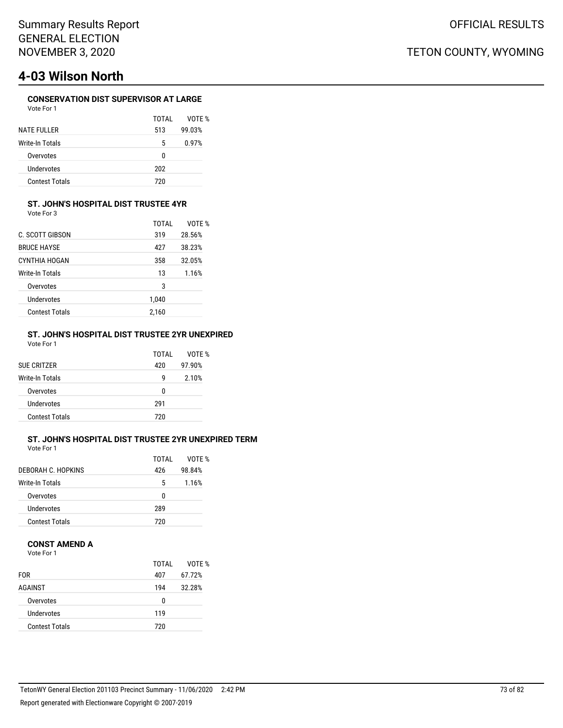Summary Results Report
GENERAL ELECTION
NOVEMBER 3, 2020

OFFICIAL RESULTS

TETON COUNTY, WYOMING

# 4-03 Wilson North

### CONSERVATION DIST SUPERVISOR AT LARGE

Vote For 1

| | TOTAL | VOTE % |
|---|---|---|
| NATE FULLER | 513 | 99.03% |
| Write-In Totals | 5 | 0.97% |
| Overvotes | 0 | |
| Undervotes | 202 | |
| Contest Totals | 720 | |

### ST. JOHN'S HOSPITAL DIST TRUSTEE 4YR

Vote For 3

| | TOTAL | VOTE % |
|---|---|---|
| C. SCOTT GIBSON | 319 | 28.56% |
| BRUCE HAYSE | 427 | 38.23% |
| CYNTHIA HOGAN | 358 | 32.05% |
| Write-In Totals | 13 | 1.16% |
| Overvotes | 3 | |
| Undervotes | 1,040 | |
| Contest Totals | 2,160 | |

### ST. JOHN'S HOSPITAL DIST TRUSTEE 2YR UNEXPIRED

Vote For 1

| | TOTAL | VOTE % |
|---|---|---|
| SUE CRITZER | 420 | 97.90% |
| Write-In Totals | 9 | 2.10% |
| Overvotes | 0 | |
| Undervotes | 291 | |
| Contest Totals | 720 | |

### ST. JOHN'S HOSPITAL DIST TRUSTEE 2YR UNEXPIRED TERM

Vote For 1

| | TOTAL | VOTE % |
|---|---|---|
| DEBORAH C. HOPKINS | 426 | 98.84% |
| Write-In Totals | 5 | 1.16% |
| Overvotes | 0 | |
| Undervotes | 289 | |
| Contest Totals | 720 | |

### CONST AMEND A

Vote For 1

| | TOTAL | VOTE % |
|---|---|---|
| FOR | 407 | 67.72% |
| AGAINST | 194 | 32.28% |
| Overvotes | 0 | |
| Undervotes | 119 | |
| Contest Totals | 720 | |

TetonWY General Election 201103 Precinct Summary - 11/06/2020 2:42 PM

Report generated with Electionware Copyright © 2007-2019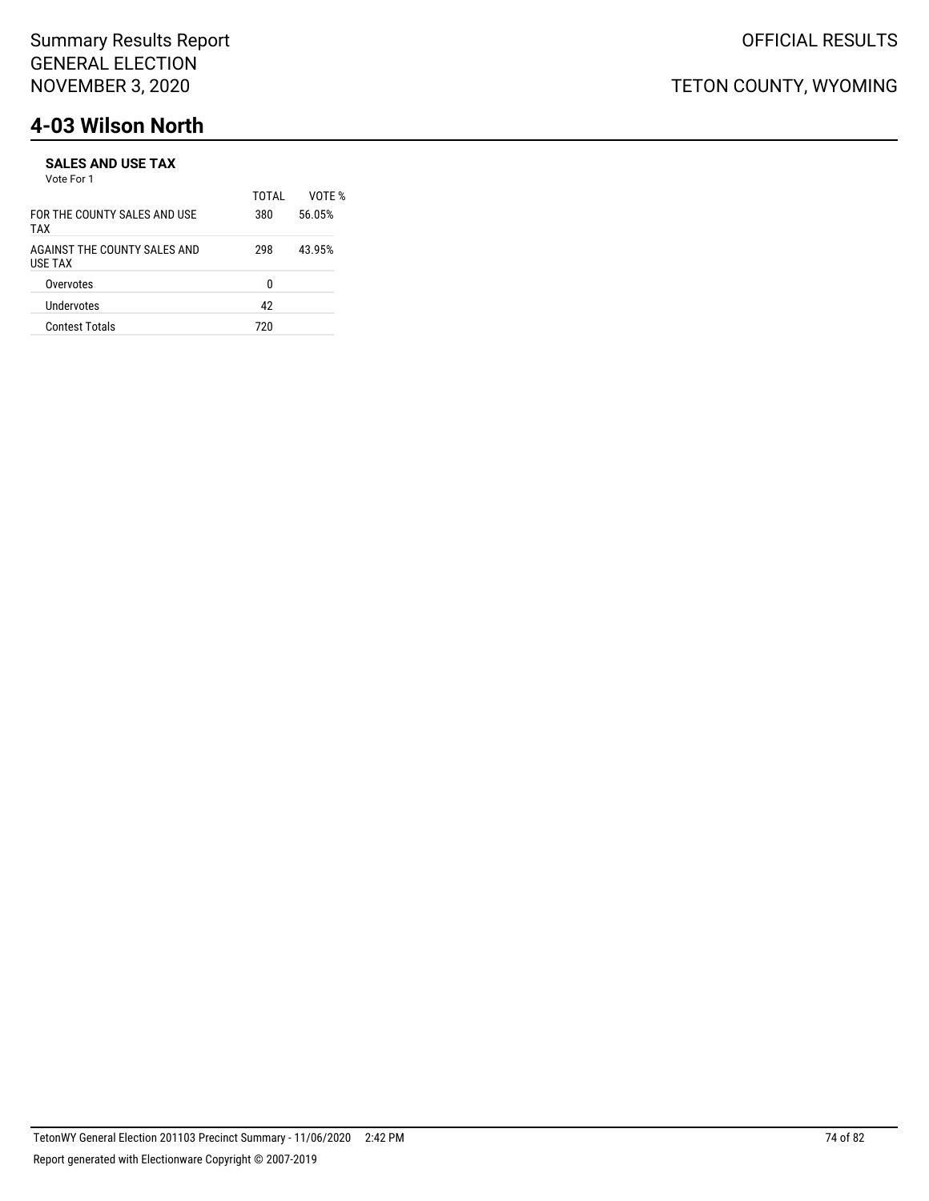# 4-03 Wilson North

### SALES AND USE TAX

Vote For 1

| | TOTAL | VOTE % |
|---|---|---|
| FOR THE COUNTY SALES AND USE TAX | 380 | 56.05% |
| AGAINST THE COUNTY SALES AND USE TAX | 298 | 43.95% |
| Overvotes | 0 | |
| Undervotes | 42 | |
| Contest Totals | 720 | |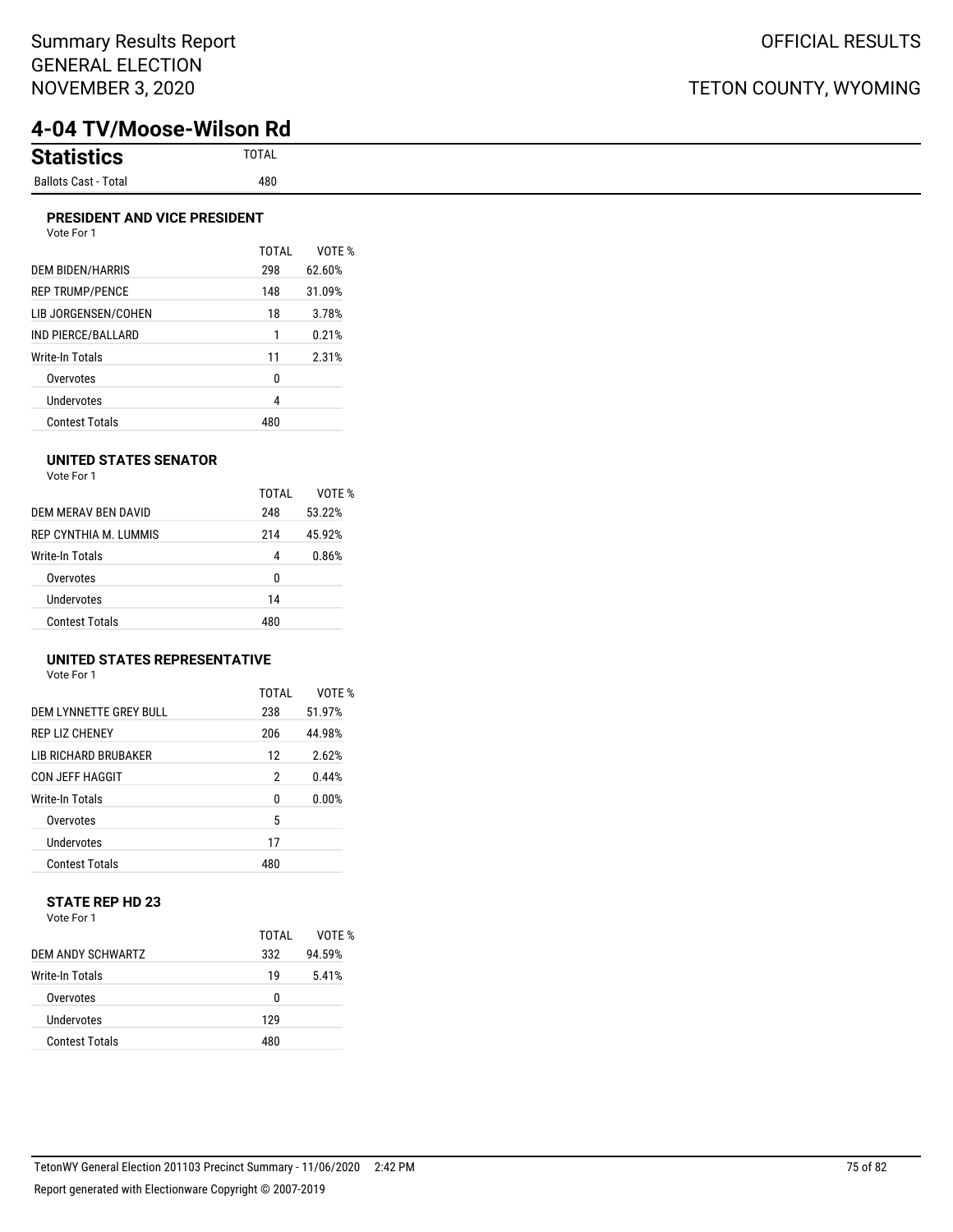# 4-04 TV/Moose-Wilson Rd

## Statistics

| | TOTAL |
|---|---|
| Ballots Cast - Total | 480 |

### PRESIDENT AND VICE PRESIDENT

Vote For 1

| | TOTAL | VOTE % |
|---|---|---|
| DEM BIDEN/HARRIS | 298 | 62.60% |
| REP TRUMP/PENCE | 148 | 31.09% |
| LIB JORGENSEN/COHEN | 18 | 3.78% |
| IND PIERCE/BALLARD | 1 | 0.21% |
| Write-In Totals | 11 | 2.31% |
| Overvotes | 0 | |
| Undervotes | 4 | |
| Contest Totals | 480 | |

### UNITED STATES SENATOR

Vote For 1

| | TOTAL | VOTE % |
|---|---|---|
| DEM MERAV BEN DAVID | 248 | 53.22% |
| REP CYNTHIA M. LUMMIS | 214 | 45.92% |
| Write-In Totals | 4 | 0.86% |
| Overvotes | 0 | |
| Undervotes | 14 | |
| Contest Totals | 480 | |

### UNITED STATES REPRESENTATIVE

Vote For 1

| | TOTAL | VOTE % |
|---|---|---|
| DEM LYNNETTE GREY BULL | 238 | 51.97% |
| REP LIZ CHENEY | 206 | 44.98% |
| LIB RICHARD BRUBAKER | 12 | 2.62% |
| CON JEFF HAGGIT | 2 | 0.44% |
| Write-In Totals | 0 | 0.00% |
| Overvotes | 5 | |
| Undervotes | 17 | |
| Contest Totals | 480 | |

### STATE REP HD 23

Vote For 1

| | TOTAL | VOTE % |
|---|---|---|
| DEM ANDY SCHWARTZ | 332 | 94.59% |
| Write-In Totals | 19 | 5.41% |
| Overvotes | 0 | |
| Undervotes | 129 | |
| Contest Totals | 480 | |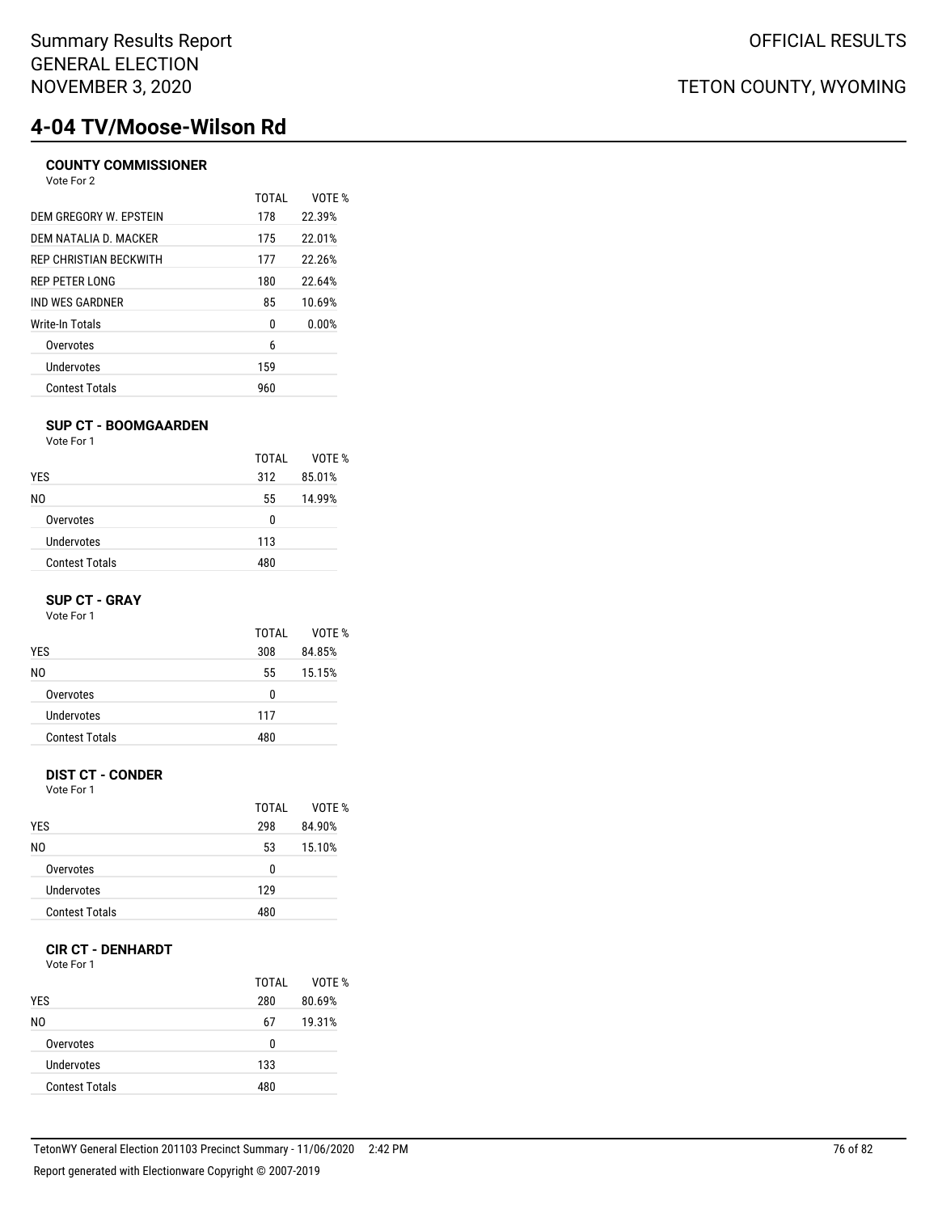# 4-04 TV/Moose-Wilson Rd

### COUNTY COMMISSIONER

Vote For 2

| | TOTAL | VOTE % |
|---|---|---|
| DEM GREGORY W. EPSTEIN | 178 | 22.39% |
| DEM NATALIA D. MACKER | 175 | 22.01% |
| REP CHRISTIAN BECKWITH | 177 | 22.26% |
| REP PETER LONG | 180 | 22.64% |
| IND WES GARDNER | 85 | 10.69% |
| Write-In Totals | 0 | 0.00% |
| Overvotes | 6 | |
| Undervotes | 159 | |
| Contest Totals | 960 | |

### SUP CT - BOOMGAARDEN

Vote For 1

| | TOTAL | VOTE % |
|---|---|---|
| YES | 312 | 85.01% |
| NO | 55 | 14.99% |
| Overvotes | 0 | |
| Undervotes | 113 | |
| Contest Totals | 480 | |

### SUP CT - GRAY

Vote For 1

| | TOTAL | VOTE % |
|---|---|---|
| YES | 308 | 84.85% |
| NO | 55 | 15.15% |
| Overvotes | 0 | |
| Undervotes | 117 | |
| Contest Totals | 480 | |

### DIST CT - CONDER

Vote For 1

| | TOTAL | VOTE % |
|---|---|---|
| YES | 298 | 84.90% |
| NO | 53 | 15.10% |
| Overvotes | 0 | |
| Undervotes | 129 | |
| Contest Totals | 480 | |

### CIR CT - DENHARDT

Vote For 1

| | TOTAL | VOTE % |
|---|---|---|
| YES | 280 | 80.69% |
| NO | 67 | 19.31% |
| Overvotes | 0 | |
| Undervotes | 133 | |
| Contest Totals | 480 | |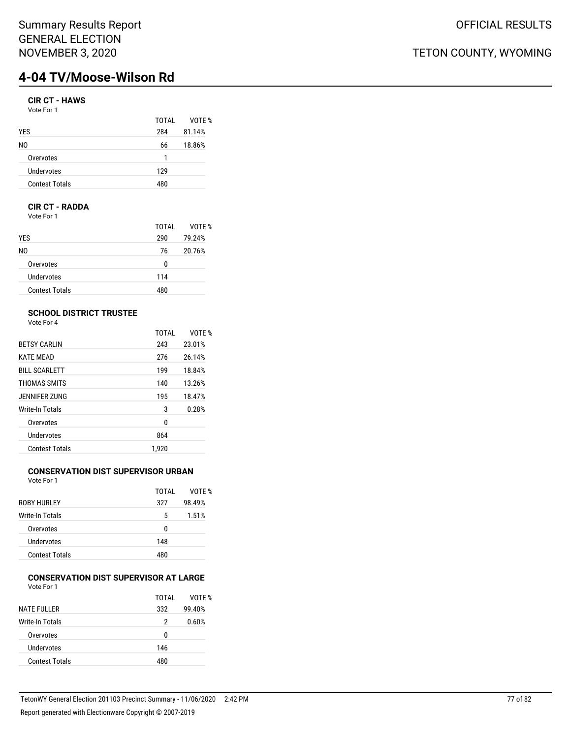# 4-04 TV/Moose-Wilson Rd

### CIR CT - HAWS

Vote For 1

| | TOTAL | VOTE % |
|---|---|---|
| YES | 284 | 81.14% |
| NO | 66 | 18.86% |
| Overvotes | 1 | |
| Undervotes | 129 | |
| Contest Totals | 480 | |

### CIR CT - RADDA

Vote For 1

| | TOTAL | VOTE % |
|---|---|---|
| YES | 290 | 79.24% |
| NO | 76 | 20.76% |
| Overvotes | 0 | |
| Undervotes | 114 | |
| Contest Totals | 480 | |

### SCHOOL DISTRICT TRUSTEE

Vote For 4

| | TOTAL | VOTE % |
|---|---|---|
| BETSY CARLIN | 243 | 23.01% |
| KATE MEAD | 276 | 26.14% |
| BILL SCARLETT | 199 | 18.84% |
| THOMAS SMITS | 140 | 13.26% |
| JENNIFER ZUNG | 195 | 18.47% |
| Write-In Totals | 3 | 0.28% |
| Overvotes | 0 | |
| Undervotes | 864 | |
| Contest Totals | 1,920 | |

### CONSERVATION DIST SUPERVISOR URBAN

Vote For 1

| | TOTAL | VOTE % |
|---|---|---|
| ROBY HURLEY | 327 | 98.49% |
| Write-In Totals | 5 | 1.51% |
| Overvotes | 0 | |
| Undervotes | 148 | |
| Contest Totals | 480 | |

### CONSERVATION DIST SUPERVISOR AT LARGE

Vote For 1

| | TOTAL | VOTE % |
|---|---|---|
| NATE FULLER | 332 | 99.40% |
| Write-In Totals | 2 | 0.60% |
| Overvotes | 0 | |
| Undervotes | 146 | |
| Contest Totals | 480 | |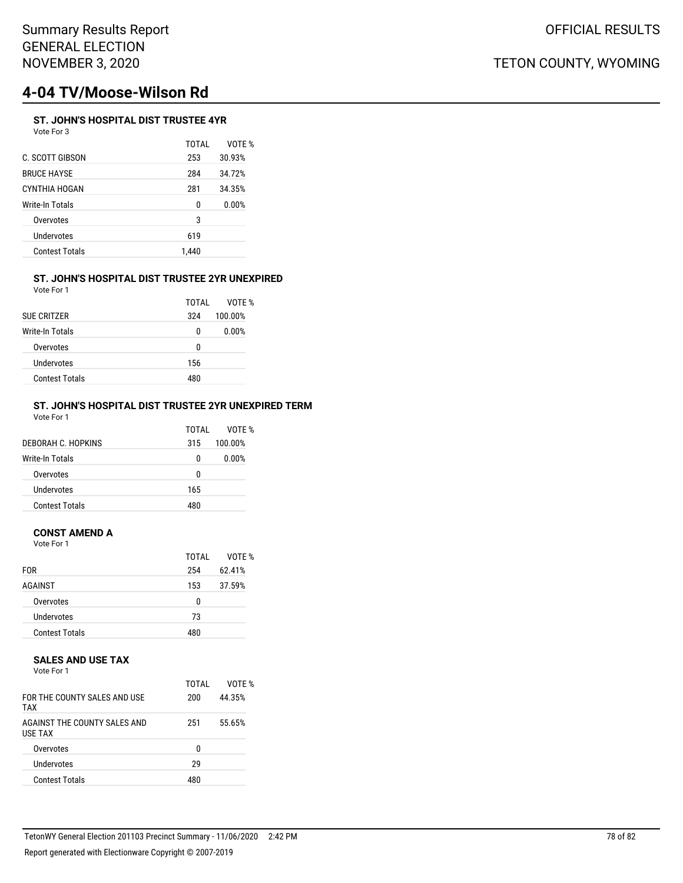Summary Results Report
GENERAL ELECTION
NOVEMBER 3, 2020

OFFICIAL RESULTS

TETON COUNTY, WYOMING

# 4-04 TV/Moose-Wilson Rd

### ST. JOHN'S HOSPITAL DIST TRUSTEE 4YR

Vote For 3

| | TOTAL | VOTE % |
|---|---|---|
| C. SCOTT GIBSON | 253 | 30.93% |
| BRUCE HAYSE | 284 | 34.72% |
| CYNTHIA HOGAN | 281 | 34.35% |
| Write-In Totals | 0 | 0.00% |
| Overvotes | 3 | |
| Undervotes | 619 | |
| Contest Totals | 1,440 | |

### ST. JOHN'S HOSPITAL DIST TRUSTEE 2YR UNEXPIRED

Vote For 1

| | TOTAL | VOTE % |
|---|---|---|
| SUE CRITZER | 324 | 100.00% |
| Write-In Totals | 0 | 0.00% |
| Overvotes | 0 | |
| Undervotes | 156 | |
| Contest Totals | 480 | |

### ST. JOHN'S HOSPITAL DIST TRUSTEE 2YR UNEXPIRED TERM

Vote For 1

| | TOTAL | VOTE % |
|---|---|---|
| DEBORAH C. HOPKINS | 315 | 100.00% |
| Write-In Totals | 0 | 0.00% |
| Overvotes | 0 | |
| Undervotes | 165 | |
| Contest Totals | 480 | |

### CONST AMEND A

Vote For 1

| | TOTAL | VOTE % |
|---|---|---|
| FOR | 254 | 62.41% |
| AGAINST | 153 | 37.59% |
| Overvotes | 0 | |
| Undervotes | 73 | |
| Contest Totals | 480 | |

### SALES AND USE TAX

Vote For 1

| | TOTAL | VOTE % |
|---|---|---|
| FOR THE COUNTY SALES AND USE TAX | 200 | 44.35% |
| AGAINST THE COUNTY SALES AND USE TAX | 251 | 55.65% |
| Overvotes | 0 | |
| Undervotes | 29 | |
| Contest Totals | 480 | |

TetonWY General Election 201103 Precinct Summary - 11/06/2020 2:42 PM

Report generated with Electionware Copyright © 2007-2019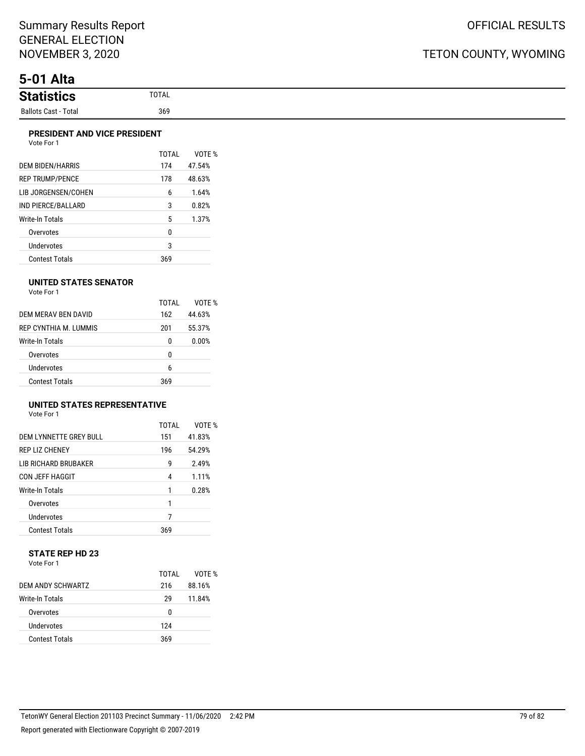Summary Results Report
GENERAL ELECTION
NOVEMBER 3, 2020

OFFICIAL RESULTS

TETON COUNTY, WYOMING

# 5-01 Alta

## Statistics

| Statistics | TOTAL |
|---|---|
| Ballots Cast - Total | 369 |

### PRESIDENT AND VICE PRESIDENT

Vote For 1

| | TOTAL | VOTE % |
|---|---|---|
| DEM BIDEN/HARRIS | 174 | 47.54% |
| REP TRUMP/PENCE | 178 | 48.63% |
| LIB JORGENSEN/COHEN | 6 | 1.64% |
| IND PIERCE/BALLARD | 3 | 0.82% |
| Write-In Totals | 5 | 1.37% |
| Overvotes | 0 | |
| Undervotes | 3 | |
| Contest Totals | 369 | |

### UNITED STATES SENATOR

Vote For 1

| | TOTAL | VOTE % |
|---|---|---|
| DEM MERAV BEN DAVID | 162 | 44.63% |
| REP CYNTHIA M. LUMMIS | 201 | 55.37% |
| Write-In Totals | 0 | 0.00% |
| Overvotes | 0 | |
| Undervotes | 6 | |
| Contest Totals | 369 | |

### UNITED STATES REPRESENTATIVE

Vote For 1

| | TOTAL | VOTE % |
|---|---|---|
| DEM LYNNETTE GREY BULL | 151 | 41.83% |
| REP LIZ CHENEY | 196 | 54.29% |
| LIB RICHARD BRUBAKER | 9 | 2.49% |
| CON JEFF HAGGIT | 4 | 1.11% |
| Write-In Totals | 1 | 0.28% |
| Overvotes | 1 | |
| Undervotes | 7 | |
| Contest Totals | 369 | |

### STATE REP HD 23

Vote For 1

| | TOTAL | VOTE % |
|---|---|---|
| DEM ANDY SCHWARTZ | 216 | 88.16% |
| Write-In Totals | 29 | 11.84% |
| Overvotes | 0 | |
| Undervotes | 124 | |
| Contest Totals | 369 | |

TetonWY General Election 201103 Precinct Summary - 11/06/2020 2:42 PM

Report generated with Electionware Copyright © 2007-2019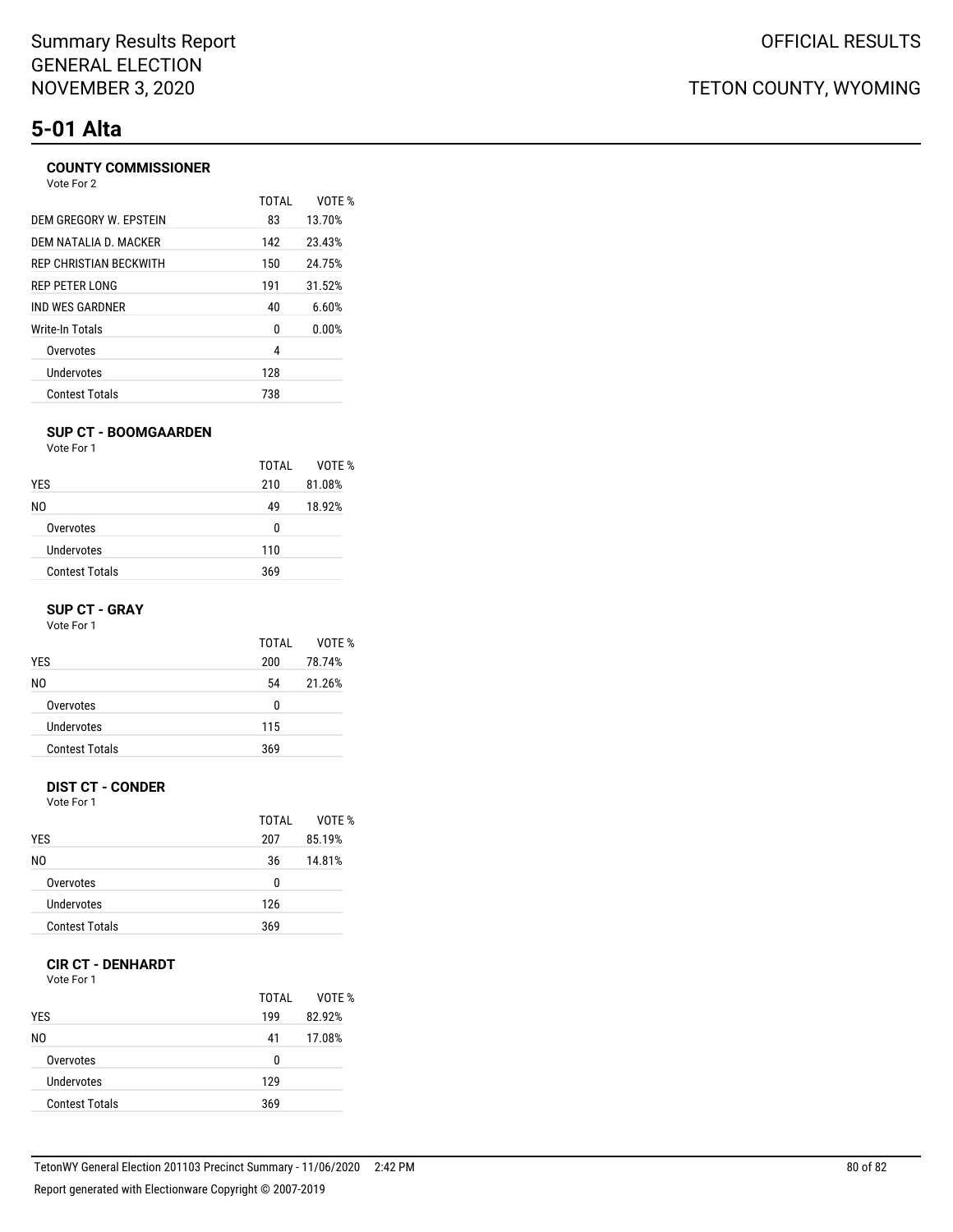# 5-01 Alta

### COUNTY COMMISSIONER

Vote For 2

| | TOTAL | VOTE % |
|---|---|---|
| DEM GREGORY W. EPSTEIN | 83 | 13.70% |
| DEM NATALIA D. MACKER | 142 | 23.43% |
| REP CHRISTIAN BECKWITH | 150 | 24.75% |
| REP PETER LONG | 191 | 31.52% |
| IND WES GARDNER | 40 | 6.60% |
| Write-In Totals | 0 | 0.00% |
| Overvotes | 4 | |
| Undervotes | 128 | |
| Contest Totals | 738 | |

### SUP CT - BOOMGAARDEN

Vote For 1

| | TOTAL | VOTE % |
|---|---|---|
| YES | 210 | 81.08% |
| NO | 49 | 18.92% |
| Overvotes | 0 | |
| Undervotes | 110 | |
| Contest Totals | 369 | |

### SUP CT - GRAY

Vote For 1

| | TOTAL | VOTE % |
|---|---|---|
| YES | 200 | 78.74% |
| NO | 54 | 21.26% |
| Overvotes | 0 | |
| Undervotes | 115 | |
| Contest Totals | 369 | |

### DIST CT - CONDER

Vote For 1

| | TOTAL | VOTE % |
|---|---|---|
| YES | 207 | 85.19% |
| NO | 36 | 14.81% |
| Overvotes | 0 | |
| Undervotes | 126 | |
| Contest Totals | 369 | |

### CIR CT - DENHARDT

Vote For 1

| | TOTAL | VOTE % |
|---|---|---|
| YES | 199 | 82.92% |
| NO | 41 | 17.08% |
| Overvotes | 0 | |
| Undervotes | 129 | |
| Contest Totals | 369 | |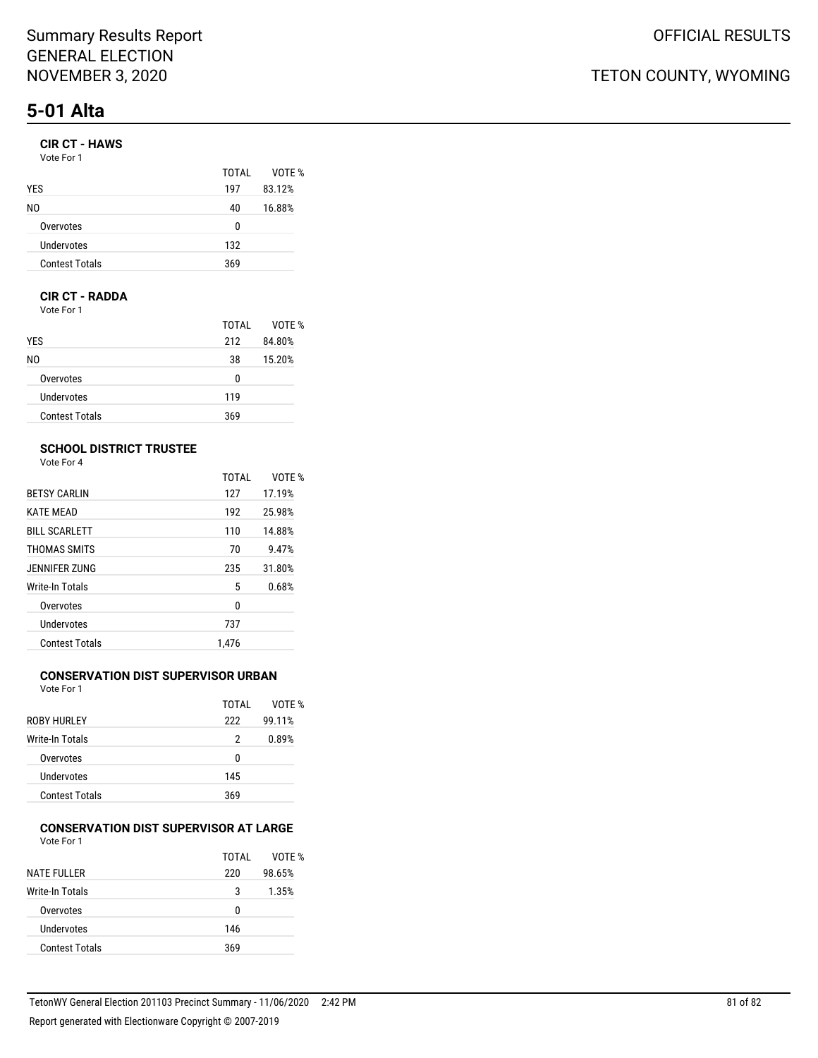# 5-01 Alta

### CIR CT - HAWS

Vote For 1

| | TOTAL | VOTE % |
|---|---|---|
| YES | 197 | 83.12% |
| NO | 40 | 16.88% |
| Overvotes | 0 | |
| Undervotes | 132 | |
| Contest Totals | 369 | |

### CIR CT - RADDA

Vote For 1

| | TOTAL | VOTE % |
|---|---|---|
| YES | 212 | 84.80% |
| NO | 38 | 15.20% |
| Overvotes | 0 | |
| Undervotes | 119 | |
| Contest Totals | 369 | |

### SCHOOL DISTRICT TRUSTEE

Vote For 4

| | TOTAL | VOTE % |
|---|---|---|
| BETSY CARLIN | 127 | 17.19% |
| KATE MEAD | 192 | 25.98% |
| BILL SCARLETT | 110 | 14.88% |
| THOMAS SMITS | 70 | 9.47% |
| JENNIFER ZUNG | 235 | 31.80% |
| Write-In Totals | 5 | 0.68% |
| Overvotes | 0 | |
| Undervotes | 737 | |
| Contest Totals | 1,476 | |

### CONSERVATION DIST SUPERVISOR URBAN

Vote For 1

| | TOTAL | VOTE % |
|---|---|---|
| ROBY HURLEY | 222 | 99.11% |
| Write-In Totals | 2 | 0.89% |
| Overvotes | 0 | |
| Undervotes | 145 | |
| Contest Totals | 369 | |

### CONSERVATION DIST SUPERVISOR AT LARGE

Vote For 1

| | TOTAL | VOTE % |
|---|---|---|
| NATE FULLER | 220 | 98.65% |
| Write-In Totals | 3 | 1.35% |
| Overvotes | 0 | |
| Undervotes | 146 | |
| Contest Totals | 369 | |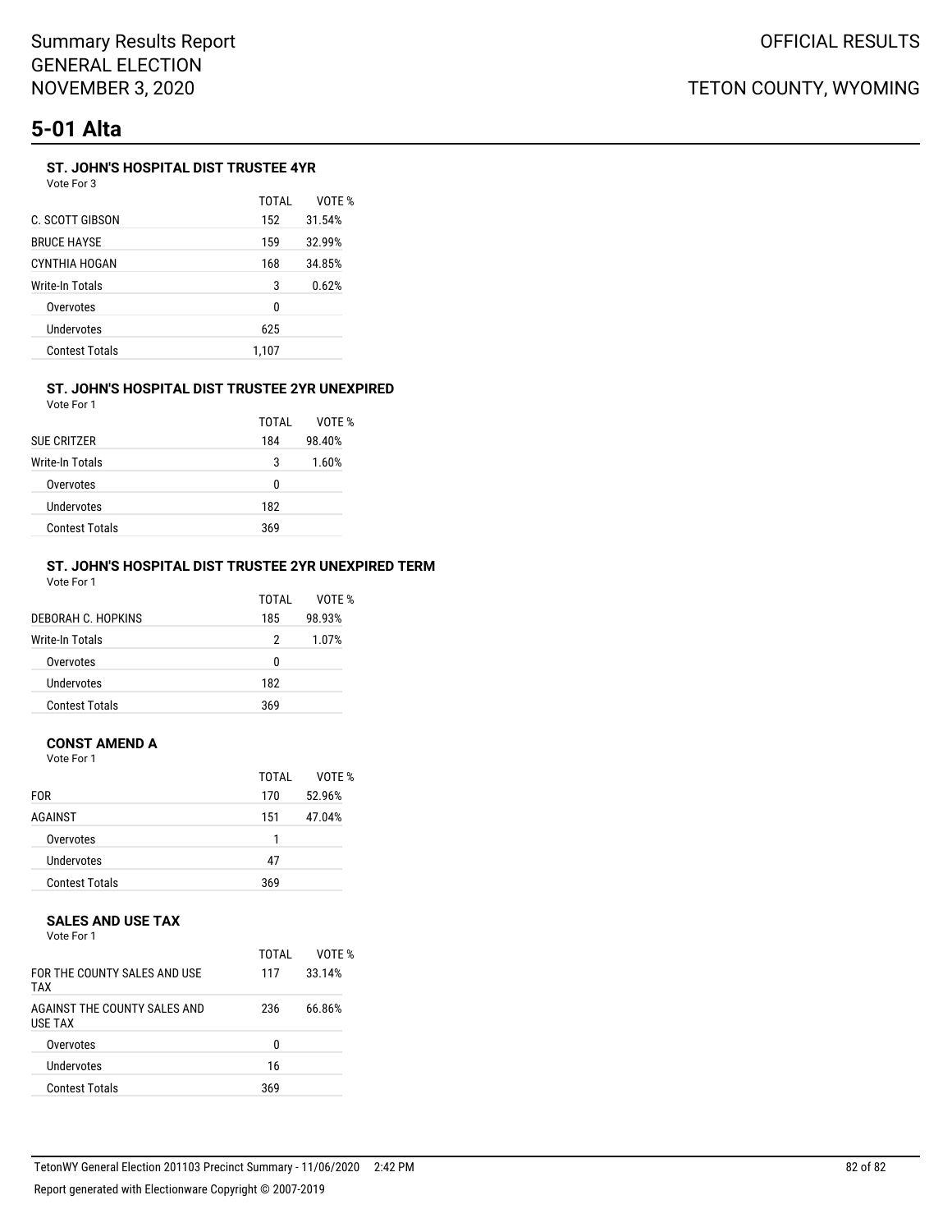## 5-01 Alta

### ST. JOHN'S HOSPITAL DIST TRUSTEE 4YR

Vote For 3

| | TOTAL | VOTE % |
|---|---|---|
| C. SCOTT GIBSON | 152 | 31.54% |
| BRUCE HAYSE | 159 | 32.99% |
| CYNTHIA HOGAN | 168 | 34.85% |
| Write-In Totals | 3 | 0.62% |
| Overvotes | 0 | |
| Undervotes | 625 | |
| Contest Totals | 1,107 | |

### ST. JOHN'S HOSPITAL DIST TRUSTEE 2YR UNEXPIRED

Vote For 1

| | TOTAL | VOTE % |
|---|---|---|
| SUE CRITZER | 184 | 98.40% |
| Write-In Totals | 3 | 1.60% |
| Overvotes | 0 | |
| Undervotes | 182 | |
| Contest Totals | 369 | |

### ST. JOHN'S HOSPITAL DIST TRUSTEE 2YR UNEXPIRED TERM

Vote For 1

| | TOTAL | VOTE % |
|---|---|---|
| DEBORAH C. HOPKINS | 185 | 98.93% |
| Write-In Totals | 2 | 1.07% |
| Overvotes | 0 | |
| Undervotes | 182 | |
| Contest Totals | 369 | |

### CONST AMEND A

Vote For 1

| | TOTAL | VOTE % |
|---|---|---|
| FOR | 170 | 52.96% |
| AGAINST | 151 | 47.04% |
| Overvotes | 1 | |
| Undervotes | 47 | |
| Contest Totals | 369 | |

### SALES AND USE TAX

Vote For 1

| | TOTAL | VOTE % |
|---|---|---|
| FOR THE COUNTY SALES AND USE TAX | 117 | 33.14% |
| AGAINST THE COUNTY SALES AND USE TAX | 236 | 66.86% |
| Overvotes | 0 | |
| Undervotes | 16 | |
| Contest Totals | 369 | |